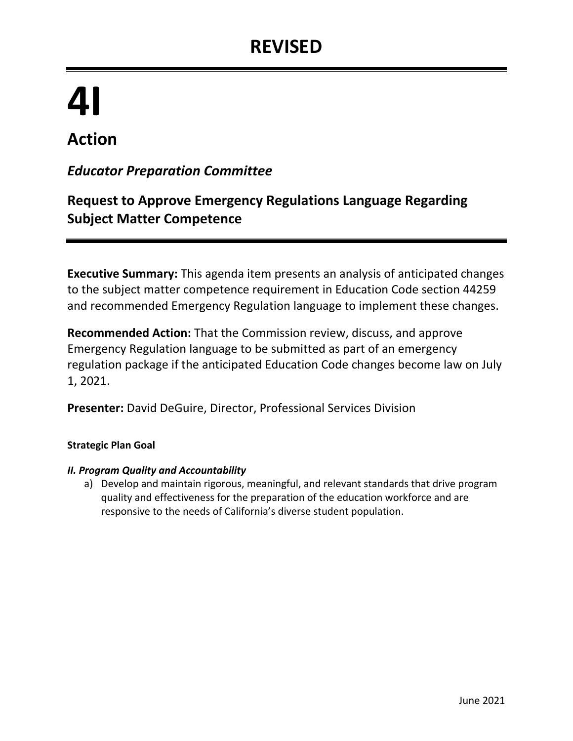# REVISED

# 4I

## Action

### *Educator Preparation Committee*

### Request to Approve Emergency Regulations Language Regarding Subject Matter Competence

**Executive Summary:** This agenda item presents an analysis of anticipated changes to the subject matter competence requirement in Education Code section 44259 and recommended Emergency Regulation language to implement these changes.

**Recommended Action:** That the Commission review, discuss, and approve Emergency Regulation language to be submitted as part of an emergency regulation package if the anticipated Education Code changes become law on July 1, 2021.

**Presenter:** David DeGuire, Director, Professional Services Division

#### Strategic Plan Goal

***II. Program Quality and Accountability***

a) Develop and maintain rigorous, meaningful, and relevant standards that drive program quality and effectiveness for the preparation of the education workforce and are responsive to the needs of California's diverse student population.

June 2021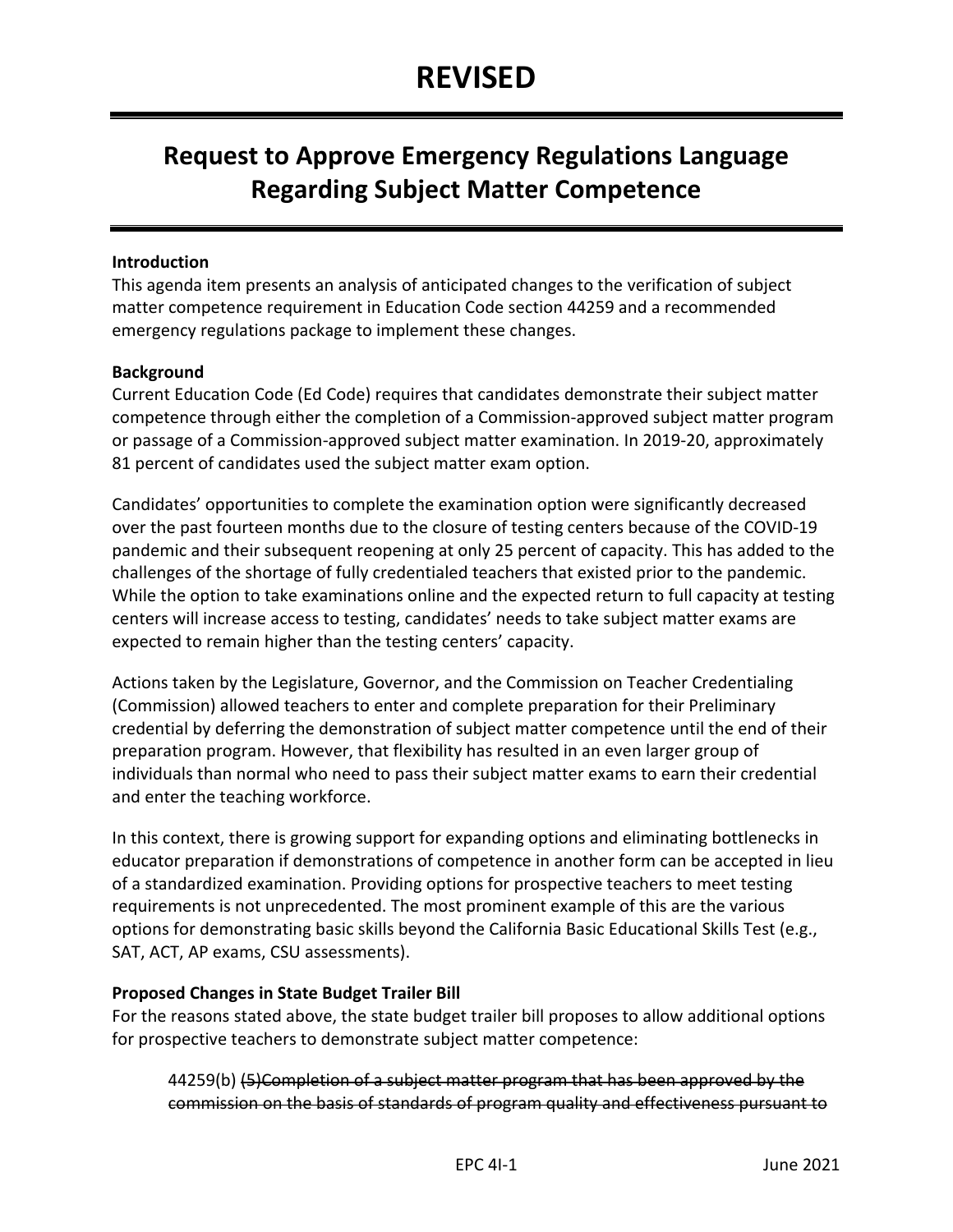# REVISED

## Request to Approve Emergency Regulations Language Regarding Subject Matter Competence

**Introduction**

This agenda item presents an analysis of anticipated changes to the verification of subject matter competence requirement in Education Code section 44259 and a recommended emergency regulations package to implement these changes.

**Background**

Current Education Code (Ed Code) requires that candidates demonstrate their subject matter competence through either the completion of a Commission-approved subject matter program or passage of a Commission-approved subject matter examination. In 2019-20, approximately 81 percent of candidates used the subject matter exam option.

Candidates' opportunities to complete the examination option were significantly decreased over the past fourteen months due to the closure of testing centers because of the COVID-19 pandemic and their subsequent reopening at only 25 percent of capacity. This has added to the challenges of the shortage of fully credentialed teachers that existed prior to the pandemic. While the option to take examinations online and the expected return to full capacity at testing centers will increase access to testing, candidates' needs to take subject matter exams are expected to remain higher than the testing centers' capacity.

Actions taken by the Legislature, Governor, and the Commission on Teacher Credentialing (Commission) allowed teachers to enter and complete preparation for their Preliminary credential by deferring the demonstration of subject matter competence until the end of their preparation program. However, that flexibility has resulted in an even larger group of individuals than normal who need to pass their subject matter exams to earn their credential and enter the teaching workforce.

In this context, there is growing support for expanding options and eliminating bottlenecks in educator preparation if demonstrations of competence in another form can be accepted in lieu of a standardized examination. Providing options for prospective teachers to meet testing requirements is not unprecedented. The most prominent example of this are the various options for demonstrating basic skills beyond the California Basic Educational Skills Test (e.g., SAT, ACT, AP exams, CSU assessments).

**Proposed Changes in State Budget Trailer Bill**

For the reasons stated above, the state budget trailer bill proposes to allow additional options for prospective teachers to demonstrate subject matter competence:

> 44259(b) ~~(5)Completion of a subject matter program that has been approved by the commission on the basis of standards of program quality and effectiveness pursuant to~~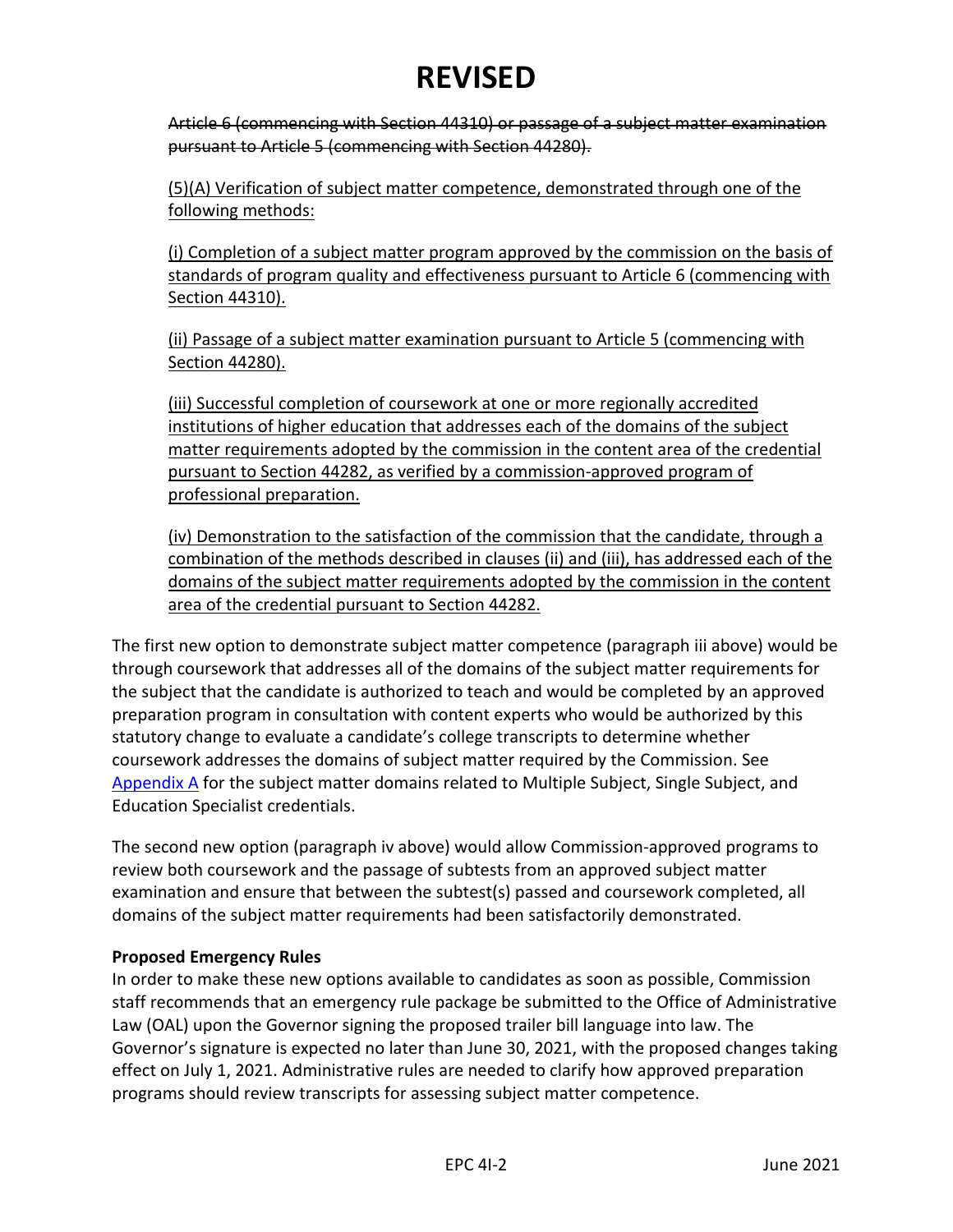~~Article 6 (commencing with Section 44310) or passage of a subject matter examination pursuant to Article 5 (commencing with Section 44280).~~

<u>(5)(A) Verification of subject matter competence, demonstrated through one of the following methods:</u>

<u>(i) Completion of a subject matter program approved by the commission on the basis of standards of program quality and effectiveness pursuant to Article 6 (commencing with Section 44310).</u>

<u>(ii) Passage of a subject matter examination pursuant to Article 5 (commencing with Section 44280).</u>

<u>(iii) Successful completion of coursework at one or more regionally accredited institutions of higher education that addresses each of the domains of the subject matter requirements adopted by the commission in the content area of the credential pursuant to Section 44282, as verified by a commission-approved program of professional preparation.</u>

<u>(iv) Demonstration to the satisfaction of the commission that the candidate, through a combination of the methods described in clauses (ii) and (iii), has addressed each of the domains of the subject matter requirements adopted by the commission in the content area of the credential pursuant to Section 44282.</u>

The first new option to demonstrate subject matter competence (paragraph iii above) would be through coursework that addresses all of the domains of the subject matter requirements for the subject that the candidate is authorized to teach and would be completed by an approved preparation program in consultation with content experts who would be authorized by this statutory change to evaluate a candidate's college transcripts to determine whether coursework addresses the domains of subject matter required by the Commission. See Appendix A for the subject matter domains related to Multiple Subject, Single Subject, and Education Specialist credentials.

The second new option (paragraph iv above) would allow Commission-approved programs to review both coursework and the passage of subtests from an approved subject matter examination and ensure that between the subtest(s) passed and coursework completed, all domains of the subject matter requirements had been satisfactorily demonstrated.

**Proposed Emergency Rules**

In order to make these new options available to candidates as soon as possible, Commission staff recommends that an emergency rule package be submitted to the Office of Administrative Law (OAL) upon the Governor signing the proposed trailer bill language into law. The Governor's signature is expected no later than June 30, 2021, with the proposed changes taking effect on July 1, 2021. Administrative rules are needed to clarify how approved preparation programs should review transcripts for assessing subject matter competence.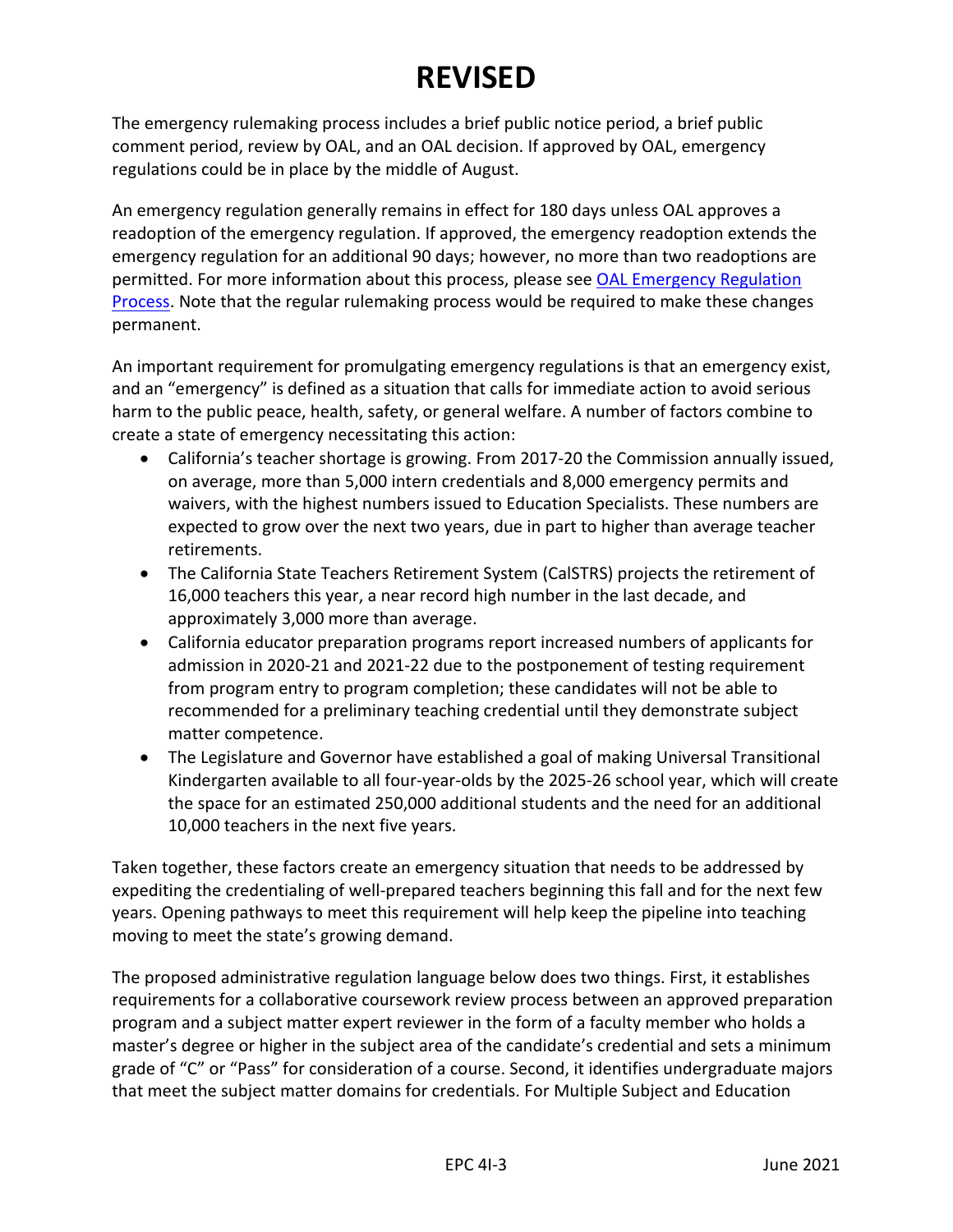# REVISED

The emergency rulemaking process includes a brief public notice period, a brief public comment period, review by OAL, and an OAL decision. If approved by OAL, emergency regulations could be in place by the middle of August.

An emergency regulation generally remains in effect for 180 days unless OAL approves a readoption of the emergency regulation. If approved, the emergency readoption extends the emergency regulation for an additional 90 days; however, no more than two readoptions are permitted. For more information about this process, please see [OAL Emergency Regulation Process](). Note that the regular rulemaking process would be required to make these changes permanent.

An important requirement for promulgating emergency regulations is that an emergency exist, and an "emergency" is defined as a situation that calls for immediate action to avoid serious harm to the public peace, health, safety, or general welfare. A number of factors combine to create a state of emergency necessitating this action:

- California's teacher shortage is growing. From 2017-20 the Commission annually issued, on average, more than 5,000 intern credentials and 8,000 emergency permits and waivers, with the highest numbers issued to Education Specialists. These numbers are expected to grow over the next two years, due in part to higher than average teacher retirements.
- The California State Teachers Retirement System (CalSTRS) projects the retirement of 16,000 teachers this year, a near record high number in the last decade, and approximately 3,000 more than average.
- California educator preparation programs report increased numbers of applicants for admission in 2020-21 and 2021-22 due to the postponement of testing requirement from program entry to program completion; these candidates will not be able to recommended for a preliminary teaching credential until they demonstrate subject matter competence.
- The Legislature and Governor have established a goal of making Universal Transitional Kindergarten available to all four-year-olds by the 2025-26 school year, which will create the space for an estimated 250,000 additional students and the need for an additional 10,000 teachers in the next five years.

Taken together, these factors create an emergency situation that needs to be addressed by expediting the credentialing of well-prepared teachers beginning this fall and for the next few years. Opening pathways to meet this requirement will help keep the pipeline into teaching moving to meet the state's growing demand.

The proposed administrative regulation language below does two things. First, it establishes requirements for a collaborative coursework review process between an approved preparation program and a subject matter expert reviewer in the form of a faculty member who holds a master's degree or higher in the subject area of the candidate's credential and sets a minimum grade of "C" or "Pass" for consideration of a course. Second, it identifies undergraduate majors that meet the subject matter domains for credentials. For Multiple Subject and Education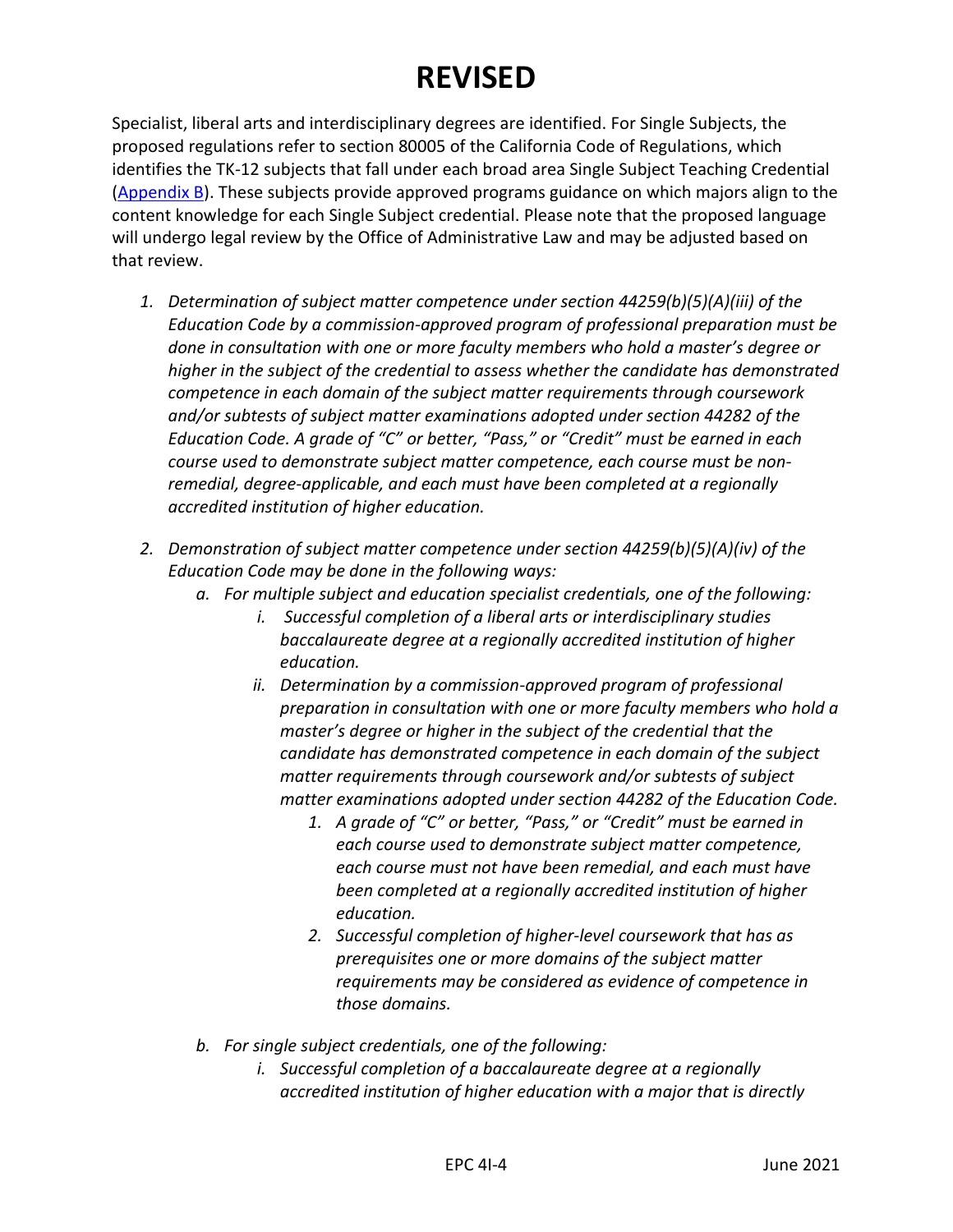# REVISED

Specialist, liberal arts and interdisciplinary degrees are identified. For Single Subjects, the proposed regulations refer to section 80005 of the California Code of Regulations, which identifies the TK-12 subjects that fall under each broad area Single Subject Teaching Credential (Appendix B). These subjects provide approved programs guidance on which majors align to the content knowledge for each Single Subject credential. Please note that the proposed language will undergo legal review by the Office of Administrative Law and may be adjusted based on that review.

1. *Determination of subject matter competence under section 44259(b)(5)(A)(iii) of the Education Code by a commission-approved program of professional preparation must be done in consultation with one or more faculty members who hold a master's degree or higher in the subject of the credential to assess whether the candidate has demonstrated competence in each domain of the subject matter requirements through coursework and/or subtests of subject matter examinations adopted under section 44282 of the Education Code. A grade of "C" or better, "Pass," or "Credit" must be earned in each course used to demonstrate subject matter competence, each course must be non-remedial, degree-applicable, and each must have been completed at a regionally accredited institution of higher education.*

2. *Demonstration of subject matter competence under section 44259(b)(5)(A)(iv) of the Education Code may be done in the following ways:*
   a. *For multiple subject and education specialist credentials, one of the following:*
      i. *Successful completion of a liberal arts or interdisciplinary studies baccalaureate degree at a regionally accredited institution of higher education.*
      ii. *Determination by a commission-approved program of professional preparation in consultation with one or more faculty members who hold a master's degree or higher in the subject of the credential that the candidate has demonstrated competence in each domain of the subject matter requirements through coursework and/or subtests of subject matter examinations adopted under section 44282 of the Education Code.*
         1. *A grade of "C" or better, "Pass," or "Credit" must be earned in each course used to demonstrate subject matter competence, each course must not have been remedial, and each must have been completed at a regionally accredited institution of higher education.*
         2. *Successful completion of higher-level coursework that has as prerequisites one or more domains of the subject matter requirements may be considered as evidence of competence in those domains.*

   b. *For single subject credentials, one of the following:*
      i. *Successful completion of a baccalaureate degree at a regionally accredited institution of higher education with a major that is directly*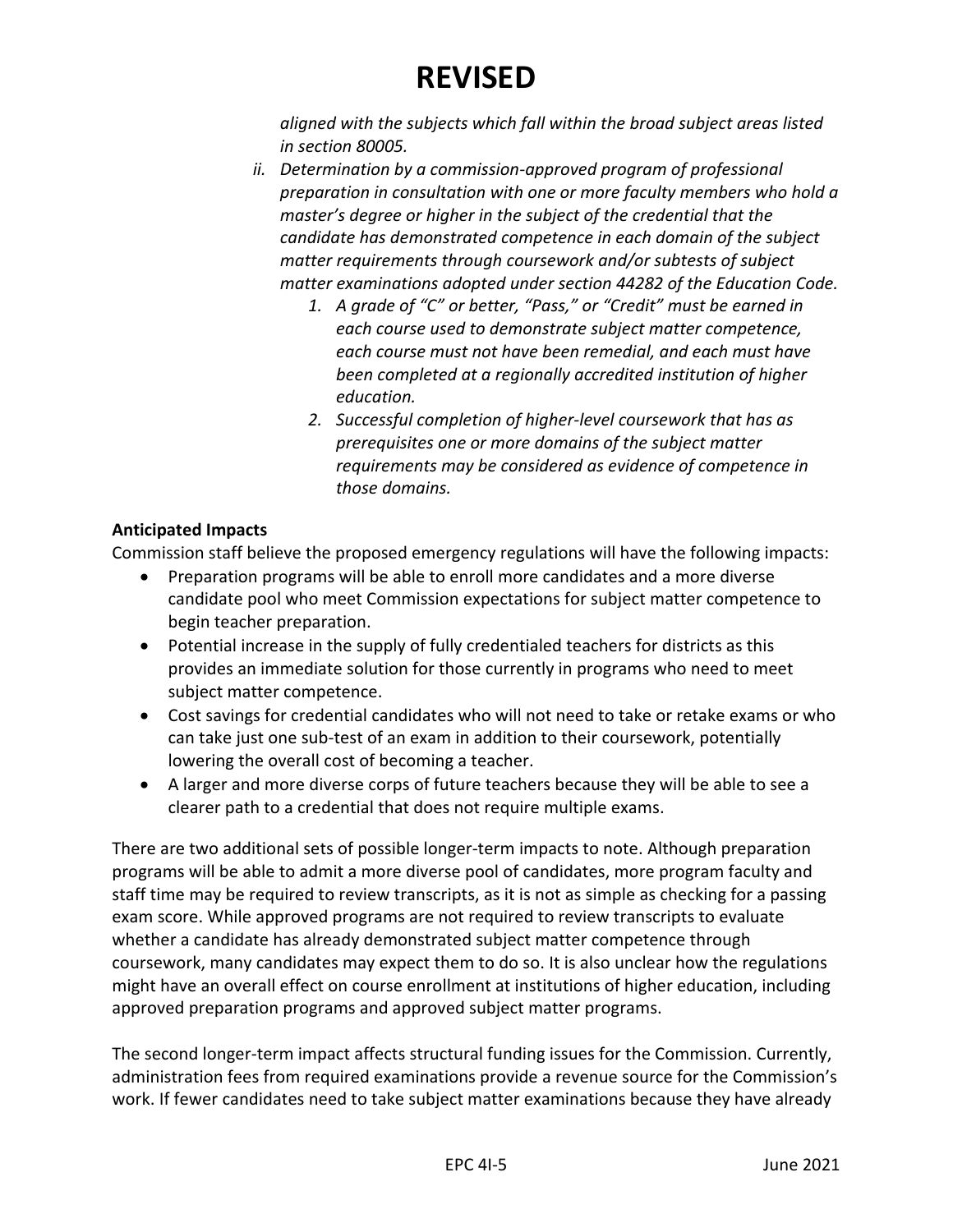# REVISED

*aligned with the subjects which fall within the broad subject areas listed in section 80005.*

*ii. Determination by a commission-approved program of professional preparation in consultation with one or more faculty members who hold a master's degree or higher in the subject of the credential that the candidate has demonstrated competence in each domain of the subject matter requirements through coursework and/or subtests of subject matter examinations adopted under section 44282 of the Education Code.*

1. *A grade of "C" or better, "Pass," or "Credit" must be earned in each course used to demonstrate subject matter competence, each course must not have been remedial, and each must have been completed at a regionally accredited institution of higher education.*
2. *Successful completion of higher-level coursework that has as prerequisites one or more domains of the subject matter requirements may be considered as evidence of competence in those domains.*

**Anticipated Impacts**

Commission staff believe the proposed emergency regulations will have the following impacts:

- Preparation programs will be able to enroll more candidates and a more diverse candidate pool who meet Commission expectations for subject matter competence to begin teacher preparation.
- Potential increase in the supply of fully credentialed teachers for districts as this provides an immediate solution for those currently in programs who need to meet subject matter competence.
- Cost savings for credential candidates who will not need to take or retake exams or who can take just one sub-test of an exam in addition to their coursework, potentially lowering the overall cost of becoming a teacher.
- A larger and more diverse corps of future teachers because they will be able to see a clearer path to a credential that does not require multiple exams.

There are two additional sets of possible longer-term impacts to note. Although preparation programs will be able to admit a more diverse pool of candidates, more program faculty and staff time may be required to review transcripts, as it is not as simple as checking for a passing exam score. While approved programs are not required to review transcripts to evaluate whether a candidate has already demonstrated subject matter competence through coursework, many candidates may expect them to do so. It is also unclear how the regulations might have an overall effect on course enrollment at institutions of higher education, including approved preparation programs and approved subject matter programs.

The second longer-term impact affects structural funding issues for the Commission. Currently, administration fees from required examinations provide a revenue source for the Commission's work. If fewer candidates need to take subject matter examinations because they have already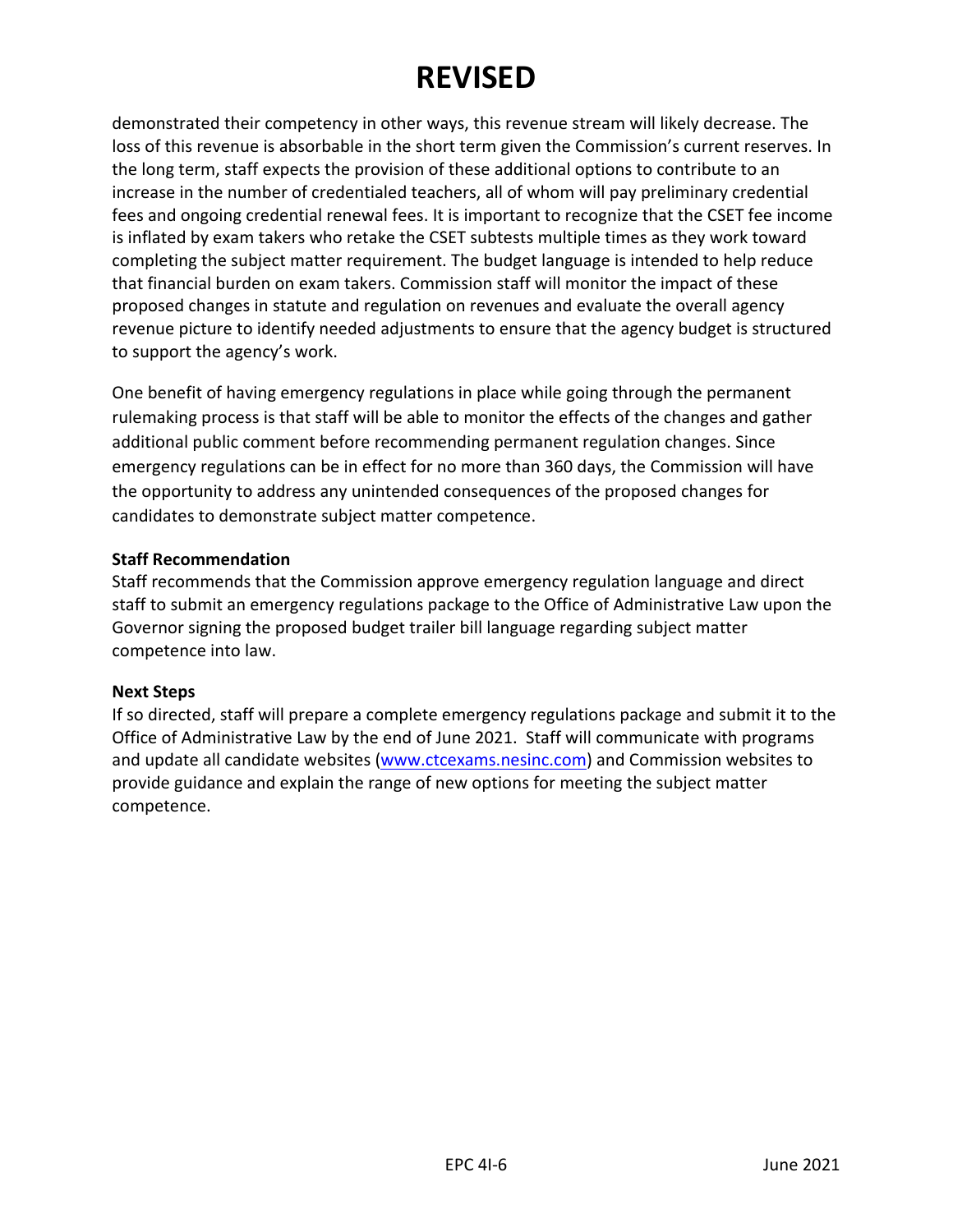# REVISED

demonstrated their competency in other ways, this revenue stream will likely decrease. The loss of this revenue is absorbable in the short term given the Commission's current reserves. In the long term, staff expects the provision of these additional options to contribute to an increase in the number of credentialed teachers, all of whom will pay preliminary credential fees and ongoing credential renewal fees. It is important to recognize that the CSET fee income is inflated by exam takers who retake the CSET subtests multiple times as they work toward completing the subject matter requirement. The budget language is intended to help reduce that financial burden on exam takers. Commission staff will monitor the impact of these proposed changes in statute and regulation on revenues and evaluate the overall agency revenue picture to identify needed adjustments to ensure that the agency budget is structured to support the agency's work.

One benefit of having emergency regulations in place while going through the permanent rulemaking process is that staff will be able to monitor the effects of the changes and gather additional public comment before recommending permanent regulation changes. Since emergency regulations can be in effect for no more than 360 days, the Commission will have the opportunity to address any unintended consequences of the proposed changes for candidates to demonstrate subject matter competence.

**Staff Recommendation**

Staff recommends that the Commission approve emergency regulation language and direct staff to submit an emergency regulations package to the Office of Administrative Law upon the Governor signing the proposed budget trailer bill language regarding subject matter competence into law.

**Next Steps**

If so directed, staff will prepare a complete emergency regulations package and submit it to the Office of Administrative Law by the end of June 2021. Staff will communicate with programs and update all candidate websites (www.ctcexams.nesinc.com) and Commission websites to provide guidance and explain the range of new options for meeting the subject matter competence.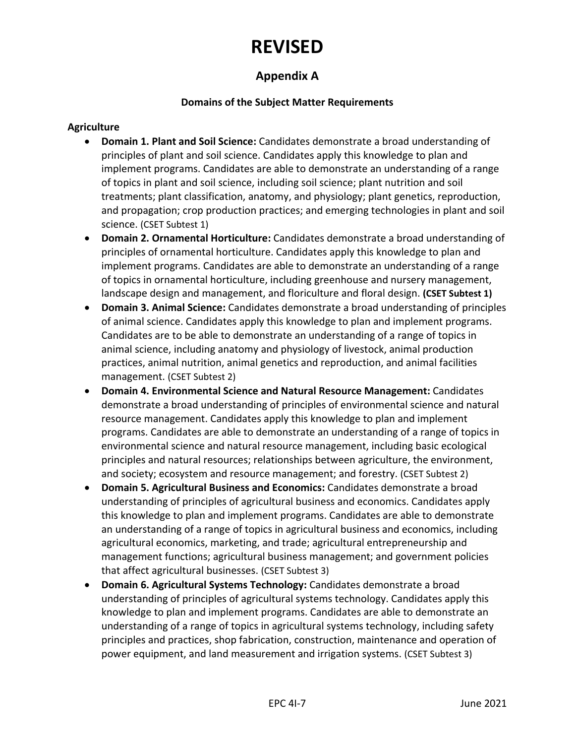# REVISED

## Appendix A

### Domains of the Subject Matter Requirements

**Agriculture**

- **Domain 1. Plant and Soil Science:** Candidates demonstrate a broad understanding of principles of plant and soil science. Candidates apply this knowledge to plan and implement programs. Candidates are able to demonstrate an understanding of a range of topics in plant and soil science, including soil science; plant nutrition and soil treatments; plant classification, anatomy, and physiology; plant genetics, reproduction, and propagation; crop production practices; and emerging technologies in plant and soil science. (CSET Subtest 1)
- **Domain 2. Ornamental Horticulture:** Candidates demonstrate a broad understanding of principles of ornamental horticulture. Candidates apply this knowledge to plan and implement programs. Candidates are able to demonstrate an understanding of a range of topics in ornamental horticulture, including greenhouse and nursery management, landscape design and management, and floriculture and floral design. **(CSET Subtest 1)**
- **Domain 3. Animal Science:** Candidates demonstrate a broad understanding of principles of animal science. Candidates apply this knowledge to plan and implement programs. Candidates are to be able to demonstrate an understanding of a range of topics in animal science, including anatomy and physiology of livestock, animal production practices, animal nutrition, animal genetics and reproduction, and animal facilities management. (CSET Subtest 2)
- **Domain 4. Environmental Science and Natural Resource Management:** Candidates demonstrate a broad understanding of principles of environmental science and natural resource management. Candidates apply this knowledge to plan and implement programs. Candidates are able to demonstrate an understanding of a range of topics in environmental science and natural resource management, including basic ecological principles and natural resources; relationships between agriculture, the environment, and society; ecosystem and resource management; and forestry. (CSET Subtest 2)
- **Domain 5. Agricultural Business and Economics:** Candidates demonstrate a broad understanding of principles of agricultural business and economics. Candidates apply this knowledge to plan and implement programs. Candidates are able to demonstrate an understanding of a range of topics in agricultural business and economics, including agricultural economics, marketing, and trade; agricultural entrepreneurship and management functions; agricultural business management; and government policies that affect agricultural businesses. (CSET Subtest 3)
- **Domain 6. Agricultural Systems Technology:** Candidates demonstrate a broad understanding of principles of agricultural systems technology. Candidates apply this knowledge to plan and implement programs. Candidates are able to demonstrate an understanding of a range of topics in agricultural systems technology, including safety principles and practices, shop fabrication, construction, maintenance and operation of power equipment, and land measurement and irrigation systems. (CSET Subtest 3)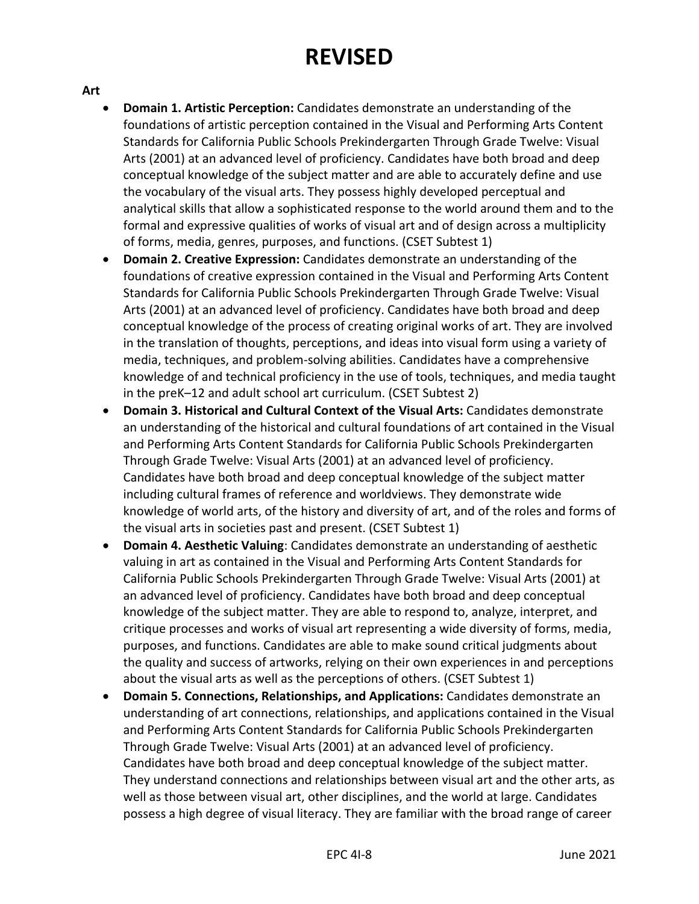# REVISED

**Art**

- **Domain 1. Artistic Perception:** Candidates demonstrate an understanding of the foundations of artistic perception contained in the Visual and Performing Arts Content Standards for California Public Schools Prekindergarten Through Grade Twelve: Visual Arts (2001) at an advanced level of proficiency. Candidates have both broad and deep conceptual knowledge of the subject matter and are able to accurately define and use the vocabulary of the visual arts. They possess highly developed perceptual and analytical skills that allow a sophisticated response to the world around them and to the formal and expressive qualities of works of visual art and of design across a multiplicity of forms, media, genres, purposes, and functions. (CSET Subtest 1)
- **Domain 2. Creative Expression:** Candidates demonstrate an understanding of the foundations of creative expression contained in the Visual and Performing Arts Content Standards for California Public Schools Prekindergarten Through Grade Twelve: Visual Arts (2001) at an advanced level of proficiency. Candidates have both broad and deep conceptual knowledge of the process of creating original works of art. They are involved in the translation of thoughts, perceptions, and ideas into visual form using a variety of media, techniques, and problem-solving abilities. Candidates have a comprehensive knowledge of and technical proficiency in the use of tools, techniques, and media taught in the preK–12 and adult school art curriculum. (CSET Subtest 2)
- **Domain 3. Historical and Cultural Context of the Visual Arts:** Candidates demonstrate an understanding of the historical and cultural foundations of art contained in the Visual and Performing Arts Content Standards for California Public Schools Prekindergarten Through Grade Twelve: Visual Arts (2001) at an advanced level of proficiency. Candidates have both broad and deep conceptual knowledge of the subject matter including cultural frames of reference and worldviews. They demonstrate wide knowledge of world arts, of the history and diversity of art, and of the roles and forms of the visual arts in societies past and present. (CSET Subtest 1)
- **Domain 4. Aesthetic Valuing**: Candidates demonstrate an understanding of aesthetic valuing in art as contained in the Visual and Performing Arts Content Standards for California Public Schools Prekindergarten Through Grade Twelve: Visual Arts (2001) at an advanced level of proficiency. Candidates have both broad and deep conceptual knowledge of the subject matter. They are able to respond to, analyze, interpret, and critique processes and works of visual art representing a wide diversity of forms, media, purposes, and functions. Candidates are able to make sound critical judgments about the quality and success of artworks, relying on their own experiences in and perceptions about the visual arts as well as the perceptions of others. (CSET Subtest 1)
- **Domain 5. Connections, Relationships, and Applications:** Candidates demonstrate an understanding of art connections, relationships, and applications contained in the Visual and Performing Arts Content Standards for California Public Schools Prekindergarten Through Grade Twelve: Visual Arts (2001) at an advanced level of proficiency. Candidates have both broad and deep conceptual knowledge of the subject matter. They understand connections and relationships between visual art and the other arts, as well as those between visual art, other disciplines, and the world at large. Candidates possess a high degree of visual literacy. They are familiar with the broad range of career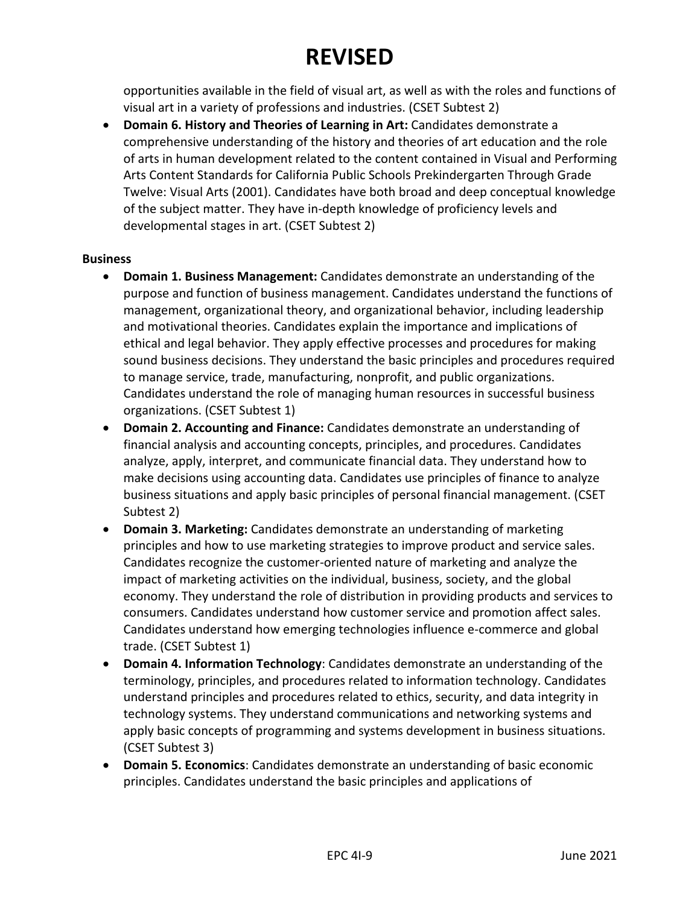# REVISED

opportunities available in the field of visual art, as well as with the roles and functions of visual art in a variety of professions and industries. (CSET Subtest 2)

- **Domain 6. History and Theories of Learning in Art:** Candidates demonstrate a comprehensive understanding of the history and theories of art education and the role of arts in human development related to the content contained in Visual and Performing Arts Content Standards for California Public Schools Prekindergarten Through Grade Twelve: Visual Arts (2001). Candidates have both broad and deep conceptual knowledge of the subject matter. They have in-depth knowledge of proficiency levels and developmental stages in art. (CSET Subtest 2)

**Business**

- **Domain 1. Business Management:** Candidates demonstrate an understanding of the purpose and function of business management. Candidates understand the functions of management, organizational theory, and organizational behavior, including leadership and motivational theories. Candidates explain the importance and implications of ethical and legal behavior. They apply effective processes and procedures for making sound business decisions. They understand the basic principles and procedures required to manage service, trade, manufacturing, nonprofit, and public organizations. Candidates understand the role of managing human resources in successful business organizations. (CSET Subtest 1)
- **Domain 2. Accounting and Finance:** Candidates demonstrate an understanding of financial analysis and accounting concepts, principles, and procedures. Candidates analyze, apply, interpret, and communicate financial data. They understand how to make decisions using accounting data. Candidates use principles of finance to analyze business situations and apply basic principles of personal financial management. (CSET Subtest 2)
- **Domain 3. Marketing:** Candidates demonstrate an understanding of marketing principles and how to use marketing strategies to improve product and service sales. Candidates recognize the customer-oriented nature of marketing and analyze the impact of marketing activities on the individual, business, society, and the global economy. They understand the role of distribution in providing products and services to consumers. Candidates understand how customer service and promotion affect sales. Candidates understand how emerging technologies influence e-commerce and global trade. (CSET Subtest 1)
- **Domain 4. Information Technology**: Candidates demonstrate an understanding of the terminology, principles, and procedures related to information technology. Candidates understand principles and procedures related to ethics, security, and data integrity in technology systems. They understand communications and networking systems and apply basic concepts of programming and systems development in business situations. (CSET Subtest 3)
- **Domain 5. Economics**: Candidates demonstrate an understanding of basic economic principles. Candidates understand the basic principles and applications of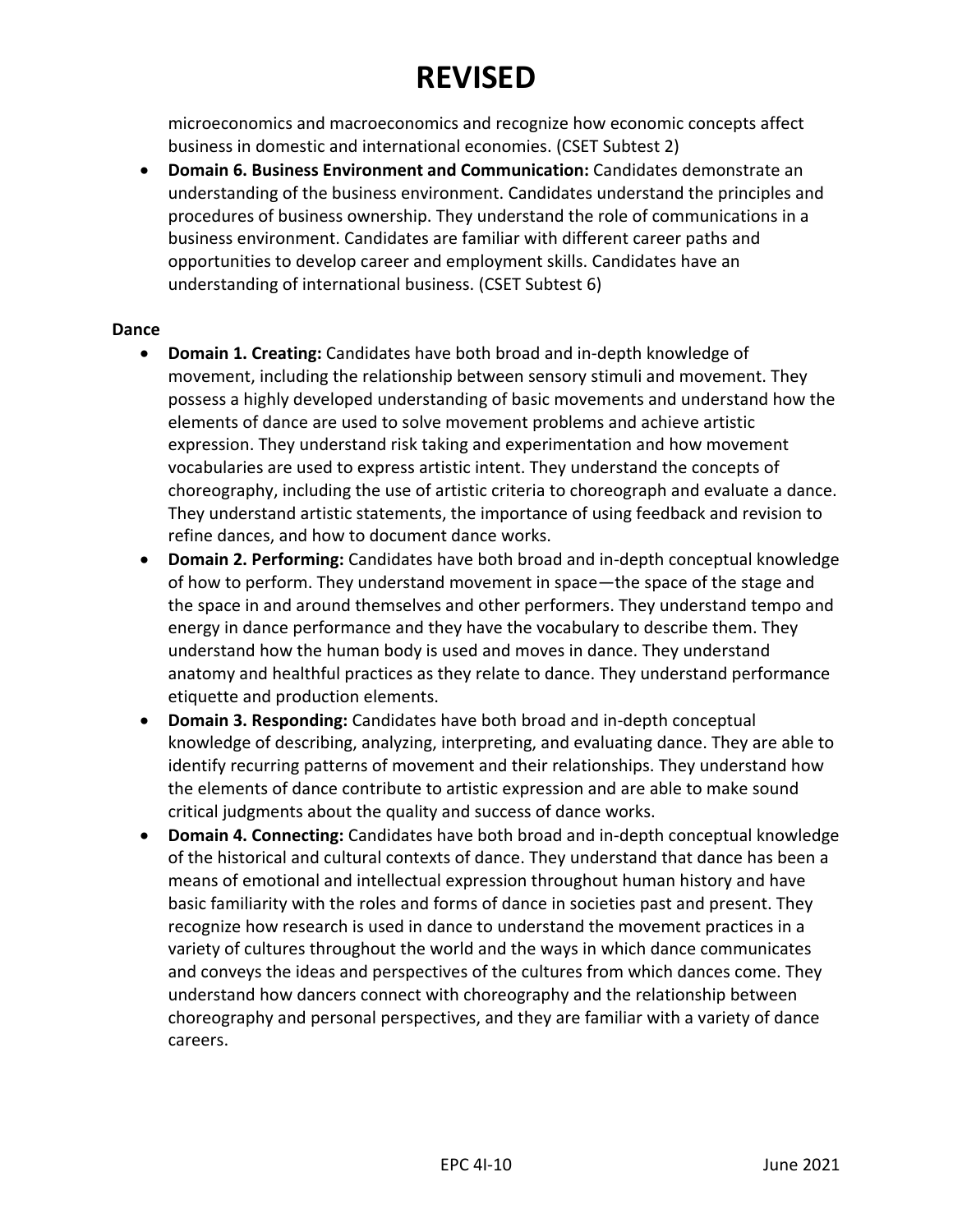# REVISED

microeconomics and macroeconomics and recognize how economic concepts affect business in domestic and international economies. (CSET Subtest 2)

- **Domain 6. Business Environment and Communication:** Candidates demonstrate an understanding of the business environment. Candidates understand the principles and procedures of business ownership. They understand the role of communications in a business environment. Candidates are familiar with different career paths and opportunities to develop career and employment skills. Candidates have an understanding of international business. (CSET Subtest 6)

**Dance**

- **Domain 1. Creating:** Candidates have both broad and in-depth knowledge of movement, including the relationship between sensory stimuli and movement. They possess a highly developed understanding of basic movements and understand how the elements of dance are used to solve movement problems and achieve artistic expression. They understand risk taking and experimentation and how movement vocabularies are used to express artistic intent. They understand the concepts of choreography, including the use of artistic criteria to choreograph and evaluate a dance. They understand artistic statements, the importance of using feedback and revision to refine dances, and how to document dance works.
- **Domain 2. Performing:** Candidates have both broad and in-depth conceptual knowledge of how to perform. They understand movement in space—the space of the stage and the space in and around themselves and other performers. They understand tempo and energy in dance performance and they have the vocabulary to describe them. They understand how the human body is used and moves in dance. They understand anatomy and healthful practices as they relate to dance. They understand performance etiquette and production elements.
- **Domain 3. Responding:** Candidates have both broad and in-depth conceptual knowledge of describing, analyzing, interpreting, and evaluating dance. They are able to identify recurring patterns of movement and their relationships. They understand how the elements of dance contribute to artistic expression and are able to make sound critical judgments about the quality and success of dance works.
- **Domain 4. Connecting:** Candidates have both broad and in-depth conceptual knowledge of the historical and cultural contexts of dance. They understand that dance has been a means of emotional and intellectual expression throughout human history and have basic familiarity with the roles and forms of dance in societies past and present. They recognize how research is used in dance to understand the movement practices in a variety of cultures throughout the world and the ways in which dance communicates and conveys the ideas and perspectives of the cultures from which dances come. They understand how dancers connect with choreography and the relationship between choreography and personal perspectives, and they are familiar with a variety of dance careers.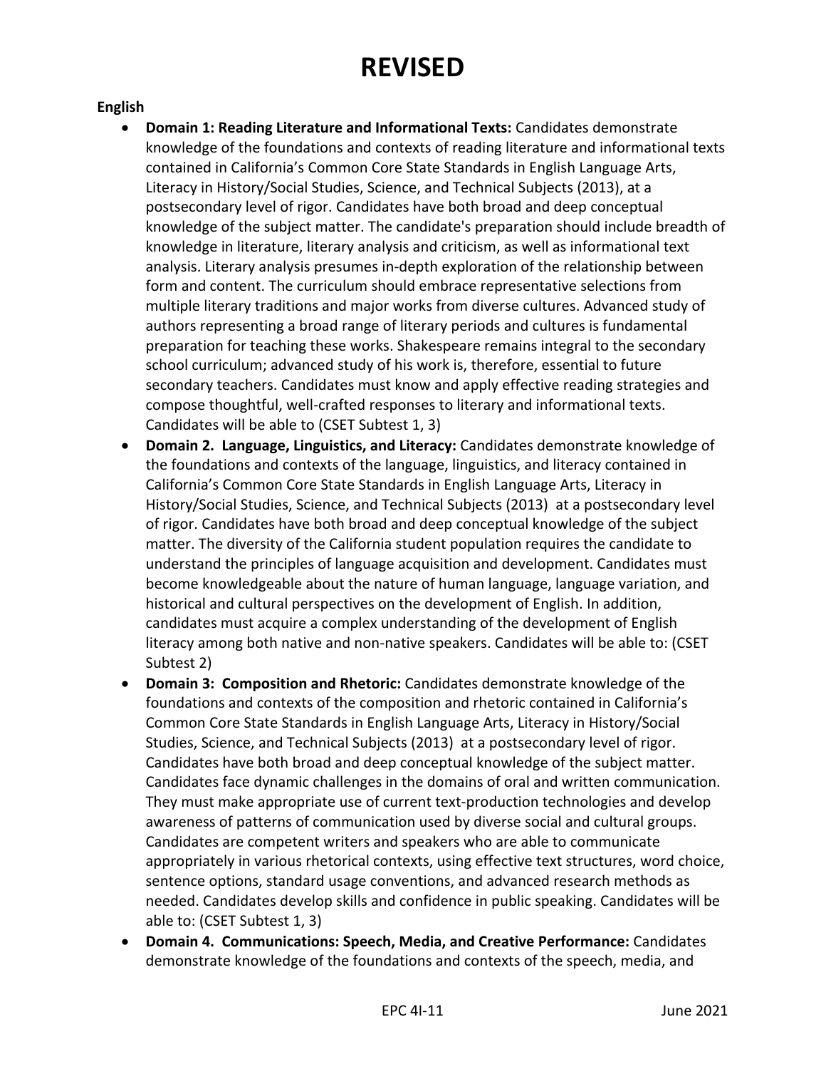# REVISED

**English**

- **Domain 1: Reading Literature and Informational Texts:** Candidates demonstrate knowledge of the foundations and contexts of reading literature and informational texts contained in California's Common Core State Standards in English Language Arts, Literacy in History/Social Studies, Science, and Technical Subjects (2013), at a postsecondary level of rigor. Candidates have both broad and deep conceptual knowledge of the subject matter. The candidate's preparation should include breadth of knowledge in literature, literary analysis and criticism, as well as informational text analysis. Literary analysis presumes in-depth exploration of the relationship between form and content. The curriculum should embrace representative selections from multiple literary traditions and major works from diverse cultures. Advanced study of authors representing a broad range of literary periods and cultures is fundamental preparation for teaching these works. Shakespeare remains integral to the secondary school curriculum; advanced study of his work is, therefore, essential to future secondary teachers. Candidates must know and apply effective reading strategies and compose thoughtful, well-crafted responses to literary and informational texts. Candidates will be able to (CSET Subtest 1, 3)
- **Domain 2. Language, Linguistics, and Literacy:** Candidates demonstrate knowledge of the foundations and contexts of the language, linguistics, and literacy contained in California's Common Core State Standards in English Language Arts, Literacy in History/Social Studies, Science, and Technical Subjects (2013) at a postsecondary level of rigor. Candidates have both broad and deep conceptual knowledge of the subject matter. The diversity of the California student population requires the candidate to understand the principles of language acquisition and development. Candidates must become knowledgeable about the nature of human language, language variation, and historical and cultural perspectives on the development of English. In addition, candidates must acquire a complex understanding of the development of English literacy among both native and non-native speakers. Candidates will be able to: (CSET Subtest 2)
- **Domain 3: Composition and Rhetoric:** Candidates demonstrate knowledge of the foundations and contexts of the composition and rhetoric contained in California's Common Core State Standards in English Language Arts, Literacy in History/Social Studies, Science, and Technical Subjects (2013) at a postsecondary level of rigor. Candidates have both broad and deep conceptual knowledge of the subject matter. Candidates face dynamic challenges in the domains of oral and written communication. They must make appropriate use of current text-production technologies and develop awareness of patterns of communication used by diverse social and cultural groups. Candidates are competent writers and speakers who are able to communicate appropriately in various rhetorical contexts, using effective text structures, word choice, sentence options, standard usage conventions, and advanced research methods as needed. Candidates develop skills and confidence in public speaking. Candidates will be able to: (CSET Subtest 1, 3)
- **Domain 4. Communications: Speech, Media, and Creative Performance:** Candidates demonstrate knowledge of the foundations and contexts of the speech, media, and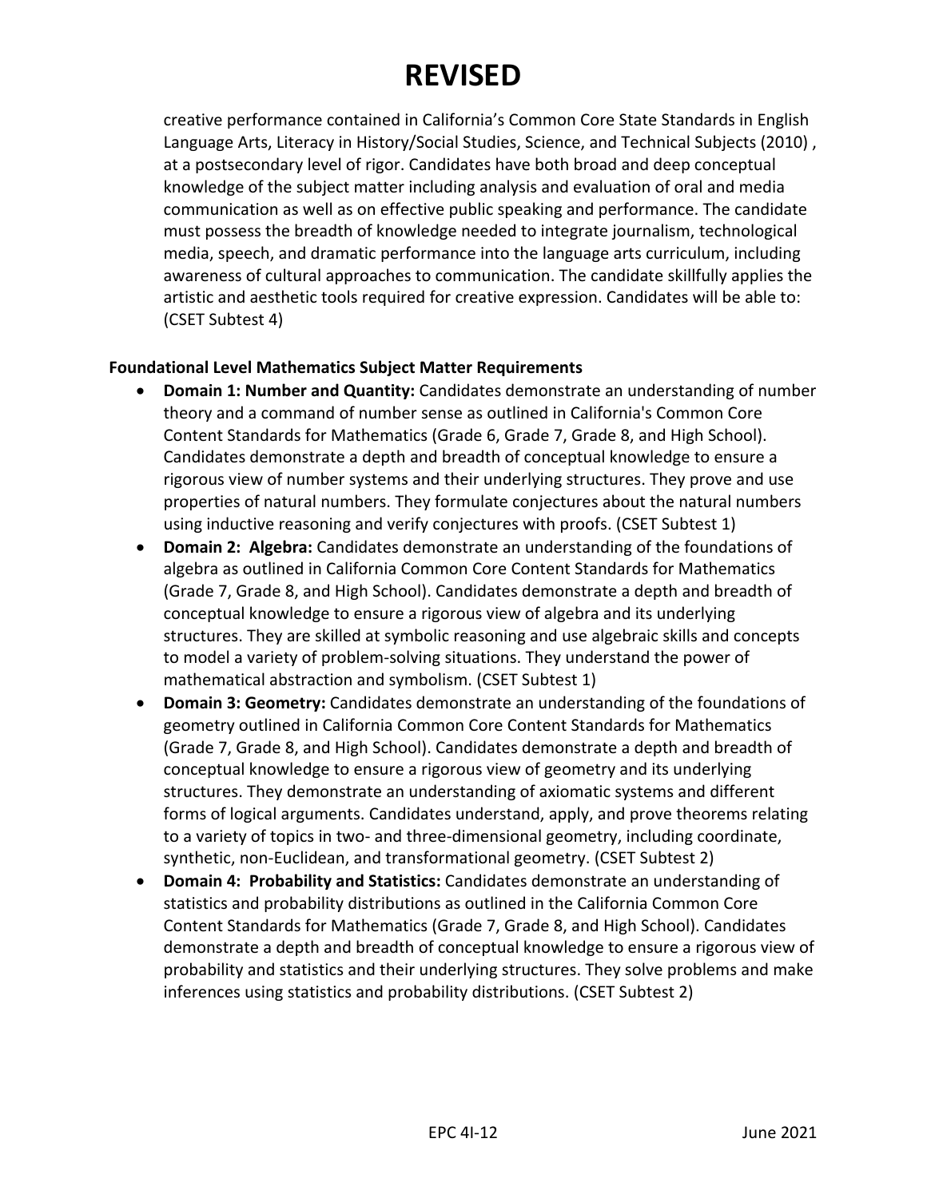# REVISED

creative performance contained in California's Common Core State Standards in English Language Arts, Literacy in History/Social Studies, Science, and Technical Subjects (2010) , at a postsecondary level of rigor. Candidates have both broad and deep conceptual knowledge of the subject matter including analysis and evaluation of oral and media communication as well as on effective public speaking and performance. The candidate must possess the breadth of knowledge needed to integrate journalism, technological media, speech, and dramatic performance into the language arts curriculum, including awareness of cultural approaches to communication. The candidate skillfully applies the artistic and aesthetic tools required for creative expression. Candidates will be able to: (CSET Subtest 4)

**Foundational Level Mathematics Subject Matter Requirements**

- **Domain 1: Number and Quantity:** Candidates demonstrate an understanding of number theory and a command of number sense as outlined in California's Common Core Content Standards for Mathematics (Grade 6, Grade 7, Grade 8, and High School). Candidates demonstrate a depth and breadth of conceptual knowledge to ensure a rigorous view of number systems and their underlying structures. They prove and use properties of natural numbers. They formulate conjectures about the natural numbers using inductive reasoning and verify conjectures with proofs. (CSET Subtest 1)
- **Domain 2: Algebra:** Candidates demonstrate an understanding of the foundations of algebra as outlined in California Common Core Content Standards for Mathematics (Grade 7, Grade 8, and High School). Candidates demonstrate a depth and breadth of conceptual knowledge to ensure a rigorous view of algebra and its underlying structures. They are skilled at symbolic reasoning and use algebraic skills and concepts to model a variety of problem-solving situations. They understand the power of mathematical abstraction and symbolism. (CSET Subtest 1)
- **Domain 3: Geometry:** Candidates demonstrate an understanding of the foundations of geometry outlined in California Common Core Content Standards for Mathematics (Grade 7, Grade 8, and High School). Candidates demonstrate a depth and breadth of conceptual knowledge to ensure a rigorous view of geometry and its underlying structures. They demonstrate an understanding of axiomatic systems and different forms of logical arguments. Candidates understand, apply, and prove theorems relating to a variety of topics in two- and three-dimensional geometry, including coordinate, synthetic, non-Euclidean, and transformational geometry. (CSET Subtest 2)
- **Domain 4: Probability and Statistics:** Candidates demonstrate an understanding of statistics and probability distributions as outlined in the California Common Core Content Standards for Mathematics (Grade 7, Grade 8, and High School). Candidates demonstrate a depth and breadth of conceptual knowledge to ensure a rigorous view of probability and statistics and their underlying structures. They solve problems and make inferences using statistics and probability distributions. (CSET Subtest 2)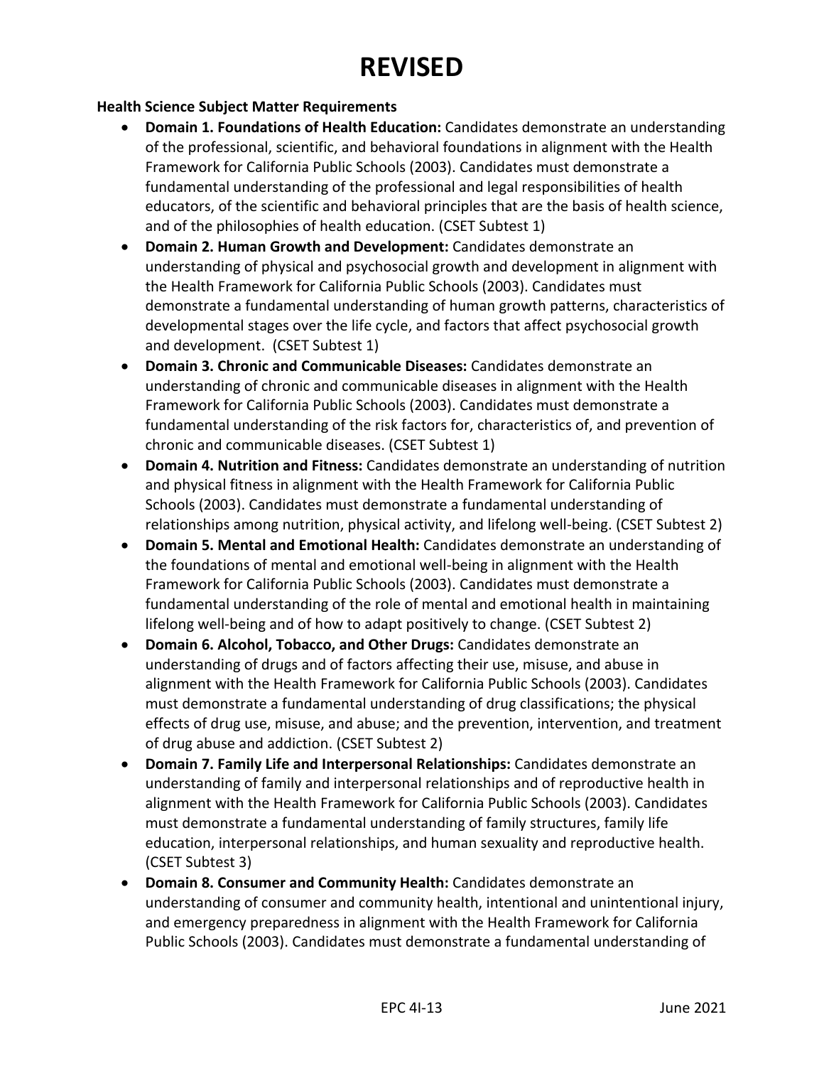# REVISED

**Health Science Subject Matter Requirements**

- **Domain 1. Foundations of Health Education:** Candidates demonstrate an understanding of the professional, scientific, and behavioral foundations in alignment with the Health Framework for California Public Schools (2003). Candidates must demonstrate a fundamental understanding of the professional and legal responsibilities of health educators, of the scientific and behavioral principles that are the basis of health science, and of the philosophies of health education. (CSET Subtest 1)
- **Domain 2. Human Growth and Development:** Candidates demonstrate an understanding of physical and psychosocial growth and development in alignment with the Health Framework for California Public Schools (2003). Candidates must demonstrate a fundamental understanding of human growth patterns, characteristics of developmental stages over the life cycle, and factors that affect psychosocial growth and development. (CSET Subtest 1)
- **Domain 3. Chronic and Communicable Diseases:** Candidates demonstrate an understanding of chronic and communicable diseases in alignment with the Health Framework for California Public Schools (2003). Candidates must demonstrate a fundamental understanding of the risk factors for, characteristics of, and prevention of chronic and communicable diseases. (CSET Subtest 1)
- **Domain 4. Nutrition and Fitness:** Candidates demonstrate an understanding of nutrition and physical fitness in alignment with the Health Framework for California Public Schools (2003). Candidates must demonstrate a fundamental understanding of relationships among nutrition, physical activity, and lifelong well-being. (CSET Subtest 2)
- **Domain 5. Mental and Emotional Health:** Candidates demonstrate an understanding of the foundations of mental and emotional well-being in alignment with the Health Framework for California Public Schools (2003). Candidates must demonstrate a fundamental understanding of the role of mental and emotional health in maintaining lifelong well-being and of how to adapt positively to change. (CSET Subtest 2)
- **Domain 6. Alcohol, Tobacco, and Other Drugs:** Candidates demonstrate an understanding of drugs and of factors affecting their use, misuse, and abuse in alignment with the Health Framework for California Public Schools (2003). Candidates must demonstrate a fundamental understanding of drug classifications; the physical effects of drug use, misuse, and abuse; and the prevention, intervention, and treatment of drug abuse and addiction. (CSET Subtest 2)
- **Domain 7. Family Life and Interpersonal Relationships:** Candidates demonstrate an understanding of family and interpersonal relationships and of reproductive health in alignment with the Health Framework for California Public Schools (2003). Candidates must demonstrate a fundamental understanding of family structures, family life education, interpersonal relationships, and human sexuality and reproductive health. (CSET Subtest 3)
- **Domain 8. Consumer and Community Health:** Candidates demonstrate an understanding of consumer and community health, intentional and unintentional injury, and emergency preparedness in alignment with the Health Framework for California Public Schools (2003). Candidates must demonstrate a fundamental understanding of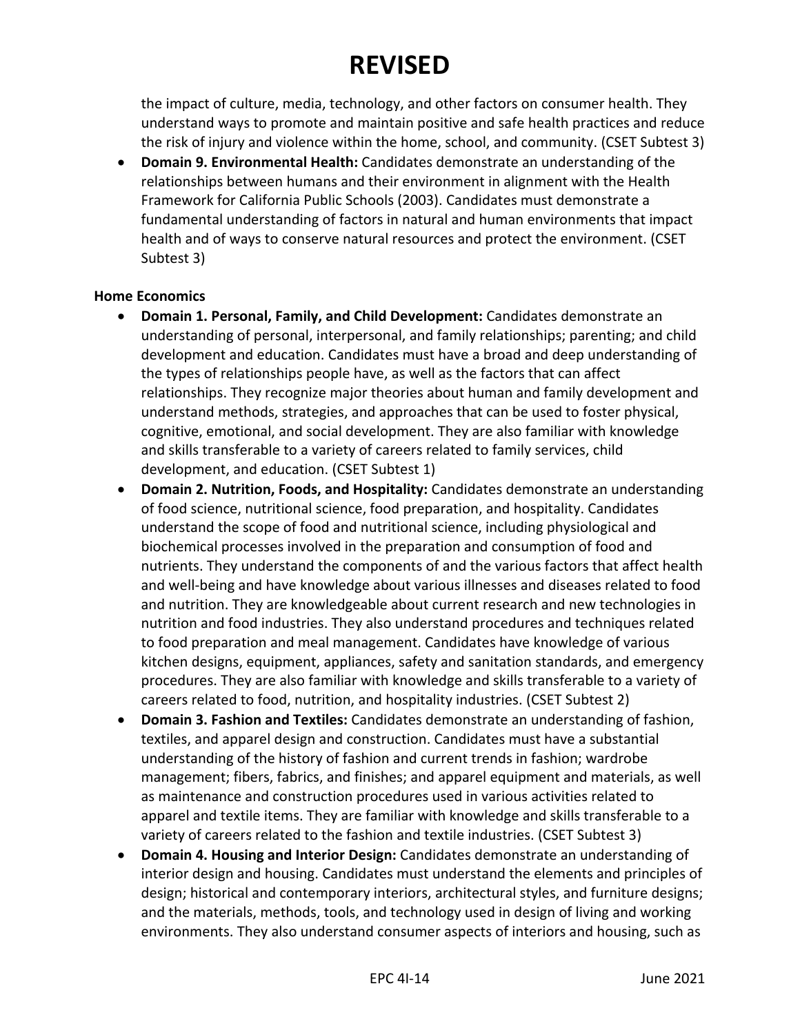# REVISED

the impact of culture, media, technology, and other factors on consumer health. They understand ways to promote and maintain positive and safe health practices and reduce the risk of injury and violence within the home, school, and community. (CSET Subtest 3)

- **Domain 9. Environmental Health:** Candidates demonstrate an understanding of the relationships between humans and their environment in alignment with the Health Framework for California Public Schools (2003). Candidates must demonstrate a fundamental understanding of factors in natural and human environments that impact health and of ways to conserve natural resources and protect the environment. (CSET Subtest 3)

**Home Economics**

- **Domain 1. Personal, Family, and Child Development:** Candidates demonstrate an understanding of personal, interpersonal, and family relationships; parenting; and child development and education. Candidates must have a broad and deep understanding of the types of relationships people have, as well as the factors that can affect relationships. They recognize major theories about human and family development and understand methods, strategies, and approaches that can be used to foster physical, cognitive, emotional, and social development. They are also familiar with knowledge and skills transferable to a variety of careers related to family services, child development, and education. (CSET Subtest 1)
- **Domain 2. Nutrition, Foods, and Hospitality:** Candidates demonstrate an understanding of food science, nutritional science, food preparation, and hospitality. Candidates understand the scope of food and nutritional science, including physiological and biochemical processes involved in the preparation and consumption of food and nutrients. They understand the components of and the various factors that affect health and well-being and have knowledge about various illnesses and diseases related to food and nutrition. They are knowledgeable about current research and new technologies in nutrition and food industries. They also understand procedures and techniques related to food preparation and meal management. Candidates have knowledge of various kitchen designs, equipment, appliances, safety and sanitation standards, and emergency procedures. They are also familiar with knowledge and skills transferable to a variety of careers related to food, nutrition, and hospitality industries. (CSET Subtest 2)
- **Domain 3. Fashion and Textiles:** Candidates demonstrate an understanding of fashion, textiles, and apparel design and construction. Candidates must have a substantial understanding of the history of fashion and current trends in fashion; wardrobe management; fibers, fabrics, and finishes; and apparel equipment and materials, as well as maintenance and construction procedures used in various activities related to apparel and textile items. They are familiar with knowledge and skills transferable to a variety of careers related to the fashion and textile industries. (CSET Subtest 3)
- **Domain 4. Housing and Interior Design:** Candidates demonstrate an understanding of interior design and housing. Candidates must understand the elements and principles of design; historical and contemporary interiors, architectural styles, and furniture designs; and the materials, methods, tools, and technology used in design of living and working environments. They also understand consumer aspects of interiors and housing, such as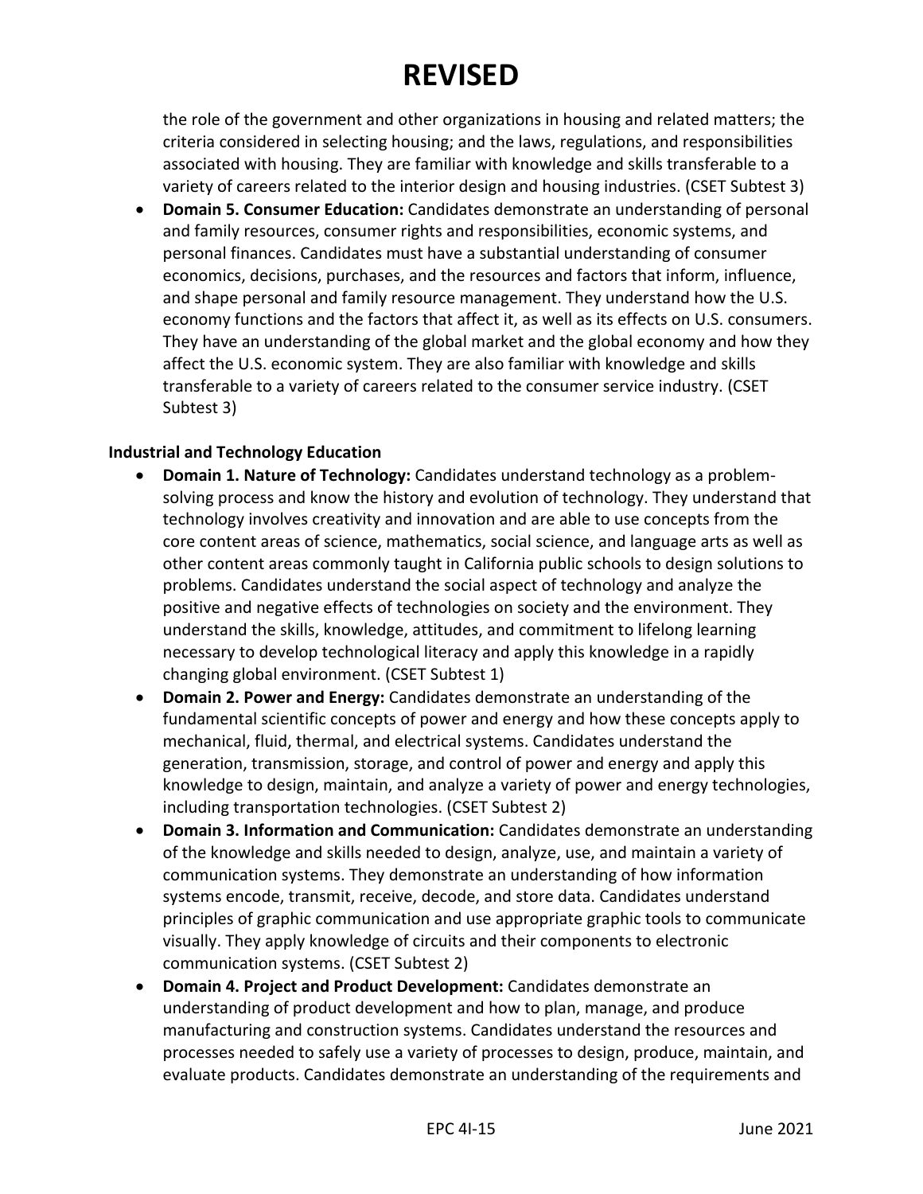# REVISED

the role of the government and other organizations in housing and related matters; the criteria considered in selecting housing; and the laws, regulations, and responsibilities associated with housing. They are familiar with knowledge and skills transferable to a variety of careers related to the interior design and housing industries. (CSET Subtest 3)

- **Domain 5. Consumer Education:** Candidates demonstrate an understanding of personal and family resources, consumer rights and responsibilities, economic systems, and personal finances. Candidates must have a substantial understanding of consumer economics, decisions, purchases, and the resources and factors that inform, influence, and shape personal and family resource management. They understand how the U.S. economy functions and the factors that affect it, as well as its effects on U.S. consumers. They have an understanding of the global market and the global economy and how they affect the U.S. economic system. They are also familiar with knowledge and skills transferable to a variety of careers related to the consumer service industry. (CSET Subtest 3)

**Industrial and Technology Education**

- **Domain 1. Nature of Technology:** Candidates understand technology as a problem-solving process and know the history and evolution of technology. They understand that technology involves creativity and innovation and are able to use concepts from the core content areas of science, mathematics, social science, and language arts as well as other content areas commonly taught in California public schools to design solutions to problems. Candidates understand the social aspect of technology and analyze the positive and negative effects of technologies on society and the environment. They understand the skills, knowledge, attitudes, and commitment to lifelong learning necessary to develop technological literacy and apply this knowledge in a rapidly changing global environment. (CSET Subtest 1)
- **Domain 2. Power and Energy:** Candidates demonstrate an understanding of the fundamental scientific concepts of power and energy and how these concepts apply to mechanical, fluid, thermal, and electrical systems. Candidates understand the generation, transmission, storage, and control of power and energy and apply this knowledge to design, maintain, and analyze a variety of power and energy technologies, including transportation technologies. (CSET Subtest 2)
- **Domain 3. Information and Communication:** Candidates demonstrate an understanding of the knowledge and skills needed to design, analyze, use, and maintain a variety of communication systems. They demonstrate an understanding of how information systems encode, transmit, receive, decode, and store data. Candidates understand principles of graphic communication and use appropriate graphic tools to communicate visually. They apply knowledge of circuits and their components to electronic communication systems. (CSET Subtest 2)
- **Domain 4. Project and Product Development:** Candidates demonstrate an understanding of product development and how to plan, manage, and produce manufacturing and construction systems. Candidates understand the resources and processes needed to safely use a variety of processes to design, produce, maintain, and evaluate products. Candidates demonstrate an understanding of the requirements and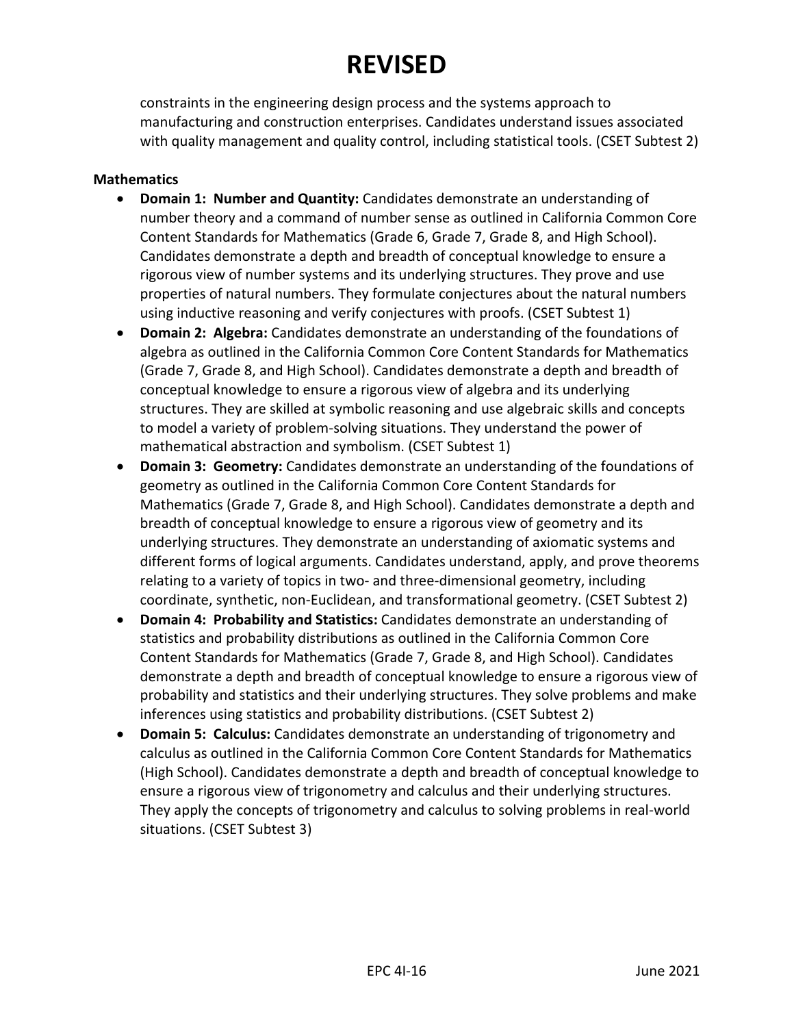# REVISED

constraints in the engineering design process and the systems approach to manufacturing and construction enterprises. Candidates understand issues associated with quality management and quality control, including statistical tools. (CSET Subtest 2)

**Mathematics**

- **Domain 1: Number and Quantity:** Candidates demonstrate an understanding of number theory and a command of number sense as outlined in California Common Core Content Standards for Mathematics (Grade 6, Grade 7, Grade 8, and High School). Candidates demonstrate a depth and breadth of conceptual knowledge to ensure a rigorous view of number systems and its underlying structures. They prove and use properties of natural numbers. They formulate conjectures about the natural numbers using inductive reasoning and verify conjectures with proofs. (CSET Subtest 1)
- **Domain 2: Algebra:** Candidates demonstrate an understanding of the foundations of algebra as outlined in the California Common Core Content Standards for Mathematics (Grade 7, Grade 8, and High School). Candidates demonstrate a depth and breadth of conceptual knowledge to ensure a rigorous view of algebra and its underlying structures. They are skilled at symbolic reasoning and use algebraic skills and concepts to model a variety of problem-solving situations. They understand the power of mathematical abstraction and symbolism. (CSET Subtest 1)
- **Domain 3: Geometry:** Candidates demonstrate an understanding of the foundations of geometry as outlined in the California Common Core Content Standards for Mathematics (Grade 7, Grade 8, and High School). Candidates demonstrate a depth and breadth of conceptual knowledge to ensure a rigorous view of geometry and its underlying structures. They demonstrate an understanding of axiomatic systems and different forms of logical arguments. Candidates understand, apply, and prove theorems relating to a variety of topics in two- and three-dimensional geometry, including coordinate, synthetic, non-Euclidean, and transformational geometry. (CSET Subtest 2)
- **Domain 4: Probability and Statistics:** Candidates demonstrate an understanding of statistics and probability distributions as outlined in the California Common Core Content Standards for Mathematics (Grade 7, Grade 8, and High School). Candidates demonstrate a depth and breadth of conceptual knowledge to ensure a rigorous view of probability and statistics and their underlying structures. They solve problems and make inferences using statistics and probability distributions. (CSET Subtest 2)
- **Domain 5: Calculus:** Candidates demonstrate an understanding of trigonometry and calculus as outlined in the California Common Core Content Standards for Mathematics (High School). Candidates demonstrate a depth and breadth of conceptual knowledge to ensure a rigorous view of trigonometry and calculus and their underlying structures. They apply the concepts of trigonometry and calculus to solving problems in real-world situations. (CSET Subtest 3)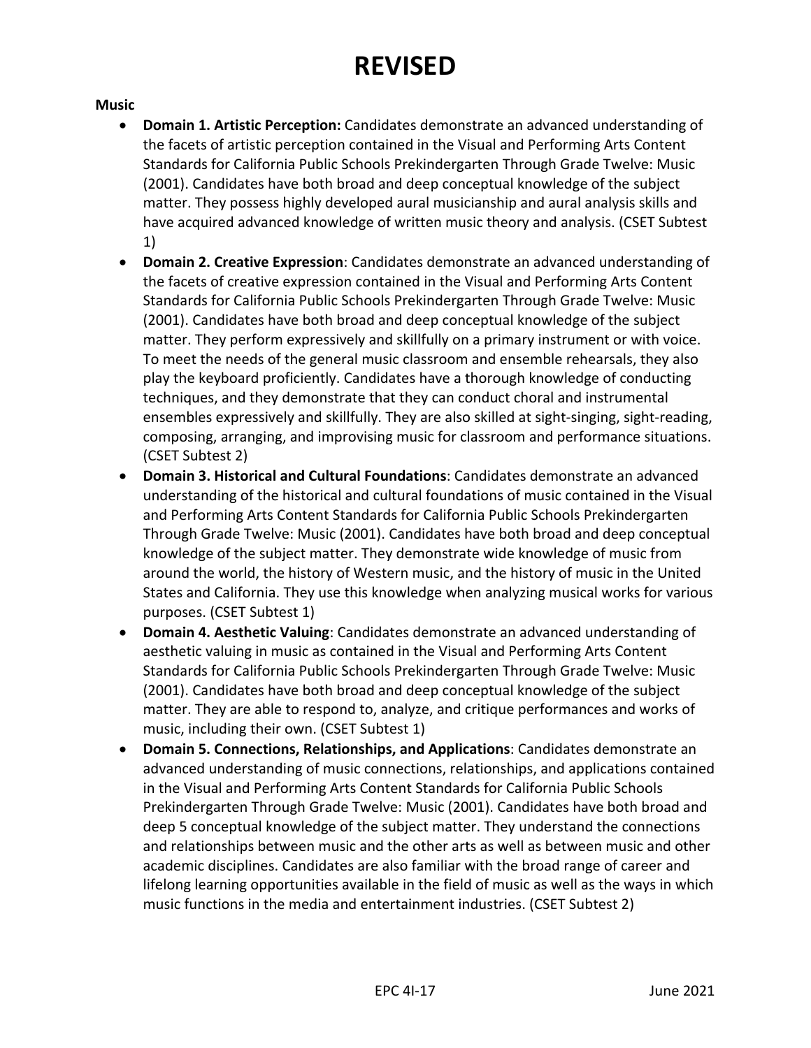# REVISED

**Music**

- **Domain 1. Artistic Perception:** Candidates demonstrate an advanced understanding of the facets of artistic perception contained in the Visual and Performing Arts Content Standards for California Public Schools Prekindergarten Through Grade Twelve: Music (2001). Candidates have both broad and deep conceptual knowledge of the subject matter. They possess highly developed aural musicianship and aural analysis skills and have acquired advanced knowledge of written music theory and analysis. (CSET Subtest 1)
- **Domain 2. Creative Expression**: Candidates demonstrate an advanced understanding of the facets of creative expression contained in the Visual and Performing Arts Content Standards for California Public Schools Prekindergarten Through Grade Twelve: Music (2001). Candidates have both broad and deep conceptual knowledge of the subject matter. They perform expressively and skillfully on a primary instrument or with voice. To meet the needs of the general music classroom and ensemble rehearsals, they also play the keyboard proficiently. Candidates have a thorough knowledge of conducting techniques, and they demonstrate that they can conduct choral and instrumental ensembles expressively and skillfully. They are also skilled at sight-singing, sight-reading, composing, arranging, and improvising music for classroom and performance situations. (CSET Subtest 2)
- **Domain 3. Historical and Cultural Foundations**: Candidates demonstrate an advanced understanding of the historical and cultural foundations of music contained in the Visual and Performing Arts Content Standards for California Public Schools Prekindergarten Through Grade Twelve: Music (2001). Candidates have both broad and deep conceptual knowledge of the subject matter. They demonstrate wide knowledge of music from around the world, the history of Western music, and the history of music in the United States and California. They use this knowledge when analyzing musical works for various purposes. (CSET Subtest 1)
- **Domain 4. Aesthetic Valuing**: Candidates demonstrate an advanced understanding of aesthetic valuing in music as contained in the Visual and Performing Arts Content Standards for California Public Schools Prekindergarten Through Grade Twelve: Music (2001). Candidates have both broad and deep conceptual knowledge of the subject matter. They are able to respond to, analyze, and critique performances and works of music, including their own. (CSET Subtest 1)
- **Domain 5. Connections, Relationships, and Applications**: Candidates demonstrate an advanced understanding of music connections, relationships, and applications contained in the Visual and Performing Arts Content Standards for California Public Schools Prekindergarten Through Grade Twelve: Music (2001). Candidates have both broad and deep 5 conceptual knowledge of the subject matter. They understand the connections and relationships between music and the other arts as well as between music and other academic disciplines. Candidates are also familiar with the broad range of career and lifelong learning opportunities available in the field of music as well as the ways in which music functions in the media and entertainment industries. (CSET Subtest 2)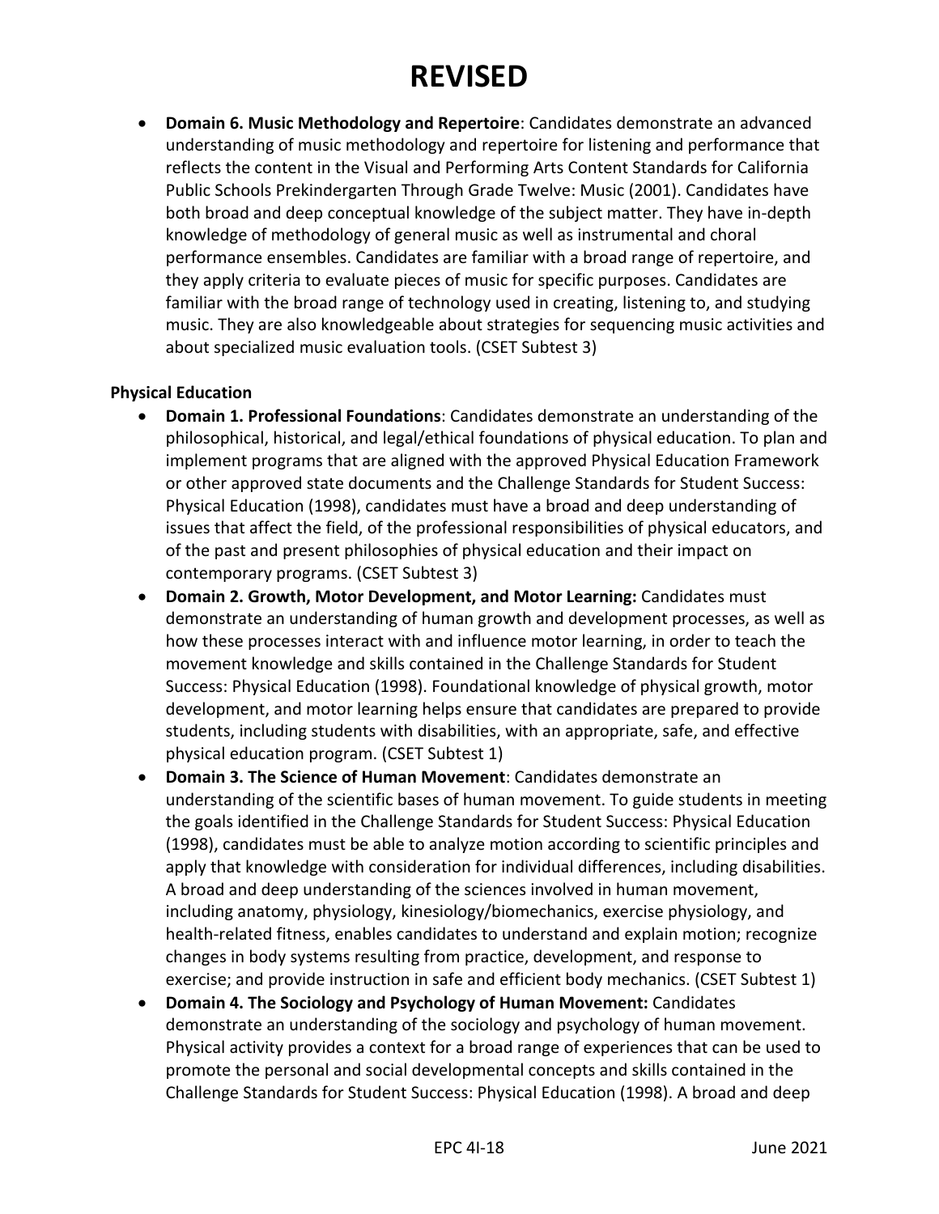- **Domain 6. Music Methodology and Repertoire**: Candidates demonstrate an advanced understanding of music methodology and repertoire for listening and performance that reflects the content in the Visual and Performing Arts Content Standards for California Public Schools Prekindergarten Through Grade Twelve: Music (2001). Candidates have both broad and deep conceptual knowledge of the subject matter. They have in-depth knowledge of methodology of general music as well as instrumental and choral performance ensembles. Candidates are familiar with a broad range of repertoire, and they apply criteria to evaluate pieces of music for specific purposes. Candidates are familiar with the broad range of technology used in creating, listening to, and studying music. They are also knowledgeable about strategies for sequencing music activities and about specialized music evaluation tools. (CSET Subtest 3)

**Physical Education**

- **Domain 1. Professional Foundations**: Candidates demonstrate an understanding of the philosophical, historical, and legal/ethical foundations of physical education. To plan and implement programs that are aligned with the approved Physical Education Framework or other approved state documents and the Challenge Standards for Student Success: Physical Education (1998), candidates must have a broad and deep understanding of issues that affect the field, of the professional responsibilities of physical educators, and of the past and present philosophies of physical education and their impact on contemporary programs. (CSET Subtest 3)
- **Domain 2. Growth, Motor Development, and Motor Learning:** Candidates must demonstrate an understanding of human growth and development processes, as well as how these processes interact with and influence motor learning, in order to teach the movement knowledge and skills contained in the Challenge Standards for Student Success: Physical Education (1998). Foundational knowledge of physical growth, motor development, and motor learning helps ensure that candidates are prepared to provide students, including students with disabilities, with an appropriate, safe, and effective physical education program. (CSET Subtest 1)
- **Domain 3. The Science of Human Movement**: Candidates demonstrate an understanding of the scientific bases of human movement. To guide students in meeting the goals identified in the Challenge Standards for Student Success: Physical Education (1998), candidates must be able to analyze motion according to scientific principles and apply that knowledge with consideration for individual differences, including disabilities. A broad and deep understanding of the sciences involved in human movement, including anatomy, physiology, kinesiology/biomechanics, exercise physiology, and health-related fitness, enables candidates to understand and explain motion; recognize changes in body systems resulting from practice, development, and response to exercise; and provide instruction in safe and efficient body mechanics. (CSET Subtest 1)
- **Domain 4. The Sociology and Psychology of Human Movement:** Candidates demonstrate an understanding of the sociology and psychology of human movement. Physical activity provides a context for a broad range of experiences that can be used to promote the personal and social developmental concepts and skills contained in the Challenge Standards for Student Success: Physical Education (1998). A broad and deep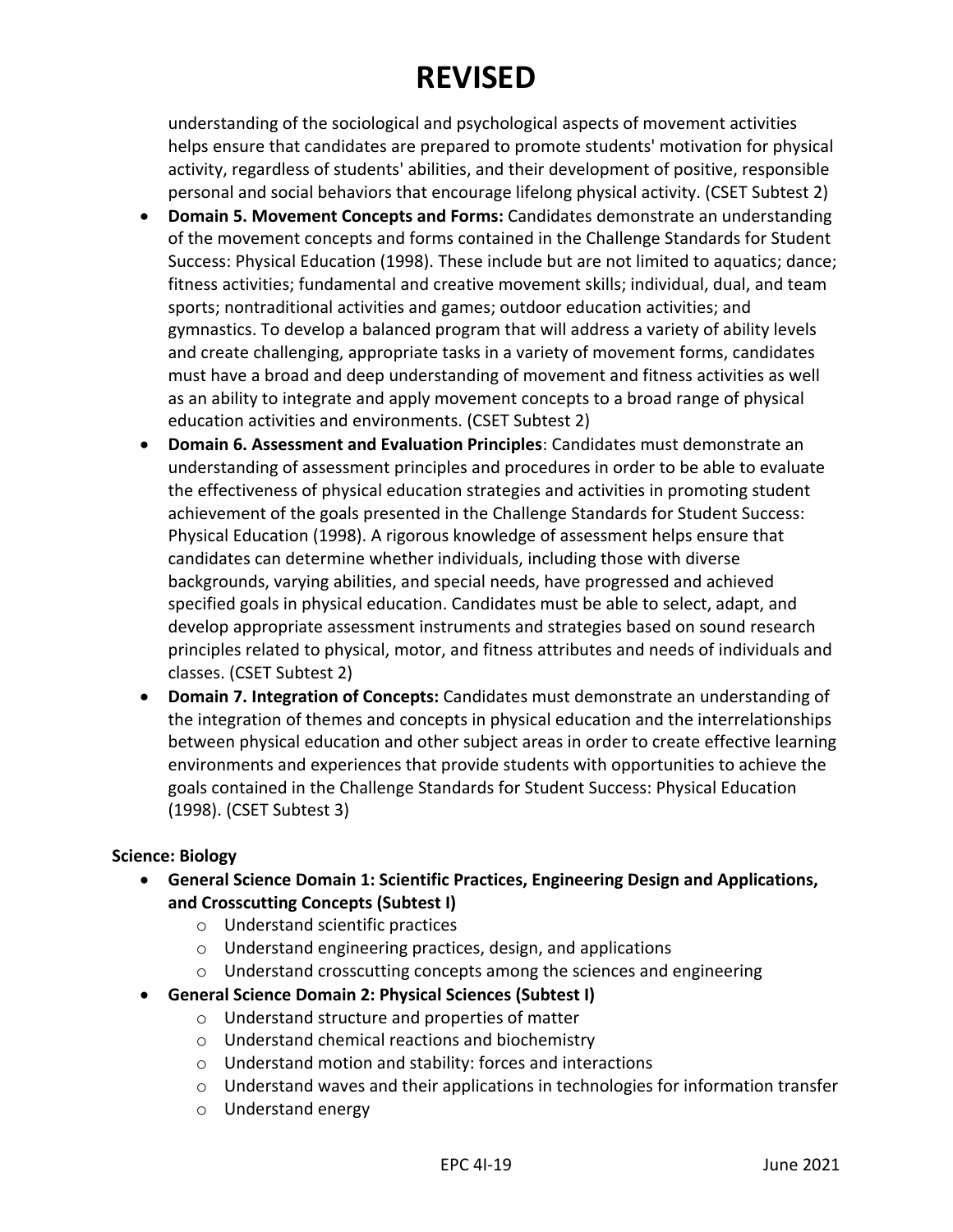# REVISED

understanding of the sociological and psychological aspects of movement activities helps ensure that candidates are prepared to promote students' motivation for physical activity, regardless of students' abilities, and their development of positive, responsible personal and social behaviors that encourage lifelong physical activity. (CSET Subtest 2)

- **Domain 5. Movement Concepts and Forms:** Candidates demonstrate an understanding of the movement concepts and forms contained in the Challenge Standards for Student Success: Physical Education (1998). These include but are not limited to aquatics; dance; fitness activities; fundamental and creative movement skills; individual, dual, and team sports; nontraditional activities and games; outdoor education activities; and gymnastics. To develop a balanced program that will address a variety of ability levels and create challenging, appropriate tasks in a variety of movement forms, candidates must have a broad and deep understanding of movement and fitness activities as well as an ability to integrate and apply movement concepts to a broad range of physical education activities and environments. (CSET Subtest 2)
- **Domain 6. Assessment and Evaluation Principles**: Candidates must demonstrate an understanding of assessment principles and procedures in order to be able to evaluate the effectiveness of physical education strategies and activities in promoting student achievement of the goals presented in the Challenge Standards for Student Success: Physical Education (1998). A rigorous knowledge of assessment helps ensure that candidates can determine whether individuals, including those with diverse backgrounds, varying abilities, and special needs, have progressed and achieved specified goals in physical education. Candidates must be able to select, adapt, and develop appropriate assessment instruments and strategies based on sound research principles related to physical, motor, and fitness attributes and needs of individuals and classes. (CSET Subtest 2)
- **Domain 7. Integration of Concepts:** Candidates must demonstrate an understanding of the integration of themes and concepts in physical education and the interrelationships between physical education and other subject areas in order to create effective learning environments and experiences that provide students with opportunities to achieve the goals contained in the Challenge Standards for Student Success: Physical Education (1998). (CSET Subtest 3)

**Science: Biology**

- **General Science Domain 1: Scientific Practices, Engineering Design and Applications, and Crosscutting Concepts (Subtest I)**
  - Understand scientific practices
  - Understand engineering practices, design, and applications
  - Understand crosscutting concepts among the sciences and engineering
- **General Science Domain 2: Physical Sciences (Subtest I)**
  - Understand structure and properties of matter
  - Understand chemical reactions and biochemistry
  - Understand motion and stability: forces and interactions
  - Understand waves and their applications in technologies for information transfer
  - Understand energy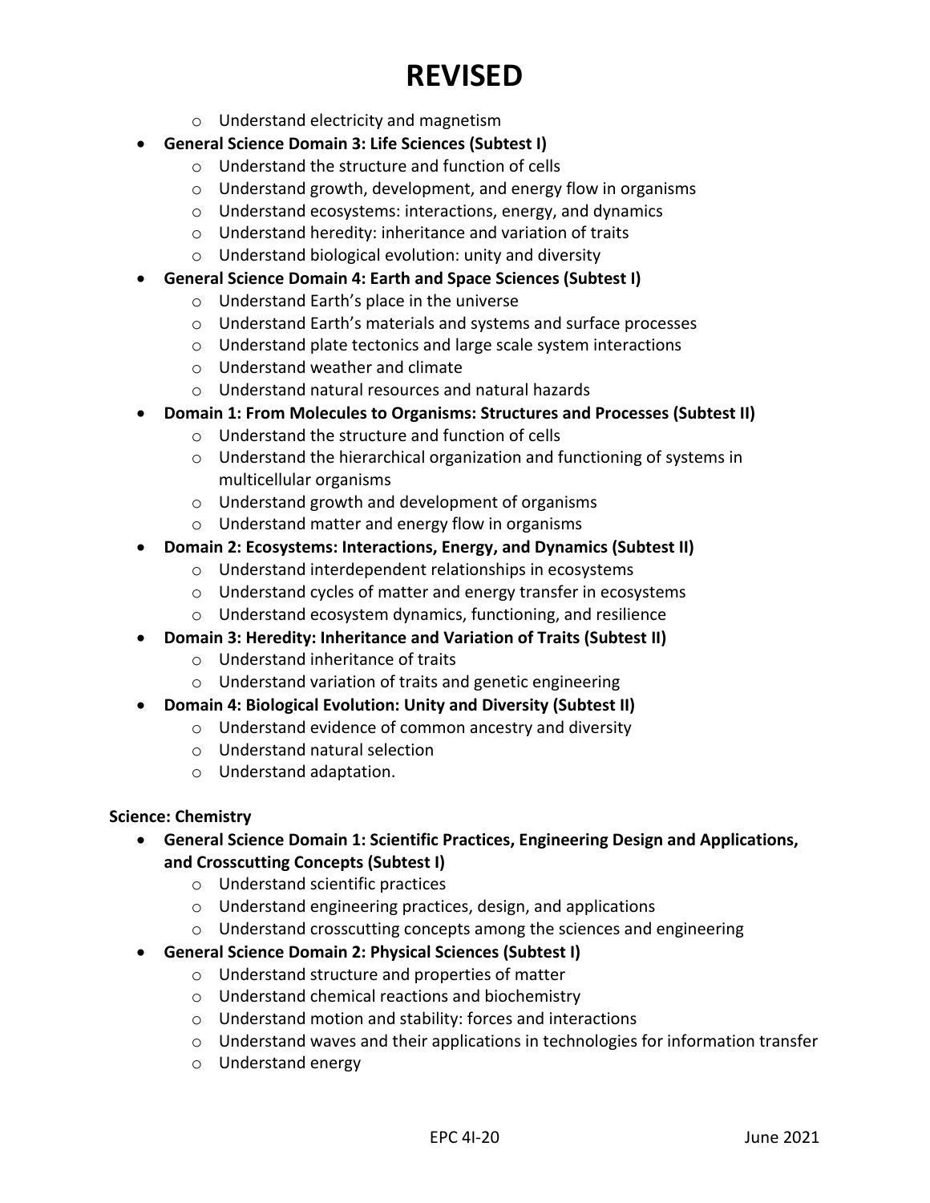# REVISED

- Understand electricity and magnetism
- **General Science Domain 3: Life Sciences (Subtest I)**
  - Understand the structure and function of cells
  - Understand growth, development, and energy flow in organisms
  - Understand ecosystems: interactions, energy, and dynamics
  - Understand heredity: inheritance and variation of traits
  - Understand biological evolution: unity and diversity
- **General Science Domain 4: Earth and Space Sciences (Subtest I)**
  - Understand Earth's place in the universe
  - Understand Earth's materials and systems and surface processes
  - Understand plate tectonics and large scale system interactions
  - Understand weather and climate
  - Understand natural resources and natural hazards
- **Domain 1: From Molecules to Organisms: Structures and Processes (Subtest II)**
  - Understand the structure and function of cells
  - Understand the hierarchical organization and functioning of systems in multicellular organisms
  - Understand growth and development of organisms
  - Understand matter and energy flow in organisms
- **Domain 2: Ecosystems: Interactions, Energy, and Dynamics (Subtest II)**
  - Understand interdependent relationships in ecosystems
  - Understand cycles of matter and energy transfer in ecosystems
  - Understand ecosystem dynamics, functioning, and resilience
- **Domain 3: Heredity: Inheritance and Variation of Traits (Subtest II)**
  - Understand inheritance of traits
  - Understand variation of traits and genetic engineering
- **Domain 4: Biological Evolution: Unity and Diversity (Subtest II)**
  - Understand evidence of common ancestry and diversity
  - Understand natural selection
  - Understand adaptation.

**Science: Chemistry**

- **General Science Domain 1: Scientific Practices, Engineering Design and Applications, and Crosscutting Concepts (Subtest I)**
  - Understand scientific practices
  - Understand engineering practices, design, and applications
  - Understand crosscutting concepts among the sciences and engineering
- **General Science Domain 2: Physical Sciences (Subtest I)**
  - Understand structure and properties of matter
  - Understand chemical reactions and biochemistry
  - Understand motion and stability: forces and interactions
  - Understand waves and their applications in technologies for information transfer
  - Understand energy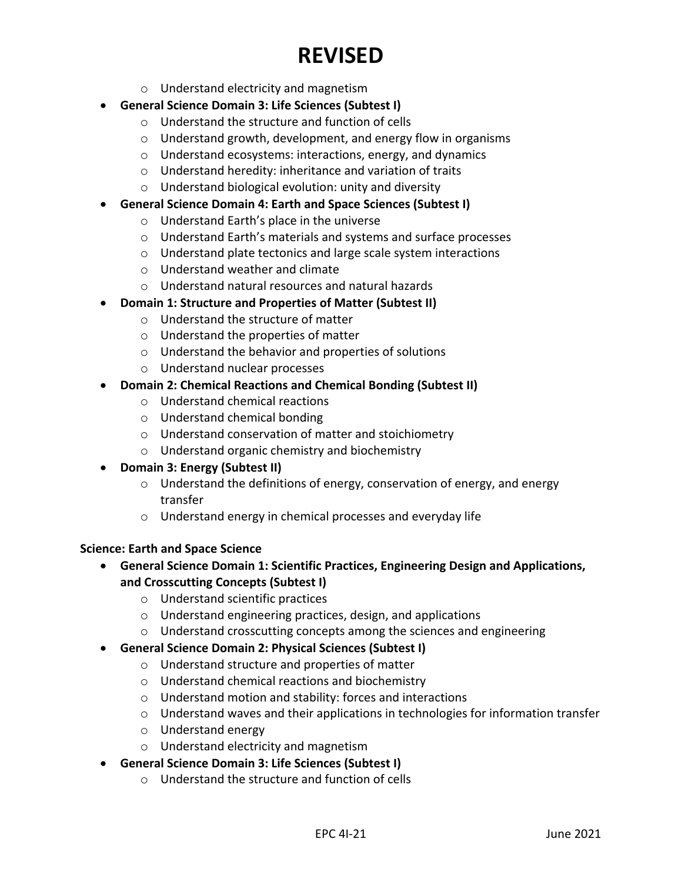# REVISED

- Understand electricity and magnetism

- **General Science Domain 3: Life Sciences (Subtest I)**
  - Understand the structure and function of cells
  - Understand growth, development, and energy flow in organisms
  - Understand ecosystems: interactions, energy, and dynamics
  - Understand heredity: inheritance and variation of traits
  - Understand biological evolution: unity and diversity
- **General Science Domain 4: Earth and Space Sciences (Subtest I)**
  - Understand Earth's place in the universe
  - Understand Earth's materials and systems and surface processes
  - Understand plate tectonics and large scale system interactions
  - Understand weather and climate
  - Understand natural resources and natural hazards
- **Domain 1: Structure and Properties of Matter (Subtest II)**
  - Understand the structure of matter
  - Understand the properties of matter
  - Understand the behavior and properties of solutions
  - Understand nuclear processes
- **Domain 2: Chemical Reactions and Chemical Bonding (Subtest II)**
  - Understand chemical reactions
  - Understand chemical bonding
  - Understand conservation of matter and stoichiometry
  - Understand organic chemistry and biochemistry
- **Domain 3: Energy (Subtest II)**
  - Understand the definitions of energy, conservation of energy, and energy transfer
  - Understand energy in chemical processes and everyday life

**Science: Earth and Space Science**

- **General Science Domain 1: Scientific Practices, Engineering Design and Applications, and Crosscutting Concepts (Subtest I)**
  - Understand scientific practices
  - Understand engineering practices, design, and applications
  - Understand crosscutting concepts among the sciences and engineering
- **General Science Domain 2: Physical Sciences (Subtest I)**
  - Understand structure and properties of matter
  - Understand chemical reactions and biochemistry
  - Understand motion and stability: forces and interactions
  - Understand waves and their applications in technologies for information transfer
  - Understand energy
  - Understand electricity and magnetism
- **General Science Domain 3: Life Sciences (Subtest I)**
  - Understand the structure and function of cells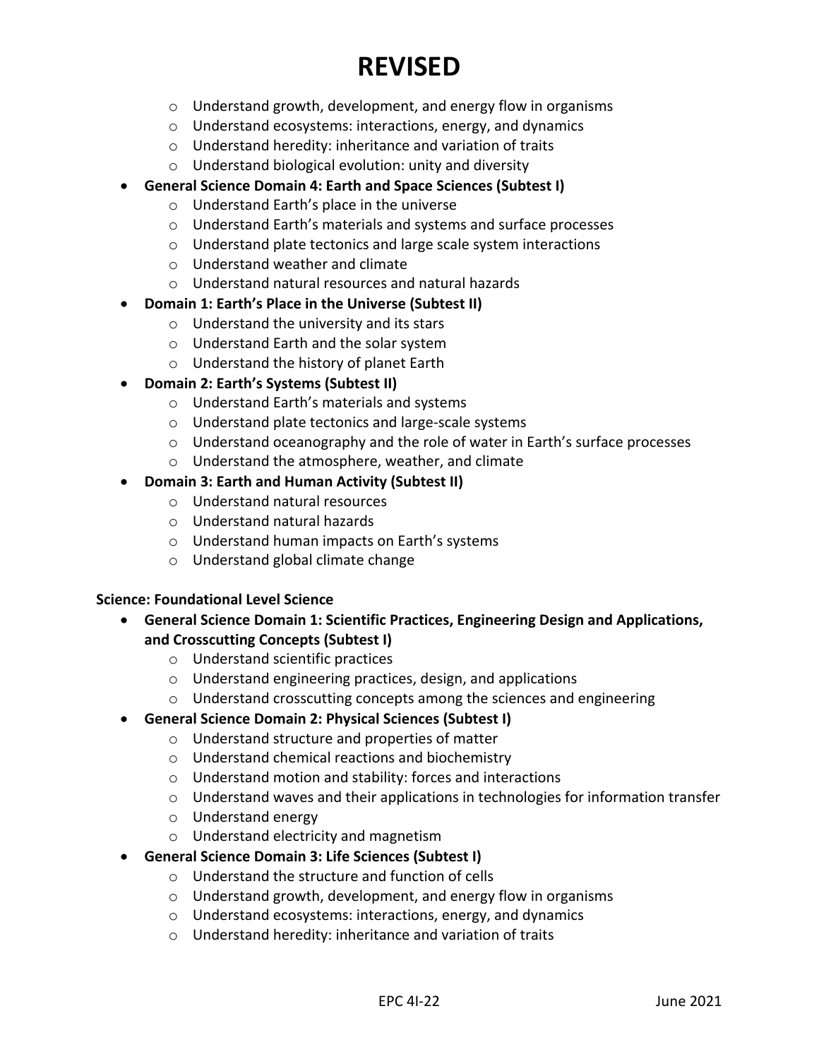# REVISED

- Understand growth, development, and energy flow in organisms
    - Understand ecosystems: interactions, energy, and dynamics
    - Understand heredity: inheritance and variation of traits
    - Understand biological evolution: unity and diversity
- **General Science Domain 4: Earth and Space Sciences (Subtest I)**
    - Understand Earth's place in the universe
    - Understand Earth's materials and systems and surface processes
    - Understand plate tectonics and large scale system interactions
    - Understand weather and climate
    - Understand natural resources and natural hazards
- **Domain 1: Earth's Place in the Universe (Subtest II)**
    - Understand the university and its stars
    - Understand Earth and the solar system
    - Understand the history of planet Earth
- **Domain 2: Earth's Systems (Subtest II)**
    - Understand Earth's materials and systems
    - Understand plate tectonics and large-scale systems
    - Understand oceanography and the role of water in Earth's surface processes
    - Understand the atmosphere, weather, and climate
- **Domain 3: Earth and Human Activity (Subtest II)**
    - Understand natural resources
    - Understand natural hazards
    - Understand human impacts on Earth's systems
    - Understand global climate change

**Science: Foundational Level Science**

- **General Science Domain 1: Scientific Practices, Engineering Design and Applications, and Crosscutting Concepts (Subtest I)**
    - Understand scientific practices
    - Understand engineering practices, design, and applications
    - Understand crosscutting concepts among the sciences and engineering
- **General Science Domain 2: Physical Sciences (Subtest I)**
    - Understand structure and properties of matter
    - Understand chemical reactions and biochemistry
    - Understand motion and stability: forces and interactions
    - Understand waves and their applications in technologies for information transfer
    - Understand energy
    - Understand electricity and magnetism
- **General Science Domain 3: Life Sciences (Subtest I)**
    - Understand the structure and function of cells
    - Understand growth, development, and energy flow in organisms
    - Understand ecosystems: interactions, energy, and dynamics
    - Understand heredity: inheritance and variation of traits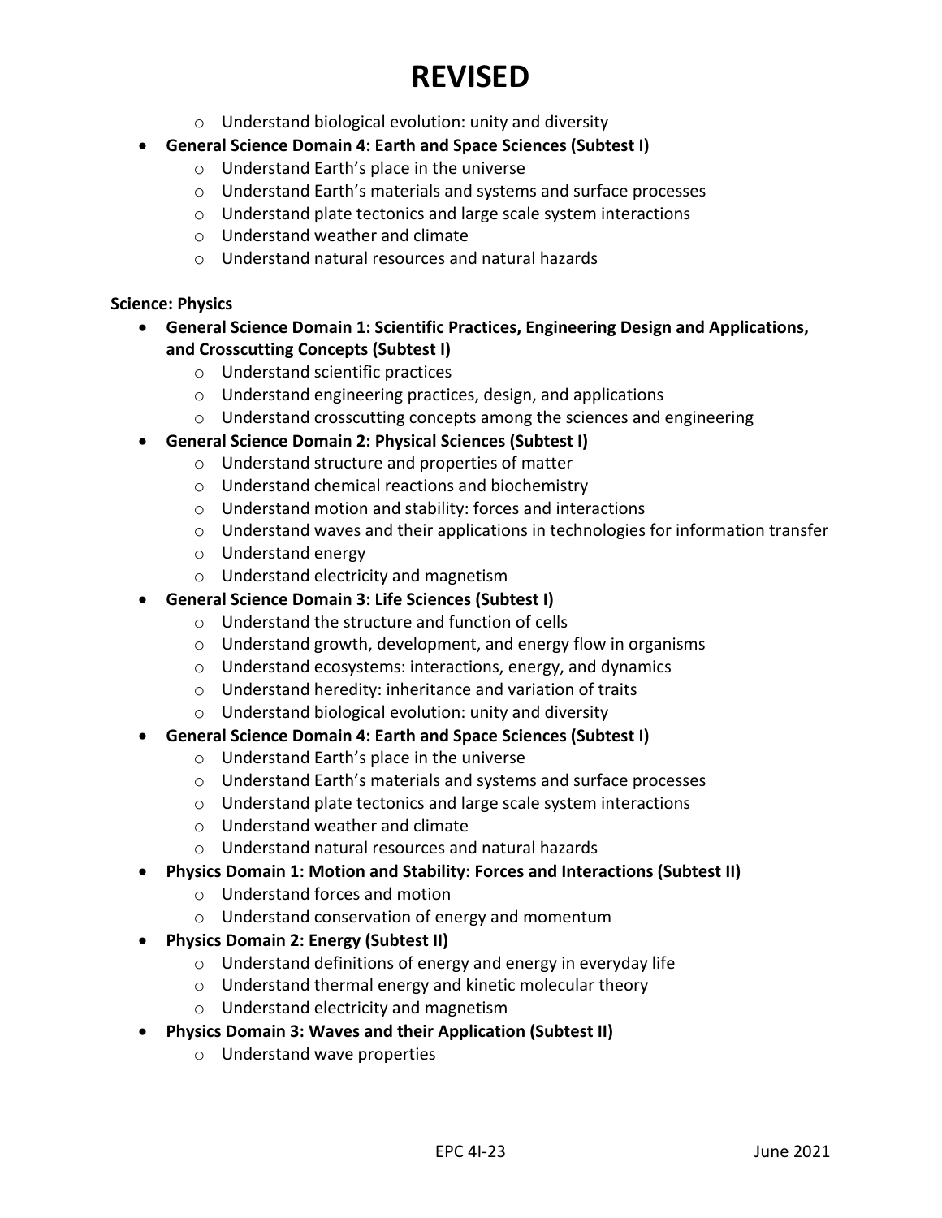# REVISED

- Understand biological evolution: unity and diversity
- **General Science Domain 4: Earth and Space Sciences (Subtest I)**
  - Understand Earth's place in the universe
  - Understand Earth's materials and systems and surface processes
  - Understand plate tectonics and large scale system interactions
  - Understand weather and climate
  - Understand natural resources and natural hazards

**Science: Physics**

- **General Science Domain 1: Scientific Practices, Engineering Design and Applications, and Crosscutting Concepts (Subtest I)**
  - Understand scientific practices
  - Understand engineering practices, design, and applications
  - Understand crosscutting concepts among the sciences and engineering
- **General Science Domain 2: Physical Sciences (Subtest I)**
  - Understand structure and properties of matter
  - Understand chemical reactions and biochemistry
  - Understand motion and stability: forces and interactions
  - Understand waves and their applications in technologies for information transfer
  - Understand energy
  - Understand electricity and magnetism
- **General Science Domain 3: Life Sciences (Subtest I)**
  - Understand the structure and function of cells
  - Understand growth, development, and energy flow in organisms
  - Understand ecosystems: interactions, energy, and dynamics
  - Understand heredity: inheritance and variation of traits
  - Understand biological evolution: unity and diversity
- **General Science Domain 4: Earth and Space Sciences (Subtest I)**
  - Understand Earth's place in the universe
  - Understand Earth's materials and systems and surface processes
  - Understand plate tectonics and large scale system interactions
  - Understand weather and climate
  - Understand natural resources and natural hazards
- **Physics Domain 1: Motion and Stability: Forces and Interactions (Subtest II)**
  - Understand forces and motion
  - Understand conservation of energy and momentum
- **Physics Domain 2: Energy (Subtest II)**
  - Understand definitions of energy and energy in everyday life
  - Understand thermal energy and kinetic molecular theory
  - Understand electricity and magnetism
- **Physics Domain 3: Waves and their Application (Subtest II)**
  - Understand wave properties

EPC 4I-23 June 2021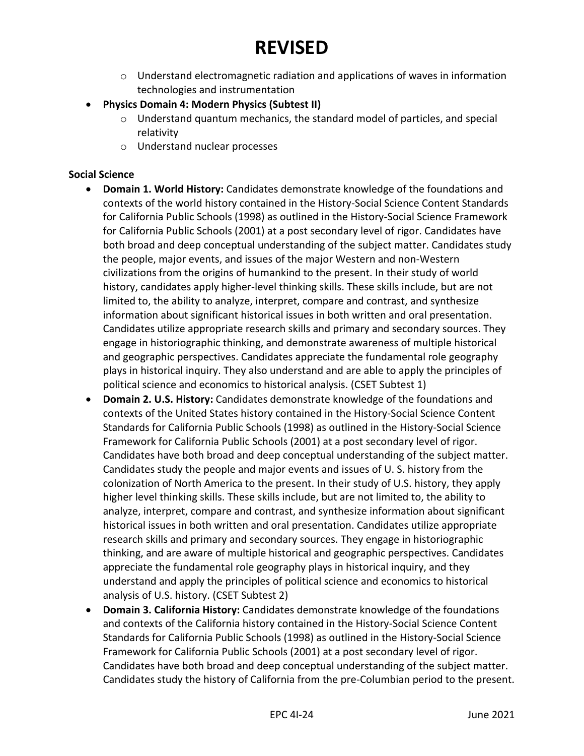# REVISED

- Understand electromagnetic radiation and applications of waves in information technologies and instrumentation
- **Physics Domain 4: Modern Physics (Subtest II)**
  - Understand quantum mechanics, the standard model of particles, and special relativity
  - Understand nuclear processes

**Social Science**

- **Domain 1. World History:** Candidates demonstrate knowledge of the foundations and contexts of the world history contained in the History-Social Science Content Standards for California Public Schools (1998) as outlined in the History-Social Science Framework for California Public Schools (2001) at a post secondary level of rigor. Candidates have both broad and deep conceptual understanding of the subject matter. Candidates study the people, major events, and issues of the major Western and non-Western civilizations from the origins of humankind to the present. In their study of world history, candidates apply higher-level thinking skills. These skills include, but are not limited to, the ability to analyze, interpret, compare and contrast, and synthesize information about significant historical issues in both written and oral presentation. Candidates utilize appropriate research skills and primary and secondary sources. They engage in historiographic thinking, and demonstrate awareness of multiple historical and geographic perspectives. Candidates appreciate the fundamental role geography plays in historical inquiry. They also understand and are able to apply the principles of political science and economics to historical analysis. (CSET Subtest 1)
- **Domain 2. U.S. History:** Candidates demonstrate knowledge of the foundations and contexts of the United States history contained in the History-Social Science Content Standards for California Public Schools (1998) as outlined in the History-Social Science Framework for California Public Schools (2001) at a post secondary level of rigor. Candidates have both broad and deep conceptual understanding of the subject matter. Candidates study the people and major events and issues of U. S. history from the colonization of North America to the present. In their study of U.S. history, they apply higher level thinking skills. These skills include, but are not limited to, the ability to analyze, interpret, compare and contrast, and synthesize information about significant historical issues in both written and oral presentation. Candidates utilize appropriate research skills and primary and secondary sources. They engage in historiographic thinking, and are aware of multiple historical and geographic perspectives. Candidates appreciate the fundamental role geography plays in historical inquiry, and they understand and apply the principles of political science and economics to historical analysis of U.S. history. (CSET Subtest 2)
- **Domain 3. California History:** Candidates demonstrate knowledge of the foundations and contexts of the California history contained in the History-Social Science Content Standards for California Public Schools (1998) as outlined in the History-Social Science Framework for California Public Schools (2001) at a post secondary level of rigor. Candidates have both broad and deep conceptual understanding of the subject matter. Candidates study the history of California from the pre-Columbian period to the present.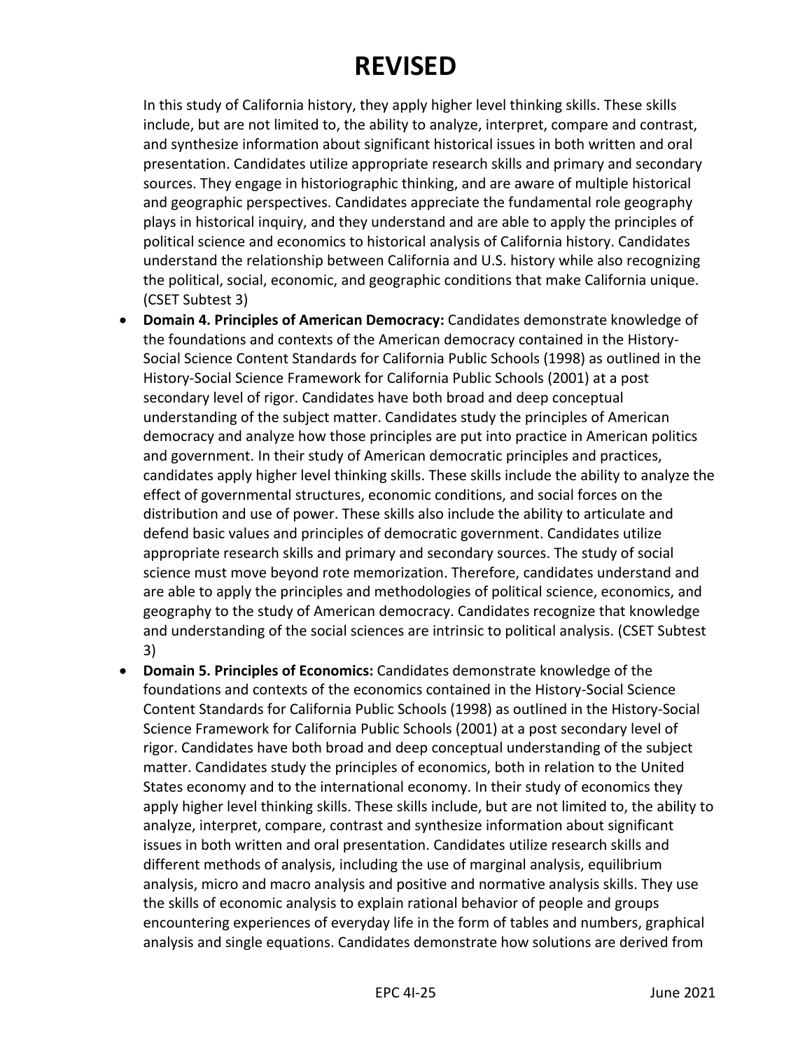# REVISED

In this study of California history, they apply higher level thinking skills. These skills include, but are not limited to, the ability to analyze, interpret, compare and contrast, and synthesize information about significant historical issues in both written and oral presentation. Candidates utilize appropriate research skills and primary and secondary sources. They engage in historiographic thinking, and are aware of multiple historical and geographic perspectives. Candidates appreciate the fundamental role geography plays in historical inquiry, and they understand and are able to apply the principles of political science and economics to historical analysis of California history. Candidates understand the relationship between California and U.S. history while also recognizing the political, social, economic, and geographic conditions that make California unique. (CSET Subtest 3)

- **Domain 4. Principles of American Democracy:** Candidates demonstrate knowledge of the foundations and contexts of the American democracy contained in the History-Social Science Content Standards for California Public Schools (1998) as outlined in the History-Social Science Framework for California Public Schools (2001) at a post secondary level of rigor. Candidates have both broad and deep conceptual understanding of the subject matter. Candidates study the principles of American democracy and analyze how those principles are put into practice in American politics and government. In their study of American democratic principles and practices, candidates apply higher level thinking skills. These skills include the ability to analyze the effect of governmental structures, economic conditions, and social forces on the distribution and use of power. These skills also include the ability to articulate and defend basic values and principles of democratic government. Candidates utilize appropriate research skills and primary and secondary sources. The study of social science must move beyond rote memorization. Therefore, candidates understand and are able to apply the principles and methodologies of political science, economics, and geography to the study of American democracy. Candidates recognize that knowledge and understanding of the social sciences are intrinsic to political analysis. (CSET Subtest 3)
- **Domain 5. Principles of Economics:** Candidates demonstrate knowledge of the foundations and contexts of the economics contained in the History-Social Science Content Standards for California Public Schools (1998) as outlined in the History-Social Science Framework for California Public Schools (2001) at a post secondary level of rigor. Candidates have both broad and deep conceptual understanding of the subject matter. Candidates study the principles of economics, both in relation to the United States economy and to the international economy. In their study of economics they apply higher level thinking skills. These skills include, but are not limited to, the ability to analyze, interpret, compare, contrast and synthesize information about significant issues in both written and oral presentation. Candidates utilize research skills and different methods of analysis, including the use of marginal analysis, equilibrium analysis, micro and macro analysis and positive and normative analysis skills. They use the skills of economic analysis to explain rational behavior of people and groups encountering experiences of everyday life in the form of tables and numbers, graphical analysis and single equations. Candidates demonstrate how solutions are derived from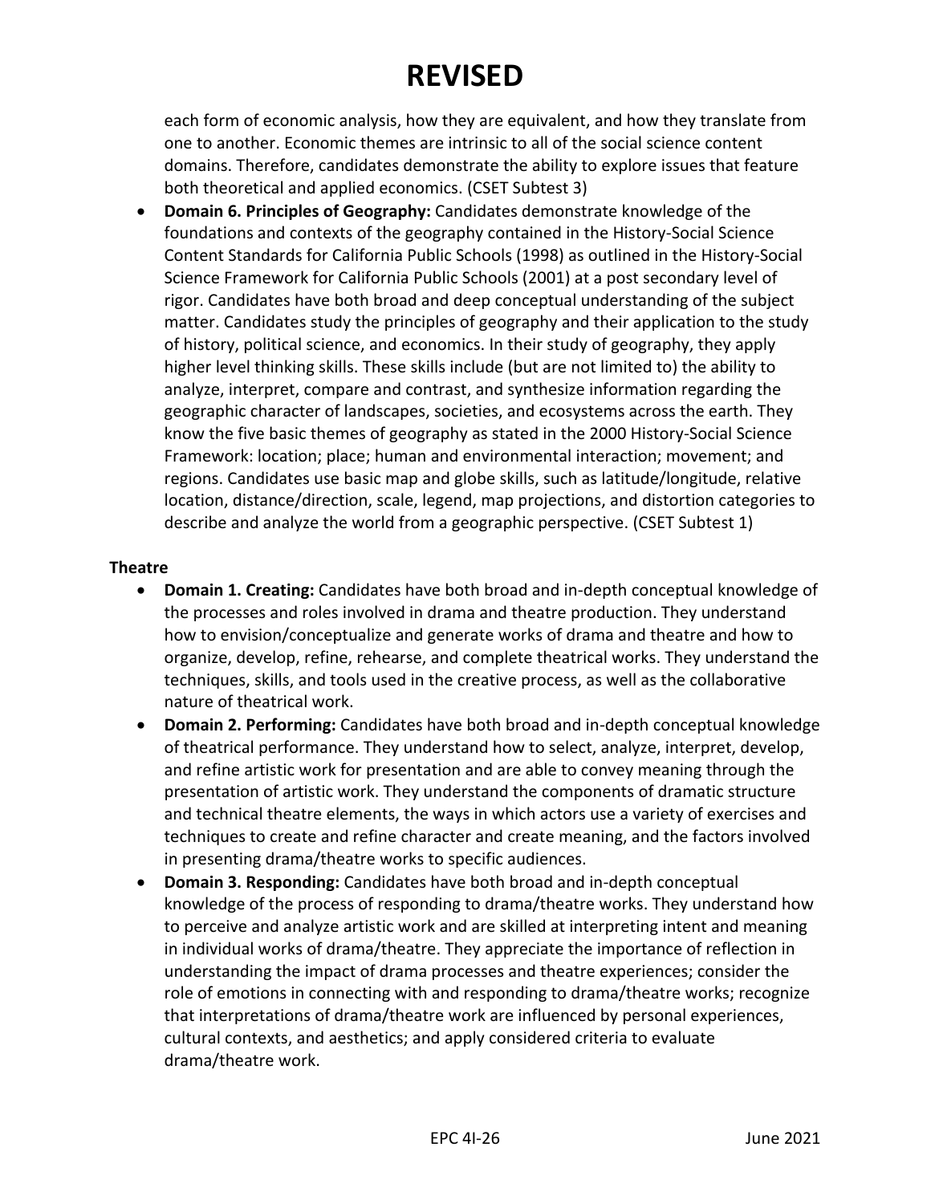each form of economic analysis, how they are equivalent, and how they translate from one to another. Economic themes are intrinsic to all of the social science content domains. Therefore, candidates demonstrate the ability to explore issues that feature both theoretical and applied economics. (CSET Subtest 3)

- **Domain 6. Principles of Geography:** Candidates demonstrate knowledge of the foundations and contexts of the geography contained in the History-Social Science Content Standards for California Public Schools (1998) as outlined in the History-Social Science Framework for California Public Schools (2001) at a post secondary level of rigor. Candidates have both broad and deep conceptual understanding of the subject matter. Candidates study the principles of geography and their application to the study of history, political science, and economics. In their study of geography, they apply higher level thinking skills. These skills include (but are not limited to) the ability to analyze, interpret, compare and contrast, and synthesize information regarding the geographic character of landscapes, societies, and ecosystems across the earth. They know the five basic themes of geography as stated in the 2000 History-Social Science Framework: location; place; human and environmental interaction; movement; and regions. Candidates use basic map and globe skills, such as latitude/longitude, relative location, distance/direction, scale, legend, map projections, and distortion categories to describe and analyze the world from a geographic perspective. (CSET Subtest 1)

**Theatre**

- **Domain 1. Creating:** Candidates have both broad and in-depth conceptual knowledge of the processes and roles involved in drama and theatre production. They understand how to envision/conceptualize and generate works of drama and theatre and how to organize, develop, refine, rehearse, and complete theatrical works. They understand the techniques, skills, and tools used in the creative process, as well as the collaborative nature of theatrical work.
- **Domain 2. Performing:** Candidates have both broad and in-depth conceptual knowledge of theatrical performance. They understand how to select, analyze, interpret, develop, and refine artistic work for presentation and are able to convey meaning through the presentation of artistic work. They understand the components of dramatic structure and technical theatre elements, the ways in which actors use a variety of exercises and techniques to create and refine character and create meaning, and the factors involved in presenting drama/theatre works to specific audiences.
- **Domain 3. Responding:** Candidates have both broad and in-depth conceptual knowledge of the process of responding to drama/theatre works. They understand how to perceive and analyze artistic work and are skilled at interpreting intent and meaning in individual works of drama/theatre. They appreciate the importance of reflection in understanding the impact of drama processes and theatre experiences; consider the role of emotions in connecting with and responding to drama/theatre works; recognize that interpretations of drama/theatre work are influenced by personal experiences, cultural contexts, and aesthetics; and apply considered criteria to evaluate drama/theatre work.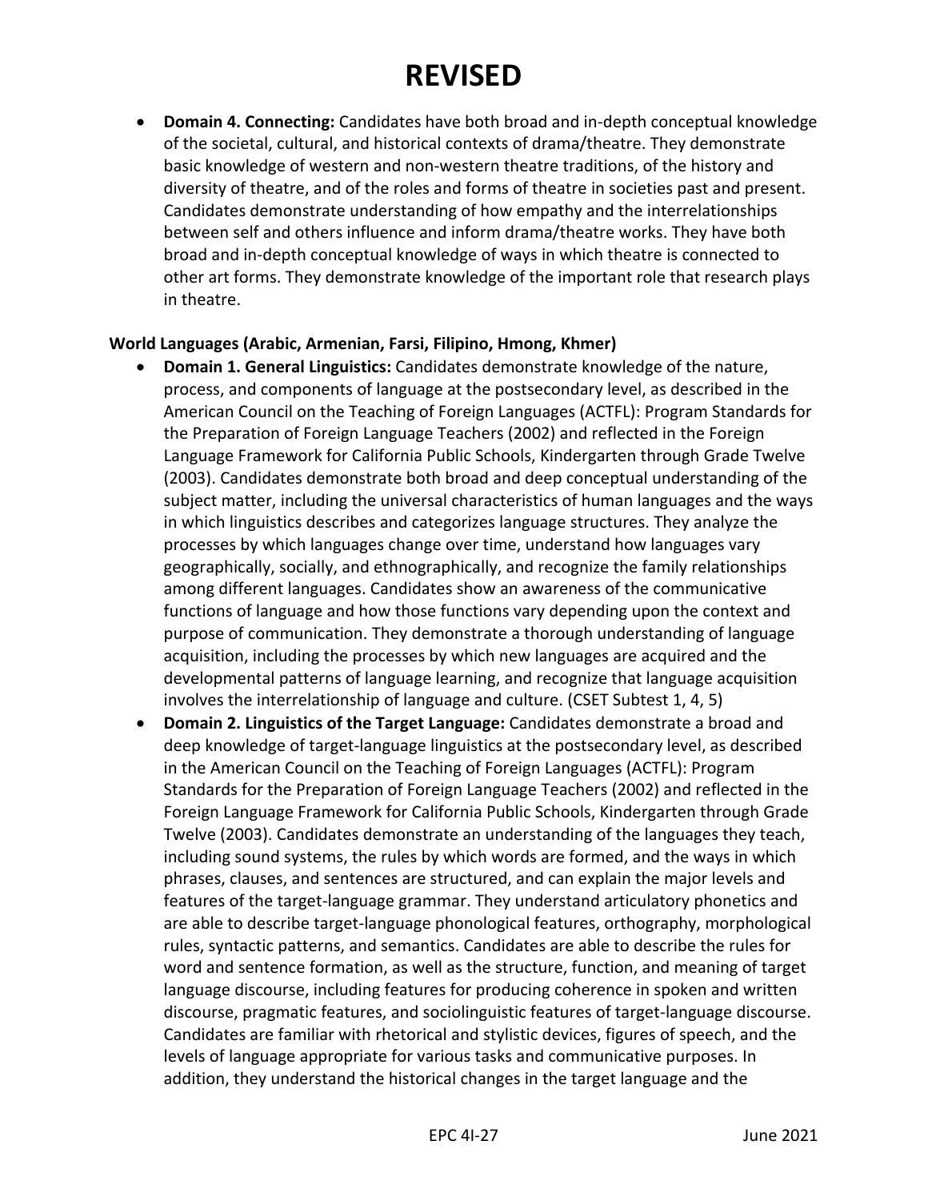# REVISED

- **Domain 4. Connecting:** Candidates have both broad and in-depth conceptual knowledge of the societal, cultural, and historical contexts of drama/theatre. They demonstrate basic knowledge of western and non-western theatre traditions, of the history and diversity of theatre, and of the roles and forms of theatre in societies past and present. Candidates demonstrate understanding of how empathy and the interrelationships between self and others influence and inform drama/theatre works. They have both broad and in-depth conceptual knowledge of ways in which theatre is connected to other art forms. They demonstrate knowledge of the important role that research plays in theatre.

**World Languages (Arabic, Armenian, Farsi, Filipino, Hmong, Khmer)**

- **Domain 1. General Linguistics:** Candidates demonstrate knowledge of the nature, process, and components of language at the postsecondary level, as described in the American Council on the Teaching of Foreign Languages (ACTFL): Program Standards for the Preparation of Foreign Language Teachers (2002) and reflected in the Foreign Language Framework for California Public Schools, Kindergarten through Grade Twelve (2003). Candidates demonstrate both broad and deep conceptual understanding of the subject matter, including the universal characteristics of human languages and the ways in which linguistics describes and categorizes language structures. They analyze the processes by which languages change over time, understand how languages vary geographically, socially, and ethnographically, and recognize the family relationships among different languages. Candidates show an awareness of the communicative functions of language and how those functions vary depending upon the context and purpose of communication. They demonstrate a thorough understanding of language acquisition, including the processes by which new languages are acquired and the developmental patterns of language learning, and recognize that language acquisition involves the interrelationship of language and culture. (CSET Subtest 1, 4, 5)
- **Domain 2. Linguistics of the Target Language:** Candidates demonstrate a broad and deep knowledge of target-language linguistics at the postsecondary level, as described in the American Council on the Teaching of Foreign Languages (ACTFL): Program Standards for the Preparation of Foreign Language Teachers (2002) and reflected in the Foreign Language Framework for California Public Schools, Kindergarten through Grade Twelve (2003). Candidates demonstrate an understanding of the languages they teach, including sound systems, the rules by which words are formed, and the ways in which phrases, clauses, and sentences are structured, and can explain the major levels and features of the target-language grammar. They understand articulatory phonetics and are able to describe target-language phonological features, orthography, morphological rules, syntactic patterns, and semantics. Candidates are able to describe the rules for word and sentence formation, as well as the structure, function, and meaning of target language discourse, including features for producing coherence in spoken and written discourse, pragmatic features, and sociolinguistic features of target-language discourse. Candidates are familiar with rhetorical and stylistic devices, figures of speech, and the levels of language appropriate for various tasks and communicative purposes. In addition, they understand the historical changes in the target language and the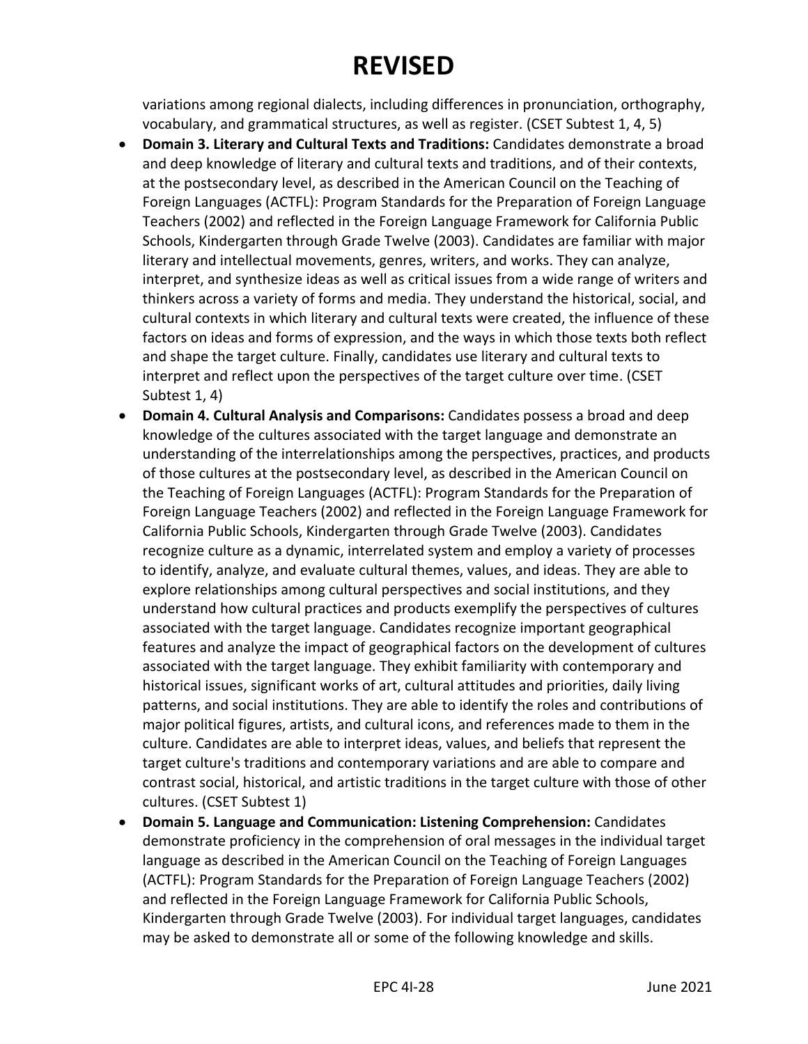# REVISED

variations among regional dialects, including differences in pronunciation, orthography, vocabulary, and grammatical structures, as well as register. (CSET Subtest 1, 4, 5)

- **Domain 3. Literary and Cultural Texts and Traditions:** Candidates demonstrate a broad and deep knowledge of literary and cultural texts and traditions, and of their contexts, at the postsecondary level, as described in the American Council on the Teaching of Foreign Languages (ACTFL): Program Standards for the Preparation of Foreign Language Teachers (2002) and reflected in the Foreign Language Framework for California Public Schools, Kindergarten through Grade Twelve (2003). Candidates are familiar with major literary and intellectual movements, genres, writers, and works. They can analyze, interpret, and synthesize ideas as well as critical issues from a wide range of writers and thinkers across a variety of forms and media. They understand the historical, social, and cultural contexts in which literary and cultural texts were created, the influence of these factors on ideas and forms of expression, and the ways in which those texts both reflect and shape the target culture. Finally, candidates use literary and cultural texts to interpret and reflect upon the perspectives of the target culture over time. (CSET Subtest 1, 4)
- **Domain 4. Cultural Analysis and Comparisons:** Candidates possess a broad and deep knowledge of the cultures associated with the target language and demonstrate an understanding of the interrelationships among the perspectives, practices, and products of those cultures at the postsecondary level, as described in the American Council on the Teaching of Foreign Languages (ACTFL): Program Standards for the Preparation of Foreign Language Teachers (2002) and reflected in the Foreign Language Framework for California Public Schools, Kindergarten through Grade Twelve (2003). Candidates recognize culture as a dynamic, interrelated system and employ a variety of processes to identify, analyze, and evaluate cultural themes, values, and ideas. They are able to explore relationships among cultural perspectives and social institutions, and they understand how cultural practices and products exemplify the perspectives of cultures associated with the target language. Candidates recognize important geographical features and analyze the impact of geographical factors on the development of cultures associated with the target language. They exhibit familiarity with contemporary and historical issues, significant works of art, cultural attitudes and priorities, daily living patterns, and social institutions. They are able to identify the roles and contributions of major political figures, artists, and cultural icons, and references made to them in the culture. Candidates are able to interpret ideas, values, and beliefs that represent the target culture's traditions and contemporary variations and are able to compare and contrast social, historical, and artistic traditions in the target culture with those of other cultures. (CSET Subtest 1)
- **Domain 5. Language and Communication: Listening Comprehension:** Candidates demonstrate proficiency in the comprehension of oral messages in the individual target language as described in the American Council on the Teaching of Foreign Languages (ACTFL): Program Standards for the Preparation of Foreign Language Teachers (2002) and reflected in the Foreign Language Framework for California Public Schools, Kindergarten through Grade Twelve (2003). For individual target languages, candidates may be asked to demonstrate all or some of the following knowledge and skills.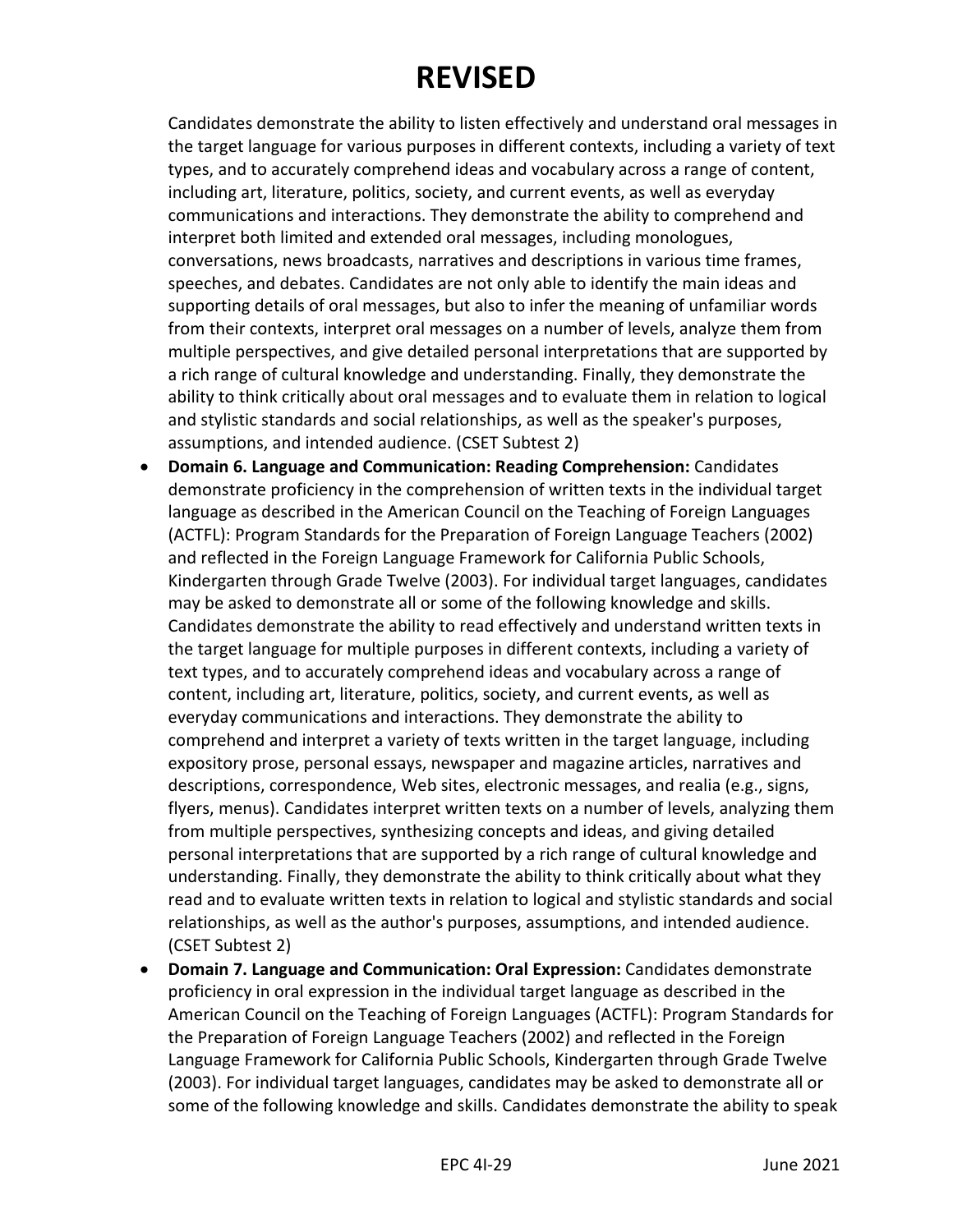# REVISED

Candidates demonstrate the ability to listen effectively and understand oral messages in the target language for various purposes in different contexts, including a variety of text types, and to accurately comprehend ideas and vocabulary across a range of content, including art, literature, politics, society, and current events, as well as everyday communications and interactions. They demonstrate the ability to comprehend and interpret both limited and extended oral messages, including monologues, conversations, news broadcasts, narratives and descriptions in various time frames, speeches, and debates. Candidates are not only able to identify the main ideas and supporting details of oral messages, but also to infer the meaning of unfamiliar words from their contexts, interpret oral messages on a number of levels, analyze them from multiple perspectives, and give detailed personal interpretations that are supported by a rich range of cultural knowledge and understanding. Finally, they demonstrate the ability to think critically about oral messages and to evaluate them in relation to logical and stylistic standards and social relationships, as well as the speaker's purposes, assumptions, and intended audience. (CSET Subtest 2)

- **Domain 6. Language and Communication: Reading Comprehension:** Candidates demonstrate proficiency in the comprehension of written texts in the individual target language as described in the American Council on the Teaching of Foreign Languages (ACTFL): Program Standards for the Preparation of Foreign Language Teachers (2002) and reflected in the Foreign Language Framework for California Public Schools, Kindergarten through Grade Twelve (2003). For individual target languages, candidates may be asked to demonstrate all or some of the following knowledge and skills. Candidates demonstrate the ability to read effectively and understand written texts in the target language for multiple purposes in different contexts, including a variety of text types, and to accurately comprehend ideas and vocabulary across a range of content, including art, literature, politics, society, and current events, as well as everyday communications and interactions. They demonstrate the ability to comprehend and interpret a variety of texts written in the target language, including expository prose, personal essays, newspaper and magazine articles, narratives and descriptions, correspondence, Web sites, electronic messages, and realia (e.g., signs, flyers, menus). Candidates interpret written texts on a number of levels, analyzing them from multiple perspectives, synthesizing concepts and ideas, and giving detailed personal interpretations that are supported by a rich range of cultural knowledge and understanding. Finally, they demonstrate the ability to think critically about what they read and to evaluate written texts in relation to logical and stylistic standards and social relationships, as well as the author's purposes, assumptions, and intended audience. (CSET Subtest 2)
- **Domain 7. Language and Communication: Oral Expression:** Candidates demonstrate proficiency in oral expression in the individual target language as described in the American Council on the Teaching of Foreign Languages (ACTFL): Program Standards for the Preparation of Foreign Language Teachers (2002) and reflected in the Foreign Language Framework for California Public Schools, Kindergarten through Grade Twelve (2003). For individual target languages, candidates may be asked to demonstrate all or some of the following knowledge and skills. Candidates demonstrate the ability to speak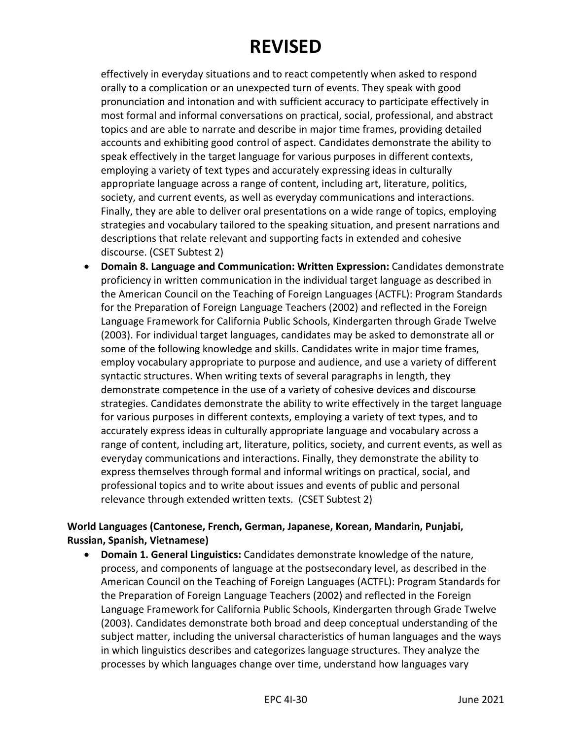# REVISED

effectively in everyday situations and to react competently when asked to respond orally to a complication or an unexpected turn of events. They speak with good pronunciation and intonation and with sufficient accuracy to participate effectively in most formal and informal conversations on practical, social, professional, and abstract topics and are able to narrate and describe in major time frames, providing detailed accounts and exhibiting good control of aspect. Candidates demonstrate the ability to speak effectively in the target language for various purposes in different contexts, employing a variety of text types and accurately expressing ideas in culturally appropriate language across a range of content, including art, literature, politics, society, and current events, as well as everyday communications and interactions. Finally, they are able to deliver oral presentations on a wide range of topics, employing strategies and vocabulary tailored to the speaking situation, and present narrations and descriptions that relate relevant and supporting facts in extended and cohesive discourse. (CSET Subtest 2)

- **Domain 8. Language and Communication: Written Expression:** Candidates demonstrate proficiency in written communication in the individual target language as described in the American Council on the Teaching of Foreign Languages (ACTFL): Program Standards for the Preparation of Foreign Language Teachers (2002) and reflected in the Foreign Language Framework for California Public Schools, Kindergarten through Grade Twelve (2003). For individual target languages, candidates may be asked to demonstrate all or some of the following knowledge and skills. Candidates write in major time frames, employ vocabulary appropriate to purpose and audience, and use a variety of different syntactic structures. When writing texts of several paragraphs in length, they demonstrate competence in the use of a variety of cohesive devices and discourse strategies. Candidates demonstrate the ability to write effectively in the target language for various purposes in different contexts, employing a variety of text types, and to accurately express ideas in culturally appropriate language and vocabulary across a range of content, including art, literature, politics, society, and current events, as well as everyday communications and interactions. Finally, they demonstrate the ability to express themselves through formal and informal writings on practical, social, and professional topics and to write about issues and events of public and personal relevance through extended written texts. (CSET Subtest 2)

**World Languages (Cantonese, French, German, Japanese, Korean, Mandarin, Punjabi, Russian, Spanish, Vietnamese)**

- **Domain 1. General Linguistics:** Candidates demonstrate knowledge of the nature, process, and components of language at the postsecondary level, as described in the American Council on the Teaching of Foreign Languages (ACTFL): Program Standards for the Preparation of Foreign Language Teachers (2002) and reflected in the Foreign Language Framework for California Public Schools, Kindergarten through Grade Twelve (2003). Candidates demonstrate both broad and deep conceptual understanding of the subject matter, including the universal characteristics of human languages and the ways in which linguistics describes and categorizes language structures. They analyze the processes by which languages change over time, understand how languages vary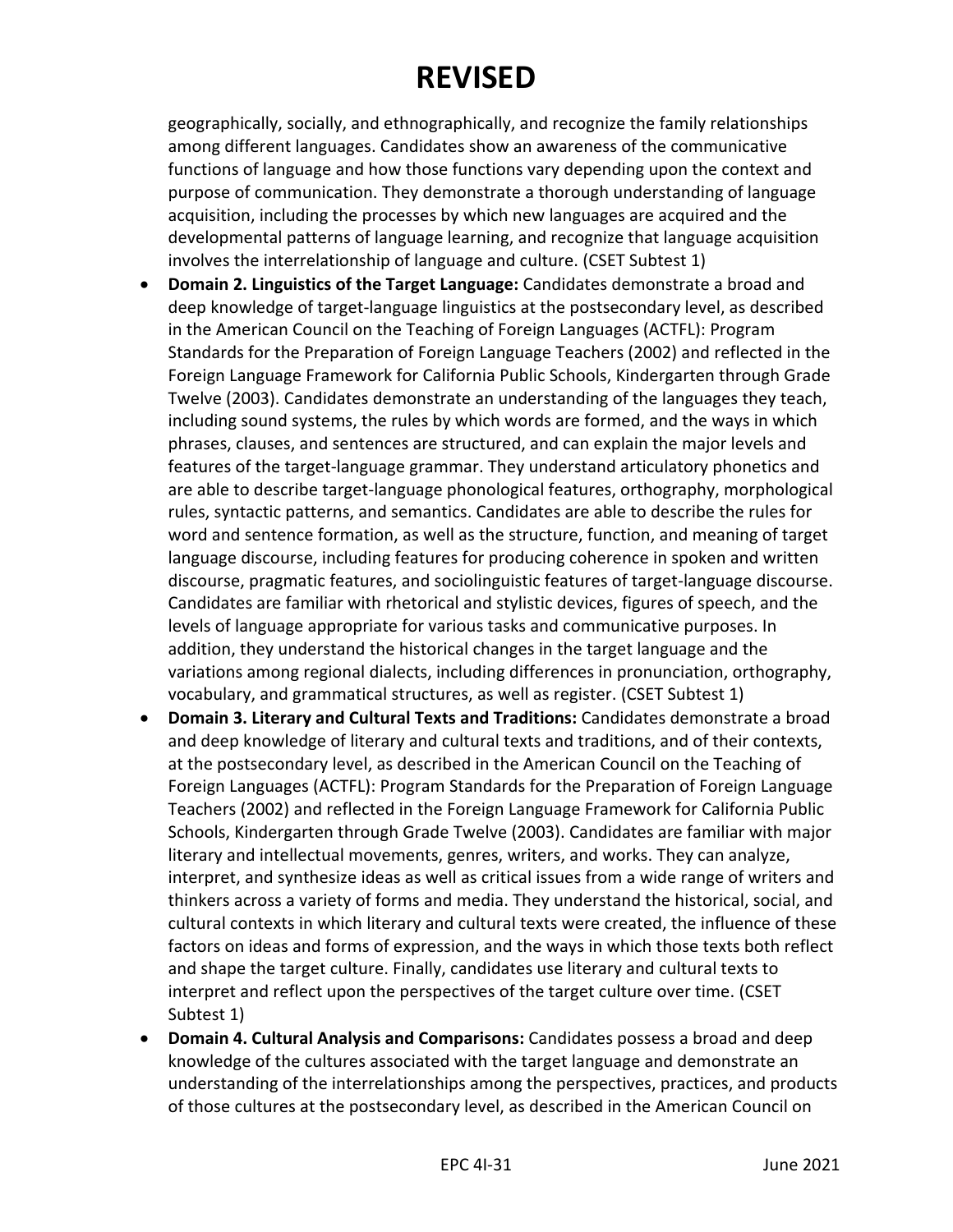# REVISED

geographically, socially, and ethnographically, and recognize the family relationships among different languages. Candidates show an awareness of the communicative functions of language and how those functions vary depending upon the context and purpose of communication. They demonstrate a thorough understanding of language acquisition, including the processes by which new languages are acquired and the developmental patterns of language learning, and recognize that language acquisition involves the interrelationship of language and culture. (CSET Subtest 1)

- **Domain 2. Linguistics of the Target Language:** Candidates demonstrate a broad and deep knowledge of target-language linguistics at the postsecondary level, as described in the American Council on the Teaching of Foreign Languages (ACTFL): Program Standards for the Preparation of Foreign Language Teachers (2002) and reflected in the Foreign Language Framework for California Public Schools, Kindergarten through Grade Twelve (2003). Candidates demonstrate an understanding of the languages they teach, including sound systems, the rules by which words are formed, and the ways in which phrases, clauses, and sentences are structured, and can explain the major levels and features of the target-language grammar. They understand articulatory phonetics and are able to describe target-language phonological features, orthography, morphological rules, syntactic patterns, and semantics. Candidates are able to describe the rules for word and sentence formation, as well as the structure, function, and meaning of target language discourse, including features for producing coherence in spoken and written discourse, pragmatic features, and sociolinguistic features of target-language discourse. Candidates are familiar with rhetorical and stylistic devices, figures of speech, and the levels of language appropriate for various tasks and communicative purposes. In addition, they understand the historical changes in the target language and the variations among regional dialects, including differences in pronunciation, orthography, vocabulary, and grammatical structures, as well as register. (CSET Subtest 1)
- **Domain 3. Literary and Cultural Texts and Traditions:** Candidates demonstrate a broad and deep knowledge of literary and cultural texts and traditions, and of their contexts, at the postsecondary level, as described in the American Council on the Teaching of Foreign Languages (ACTFL): Program Standards for the Preparation of Foreign Language Teachers (2002) and reflected in the Foreign Language Framework for California Public Schools, Kindergarten through Grade Twelve (2003). Candidates are familiar with major literary and intellectual movements, genres, writers, and works. They can analyze, interpret, and synthesize ideas as well as critical issues from a wide range of writers and thinkers across a variety of forms and media. They understand the historical, social, and cultural contexts in which literary and cultural texts were created, the influence of these factors on ideas and forms of expression, and the ways in which those texts both reflect and shape the target culture. Finally, candidates use literary and cultural texts to interpret and reflect upon the perspectives of the target culture over time. (CSET Subtest 1)
- **Domain 4. Cultural Analysis and Comparisons:** Candidates possess a broad and deep knowledge of the cultures associated with the target language and demonstrate an understanding of the interrelationships among the perspectives, practices, and products of those cultures at the postsecondary level, as described in the American Council on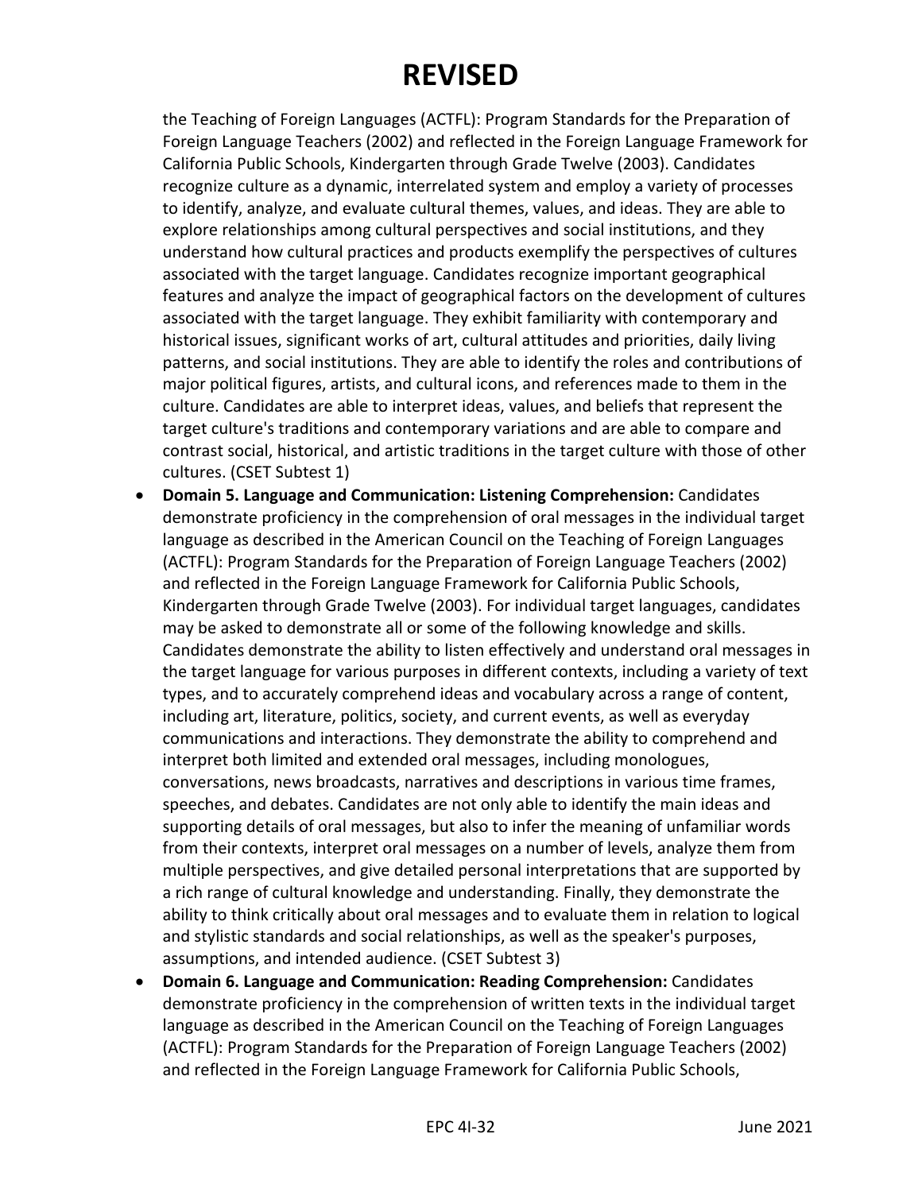# REVISED

the Teaching of Foreign Languages (ACTFL): Program Standards for the Preparation of Foreign Language Teachers (2002) and reflected in the Foreign Language Framework for California Public Schools, Kindergarten through Grade Twelve (2003). Candidates recognize culture as a dynamic, interrelated system and employ a variety of processes to identify, analyze, and evaluate cultural themes, values, and ideas. They are able to explore relationships among cultural perspectives and social institutions, and they understand how cultural practices and products exemplify the perspectives of cultures associated with the target language. Candidates recognize important geographical features and analyze the impact of geographical factors on the development of cultures associated with the target language. They exhibit familiarity with contemporary and historical issues, significant works of art, cultural attitudes and priorities, daily living patterns, and social institutions. They are able to identify the roles and contributions of major political figures, artists, and cultural icons, and references made to them in the culture. Candidates are able to interpret ideas, values, and beliefs that represent the target culture's traditions and contemporary variations and are able to compare and contrast social, historical, and artistic traditions in the target culture with those of other cultures. (CSET Subtest 1)

- **Domain 5. Language and Communication: Listening Comprehension:** Candidates demonstrate proficiency in the comprehension of oral messages in the individual target language as described in the American Council on the Teaching of Foreign Languages (ACTFL): Program Standards for the Preparation of Foreign Language Teachers (2002) and reflected in the Foreign Language Framework for California Public Schools, Kindergarten through Grade Twelve (2003). For individual target languages, candidates may be asked to demonstrate all or some of the following knowledge and skills. Candidates demonstrate the ability to listen effectively and understand oral messages in the target language for various purposes in different contexts, including a variety of text types, and to accurately comprehend ideas and vocabulary across a range of content, including art, literature, politics, society, and current events, as well as everyday communications and interactions. They demonstrate the ability to comprehend and interpret both limited and extended oral messages, including monologues, conversations, news broadcasts, narratives and descriptions in various time frames, speeches, and debates. Candidates are not only able to identify the main ideas and supporting details of oral messages, but also to infer the meaning of unfamiliar words from their contexts, interpret oral messages on a number of levels, analyze them from multiple perspectives, and give detailed personal interpretations that are supported by a rich range of cultural knowledge and understanding. Finally, they demonstrate the ability to think critically about oral messages and to evaluate them in relation to logical and stylistic standards and social relationships, as well as the speaker's purposes, assumptions, and intended audience. (CSET Subtest 3)
- **Domain 6. Language and Communication: Reading Comprehension:** Candidates demonstrate proficiency in the comprehension of written texts in the individual target language as described in the American Council on the Teaching of Foreign Languages (ACTFL): Program Standards for the Preparation of Foreign Language Teachers (2002) and reflected in the Foreign Language Framework for California Public Schools,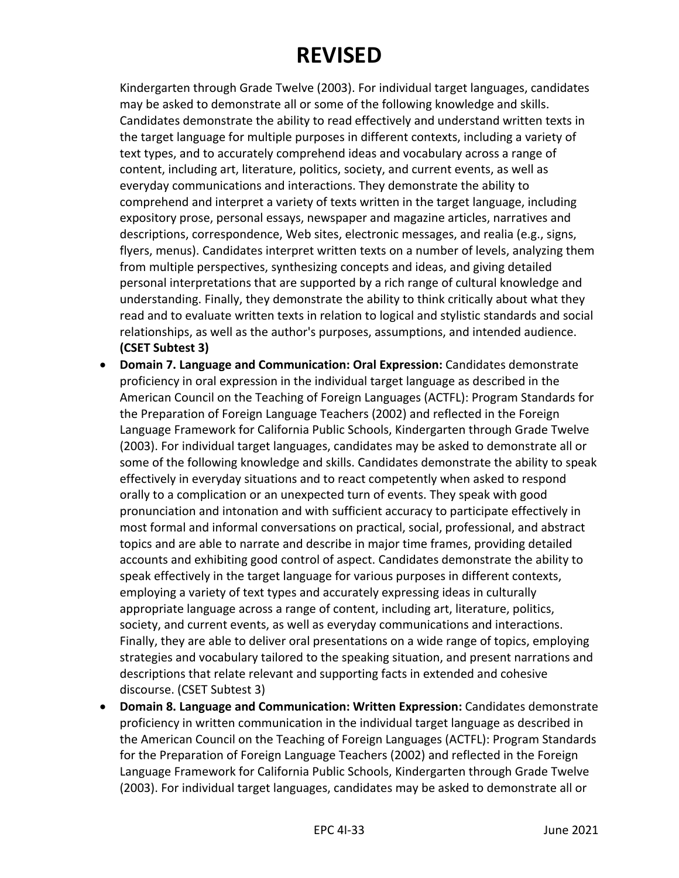# REVISED

Kindergarten through Grade Twelve (2003). For individual target languages, candidates may be asked to demonstrate all or some of the following knowledge and skills. Candidates demonstrate the ability to read effectively and understand written texts in the target language for multiple purposes in different contexts, including a variety of text types, and to accurately comprehend ideas and vocabulary across a range of content, including art, literature, politics, society, and current events, as well as everyday communications and interactions. They demonstrate the ability to comprehend and interpret a variety of texts written in the target language, including expository prose, personal essays, newspaper and magazine articles, narratives and descriptions, correspondence, Web sites, electronic messages, and realia (e.g., signs, flyers, menus). Candidates interpret written texts on a number of levels, analyzing them from multiple perspectives, synthesizing concepts and ideas, and giving detailed personal interpretations that are supported by a rich range of cultural knowledge and understanding. Finally, they demonstrate the ability to think critically about what they read and to evaluate written texts in relation to logical and stylistic standards and social relationships, as well as the author's purposes, assumptions, and intended audience. **(CSET Subtest 3)**

- **Domain 7. Language and Communication: Oral Expression:** Candidates demonstrate proficiency in oral expression in the individual target language as described in the American Council on the Teaching of Foreign Languages (ACTFL): Program Standards for the Preparation of Foreign Language Teachers (2002) and reflected in the Foreign Language Framework for California Public Schools, Kindergarten through Grade Twelve (2003). For individual target languages, candidates may be asked to demonstrate all or some of the following knowledge and skills. Candidates demonstrate the ability to speak effectively in everyday situations and to react competently when asked to respond orally to a complication or an unexpected turn of events. They speak with good pronunciation and intonation and with sufficient accuracy to participate effectively in most formal and informal conversations on practical, social, professional, and abstract topics and are able to narrate and describe in major time frames, providing detailed accounts and exhibiting good control of aspect. Candidates demonstrate the ability to speak effectively in the target language for various purposes in different contexts, employing a variety of text types and accurately expressing ideas in culturally appropriate language across a range of content, including art, literature, politics, society, and current events, as well as everyday communications and interactions. Finally, they are able to deliver oral presentations on a wide range of topics, employing strategies and vocabulary tailored to the speaking situation, and present narrations and descriptions that relate relevant and supporting facts in extended and cohesive discourse. (CSET Subtest 3)
- **Domain 8. Language and Communication: Written Expression:** Candidates demonstrate proficiency in written communication in the individual target language as described in the American Council on the Teaching of Foreign Languages (ACTFL): Program Standards for the Preparation of Foreign Language Teachers (2002) and reflected in the Foreign Language Framework for California Public Schools, Kindergarten through Grade Twelve (2003). For individual target languages, candidates may be asked to demonstrate all or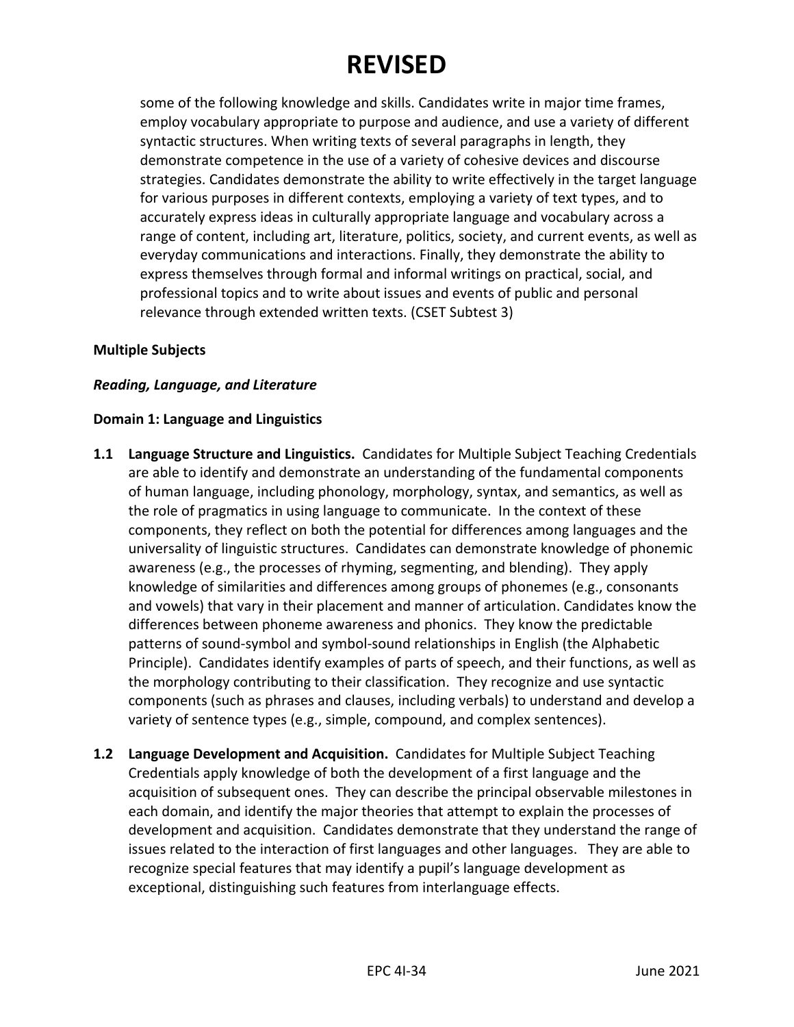# REVISED

some of the following knowledge and skills. Candidates write in major time frames, employ vocabulary appropriate to purpose and audience, and use a variety of different syntactic structures. When writing texts of several paragraphs in length, they demonstrate competence in the use of a variety of cohesive devices and discourse strategies. Candidates demonstrate the ability to write effectively in the target language for various purposes in different contexts, employing a variety of text types, and to accurately express ideas in culturally appropriate language and vocabulary across a range of content, including art, literature, politics, society, and current events, as well as everyday communications and interactions. Finally, they demonstrate the ability to express themselves through formal and informal writings on practical, social, and professional topics and to write about issues and events of public and personal relevance through extended written texts. (CSET Subtest 3)

**Multiple Subjects**

***Reading, Language, and Literature***

**Domain 1: Language and Linguistics**

**1.1 Language Structure and Linguistics.** Candidates for Multiple Subject Teaching Credentials are able to identify and demonstrate an understanding of the fundamental components of human language, including phonology, morphology, syntax, and semantics, as well as the role of pragmatics in using language to communicate. In the context of these components, they reflect on both the potential for differences among languages and the universality of linguistic structures. Candidates can demonstrate knowledge of phonemic awareness (e.g., the processes of rhyming, segmenting, and blending). They apply knowledge of similarities and differences among groups of phonemes (e.g., consonants and vowels) that vary in their placement and manner of articulation. Candidates know the differences between phoneme awareness and phonics. They know the predictable patterns of sound-symbol and symbol-sound relationships in English (the Alphabetic Principle). Candidates identify examples of parts of speech, and their functions, as well as the morphology contributing to their classification. They recognize and use syntactic components (such as phrases and clauses, including verbals) to understand and develop a variety of sentence types (e.g., simple, compound, and complex sentences).

**1.2 Language Development and Acquisition.** Candidates for Multiple Subject Teaching Credentials apply knowledge of both the development of a first language and the acquisition of subsequent ones. They can describe the principal observable milestones in each domain, and identify the major theories that attempt to explain the processes of development and acquisition. Candidates demonstrate that they understand the range of issues related to the interaction of first languages and other languages. They are able to recognize special features that may identify a pupil's language development as exceptional, distinguishing such features from interlanguage effects.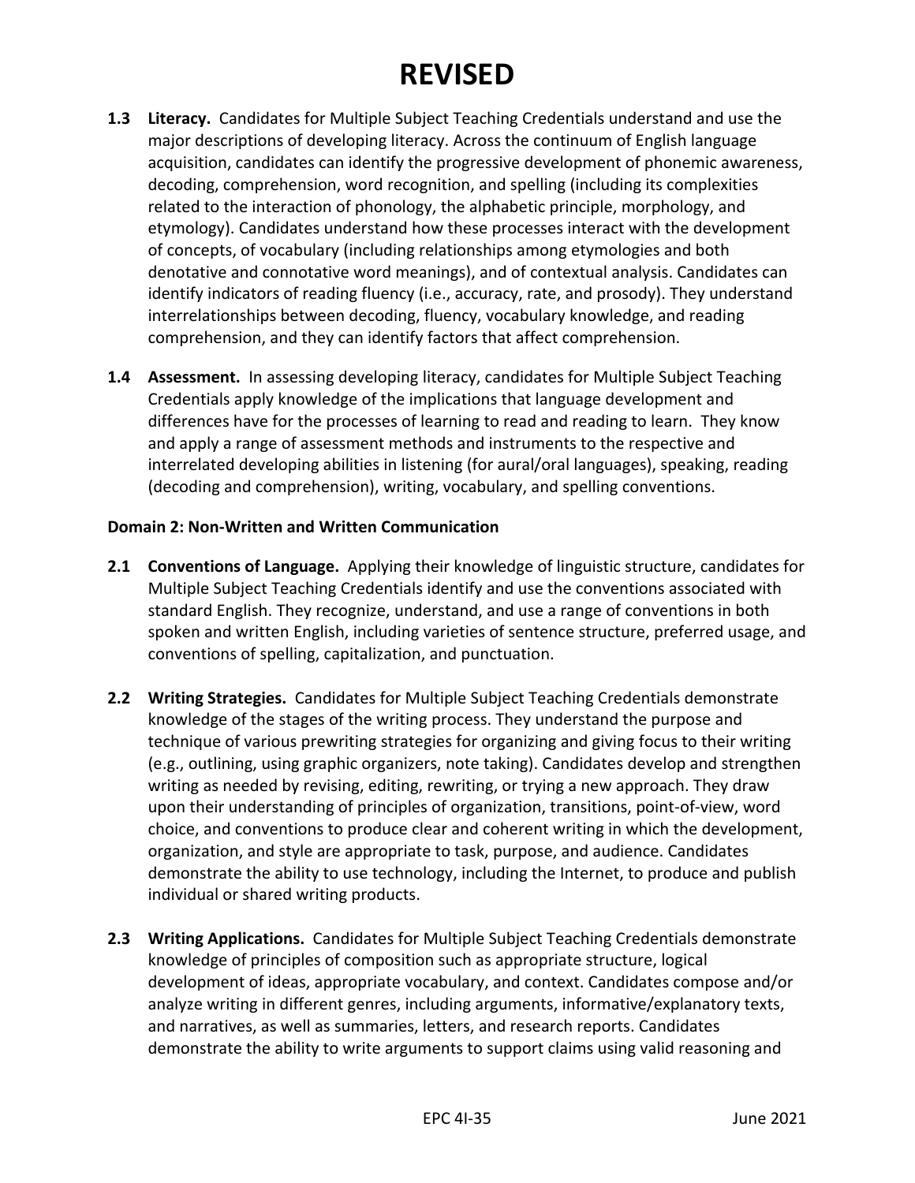# REVISED

**1.3 Literacy.** Candidates for Multiple Subject Teaching Credentials understand and use the major descriptions of developing literacy. Across the continuum of English language acquisition, candidates can identify the progressive development of phonemic awareness, decoding, comprehension, word recognition, and spelling (including its complexities related to the interaction of phonology, the alphabetic principle, morphology, and etymology). Candidates understand how these processes interact with the development of concepts, of vocabulary (including relationships among etymologies and both denotative and connotative word meanings), and of contextual analysis. Candidates can identify indicators of reading fluency (i.e., accuracy, rate, and prosody). They understand interrelationships between decoding, fluency, vocabulary knowledge, and reading comprehension, and they can identify factors that affect comprehension.

**1.4 Assessment.** In assessing developing literacy, candidates for Multiple Subject Teaching Credentials apply knowledge of the implications that language development and differences have for the processes of learning to read and reading to learn. They know and apply a range of assessment methods and instruments to the respective and interrelated developing abilities in listening (for aural/oral languages), speaking, reading (decoding and comprehension), writing, vocabulary, and spelling conventions.

**Domain 2: Non-Written and Written Communication**

**2.1 Conventions of Language.** Applying their knowledge of linguistic structure, candidates for Multiple Subject Teaching Credentials identify and use the conventions associated with standard English. They recognize, understand, and use a range of conventions in both spoken and written English, including varieties of sentence structure, preferred usage, and conventions of spelling, capitalization, and punctuation.

**2.2 Writing Strategies.** Candidates for Multiple Subject Teaching Credentials demonstrate knowledge of the stages of the writing process. They understand the purpose and technique of various prewriting strategies for organizing and giving focus to their writing (e.g., outlining, using graphic organizers, note taking). Candidates develop and strengthen writing as needed by revising, editing, rewriting, or trying a new approach. They draw upon their understanding of principles of organization, transitions, point-of-view, word choice, and conventions to produce clear and coherent writing in which the development, organization, and style are appropriate to task, purpose, and audience. Candidates demonstrate the ability to use technology, including the Internet, to produce and publish individual or shared writing products.

**2.3 Writing Applications.** Candidates for Multiple Subject Teaching Credentials demonstrate knowledge of principles of composition such as appropriate structure, logical development of ideas, appropriate vocabulary, and context. Candidates compose and/or analyze writing in different genres, including arguments, informative/explanatory texts, and narratives, as well as summaries, letters, and research reports. Candidates demonstrate the ability to write arguments to support claims using valid reasoning and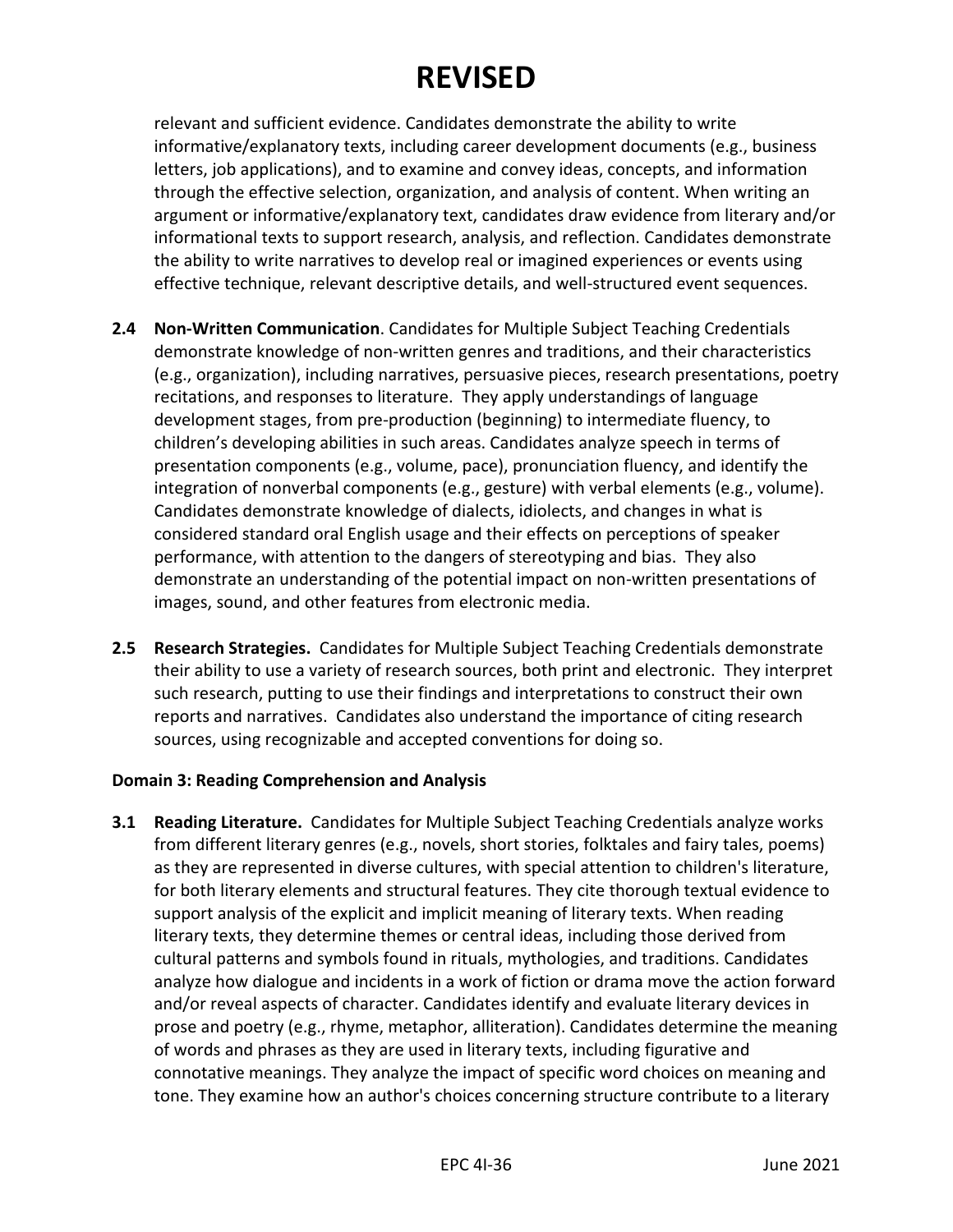# REVISED

relevant and sufficient evidence. Candidates demonstrate the ability to write informative/explanatory texts, including career development documents (e.g., business letters, job applications), and to examine and convey ideas, concepts, and information through the effective selection, organization, and analysis of content. When writing an argument or informative/explanatory text, candidates draw evidence from literary and/or informational texts to support research, analysis, and reflection. Candidates demonstrate the ability to write narratives to develop real or imagined experiences or events using effective technique, relevant descriptive details, and well-structured event sequences.

**2.4 Non-Written Communication**. Candidates for Multiple Subject Teaching Credentials demonstrate knowledge of non-written genres and traditions, and their characteristics (e.g., organization), including narratives, persuasive pieces, research presentations, poetry recitations, and responses to literature. They apply understandings of language development stages, from pre-production (beginning) to intermediate fluency, to children's developing abilities in such areas. Candidates analyze speech in terms of presentation components (e.g., volume, pace), pronunciation fluency, and identify the integration of nonverbal components (e.g., gesture) with verbal elements (e.g., volume). Candidates demonstrate knowledge of dialects, idiolects, and changes in what is considered standard oral English usage and their effects on perceptions of speaker performance, with attention to the dangers of stereotyping and bias. They also demonstrate an understanding of the potential impact on non-written presentations of images, sound, and other features from electronic media.

**2.5 Research Strategies.** Candidates for Multiple Subject Teaching Credentials demonstrate their ability to use a variety of research sources, both print and electronic. They interpret such research, putting to use their findings and interpretations to construct their own reports and narratives. Candidates also understand the importance of citing research sources, using recognizable and accepted conventions for doing so.

**Domain 3: Reading Comprehension and Analysis**

**3.1 Reading Literature.** Candidates for Multiple Subject Teaching Credentials analyze works from different literary genres (e.g., novels, short stories, folktales and fairy tales, poems) as they are represented in diverse cultures, with special attention to children's literature, for both literary elements and structural features. They cite thorough textual evidence to support analysis of the explicit and implicit meaning of literary texts. When reading literary texts, they determine themes or central ideas, including those derived from cultural patterns and symbols found in rituals, mythologies, and traditions. Candidates analyze how dialogue and incidents in a work of fiction or drama move the action forward and/or reveal aspects of character. Candidates identify and evaluate literary devices in prose and poetry (e.g., rhyme, metaphor, alliteration). Candidates determine the meaning of words and phrases as they are used in literary texts, including figurative and connotative meanings. They analyze the impact of specific word choices on meaning and tone. They examine how an author's choices concerning structure contribute to a literary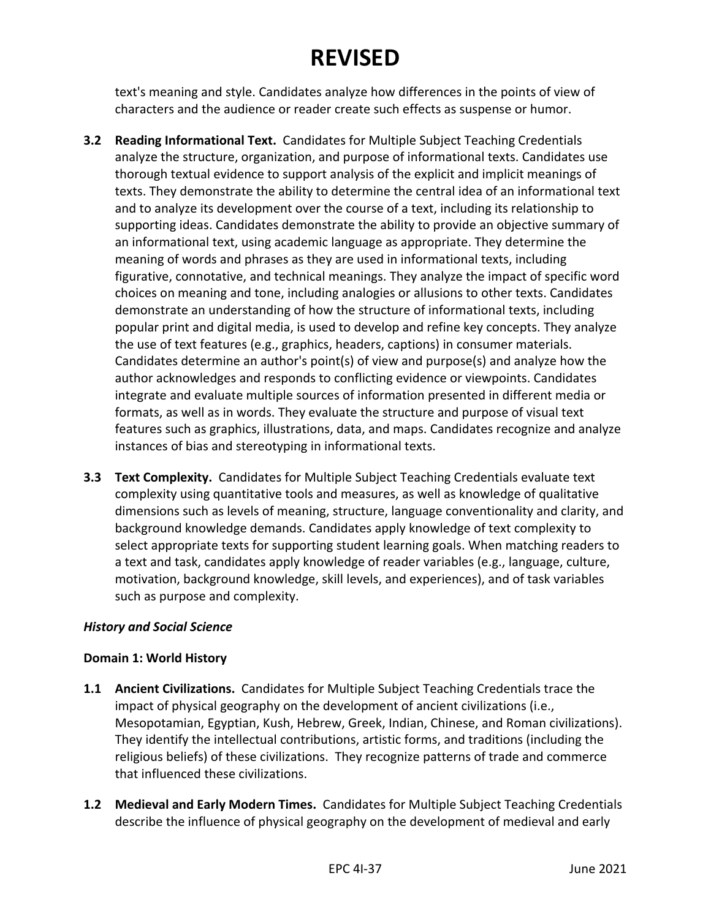text's meaning and style. Candidates analyze how differences in the points of view of characters and the audience or reader create such effects as suspense or humor.

**3.2 Reading Informational Text.** Candidates for Multiple Subject Teaching Credentials analyze the structure, organization, and purpose of informational texts. Candidates use thorough textual evidence to support analysis of the explicit and implicit meanings of texts. They demonstrate the ability to determine the central idea of an informational text and to analyze its development over the course of a text, including its relationship to supporting ideas. Candidates demonstrate the ability to provide an objective summary of an informational text, using academic language as appropriate. They determine the meaning of words and phrases as they are used in informational texts, including figurative, connotative, and technical meanings. They analyze the impact of specific word choices on meaning and tone, including analogies or allusions to other texts. Candidates demonstrate an understanding of how the structure of informational texts, including popular print and digital media, is used to develop and refine key concepts. They analyze the use of text features (e.g., graphics, headers, captions) in consumer materials. Candidates determine an author's point(s) of view and purpose(s) and analyze how the author acknowledges and responds to conflicting evidence or viewpoints. Candidates integrate and evaluate multiple sources of information presented in different media or formats, as well as in words. They evaluate the structure and purpose of visual text features such as graphics, illustrations, data, and maps. Candidates recognize and analyze instances of bias and stereotyping in informational texts.

**3.3 Text Complexity.** Candidates for Multiple Subject Teaching Credentials evaluate text complexity using quantitative tools and measures, as well as knowledge of qualitative dimensions such as levels of meaning, structure, language conventionality and clarity, and background knowledge demands. Candidates apply knowledge of text complexity to select appropriate texts for supporting student learning goals. When matching readers to a text and task, candidates apply knowledge of reader variables (e.g., language, culture, motivation, background knowledge, skill levels, and experiences), and of task variables such as purpose and complexity.

***History and Social Science***

**Domain 1: World History**

**1.1 Ancient Civilizations.** Candidates for Multiple Subject Teaching Credentials trace the impact of physical geography on the development of ancient civilizations (i.e., Mesopotamian, Egyptian, Kush, Hebrew, Greek, Indian, Chinese, and Roman civilizations). They identify the intellectual contributions, artistic forms, and traditions (including the religious beliefs) of these civilizations. They recognize patterns of trade and commerce that influenced these civilizations.

**1.2 Medieval and Early Modern Times.** Candidates for Multiple Subject Teaching Credentials describe the influence of physical geography on the development of medieval and early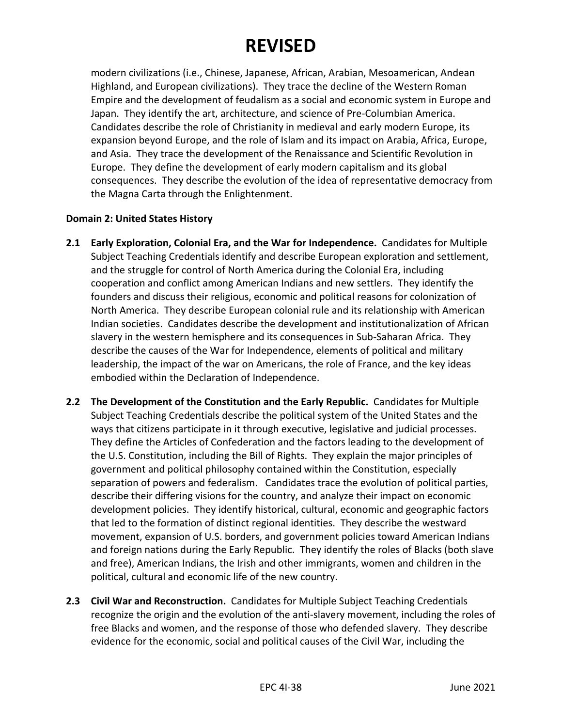modern civilizations (i.e., Chinese, Japanese, African, Arabian, Mesoamerican, Andean Highland, and European civilizations). They trace the decline of the Western Roman Empire and the development of feudalism as a social and economic system in Europe and Japan. They identify the art, architecture, and science of Pre-Columbian America. Candidates describe the role of Christianity in medieval and early modern Europe, its expansion beyond Europe, and the role of Islam and its impact on Arabia, Africa, Europe, and Asia. They trace the development of the Renaissance and Scientific Revolution in Europe. They define the development of early modern capitalism and its global consequences. They describe the evolution of the idea of representative democracy from the Magna Carta through the Enlightenment.

**Domain 2: United States History**

**2.1 Early Exploration, Colonial Era, and the War for Independence.** Candidates for Multiple Subject Teaching Credentials identify and describe European exploration and settlement, and the struggle for control of North America during the Colonial Era, including cooperation and conflict among American Indians and new settlers. They identify the founders and discuss their religious, economic and political reasons for colonization of North America. They describe European colonial rule and its relationship with American Indian societies. Candidates describe the development and institutionalization of African slavery in the western hemisphere and its consequences in Sub-Saharan Africa. They describe the causes of the War for Independence, elements of political and military leadership, the impact of the war on Americans, the role of France, and the key ideas embodied within the Declaration of Independence.

**2.2 The Development of the Constitution and the Early Republic.** Candidates for Multiple Subject Teaching Credentials describe the political system of the United States and the ways that citizens participate in it through executive, legislative and judicial processes. They define the Articles of Confederation and the factors leading to the development of the U.S. Constitution, including the Bill of Rights. They explain the major principles of government and political philosophy contained within the Constitution, especially separation of powers and federalism. Candidates trace the evolution of political parties, describe their differing visions for the country, and analyze their impact on economic development policies. They identify historical, cultural, economic and geographic factors that led to the formation of distinct regional identities. They describe the westward movement, expansion of U.S. borders, and government policies toward American Indians and foreign nations during the Early Republic. They identify the roles of Blacks (both slave and free), American Indians, the Irish and other immigrants, women and children in the political, cultural and economic life of the new country.

**2.3 Civil War and Reconstruction.** Candidates for Multiple Subject Teaching Credentials recognize the origin and the evolution of the anti-slavery movement, including the roles of free Blacks and women, and the response of those who defended slavery. They describe evidence for the economic, social and political causes of the Civil War, including the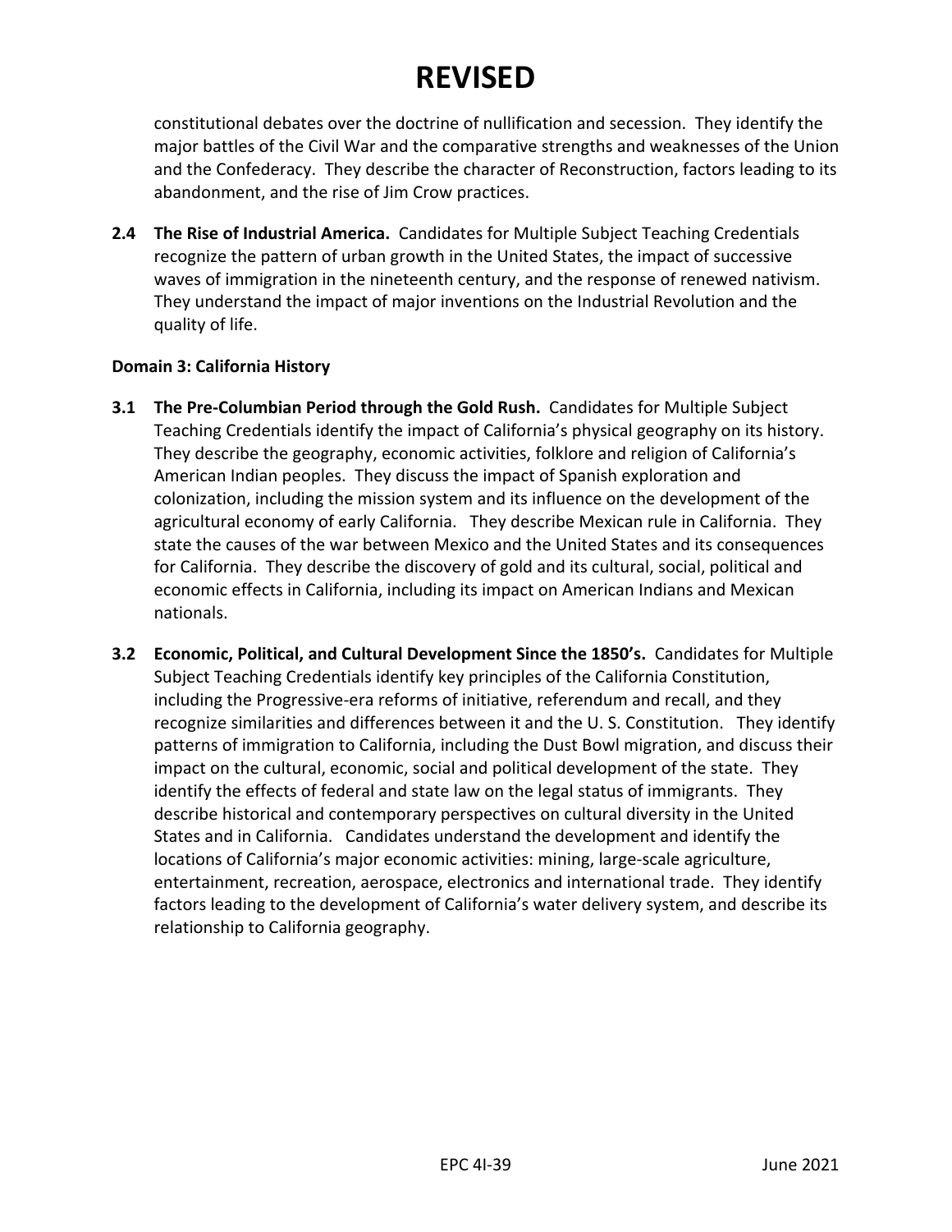# REVISED

constitutional debates over the doctrine of nullification and secession. They identify the major battles of the Civil War and the comparative strengths and weaknesses of the Union and the Confederacy. They describe the character of Reconstruction, factors leading to its abandonment, and the rise of Jim Crow practices.

**2.4 The Rise of Industrial America.** Candidates for Multiple Subject Teaching Credentials recognize the pattern of urban growth in the United States, the impact of successive waves of immigration in the nineteenth century, and the response of renewed nativism. They understand the impact of major inventions on the Industrial Revolution and the quality of life.

**Domain 3: California History**

**3.1 The Pre-Columbian Period through the Gold Rush.** Candidates for Multiple Subject Teaching Credentials identify the impact of California's physical geography on its history. They describe the geography, economic activities, folklore and religion of California's American Indian peoples. They discuss the impact of Spanish exploration and colonization, including the mission system and its influence on the development of the agricultural economy of early California. They describe Mexican rule in California. They state the causes of the war between Mexico and the United States and its consequences for California. They describe the discovery of gold and its cultural, social, political and economic effects in California, including its impact on American Indians and Mexican nationals.

**3.2 Economic, Political, and Cultural Development Since the 1850's.** Candidates for Multiple Subject Teaching Credentials identify key principles of the California Constitution, including the Progressive-era reforms of initiative, referendum and recall, and they recognize similarities and differences between it and the U. S. Constitution. They identify patterns of immigration to California, including the Dust Bowl migration, and discuss their impact on the cultural, economic, social and political development of the state. They identify the effects of federal and state law on the legal status of immigrants. They describe historical and contemporary perspectives on cultural diversity in the United States and in California. Candidates understand the development and identify the locations of California's major economic activities: mining, large-scale agriculture, entertainment, recreation, aerospace, electronics and international trade. They identify factors leading to the development of California's water delivery system, and describe its relationship to California geography.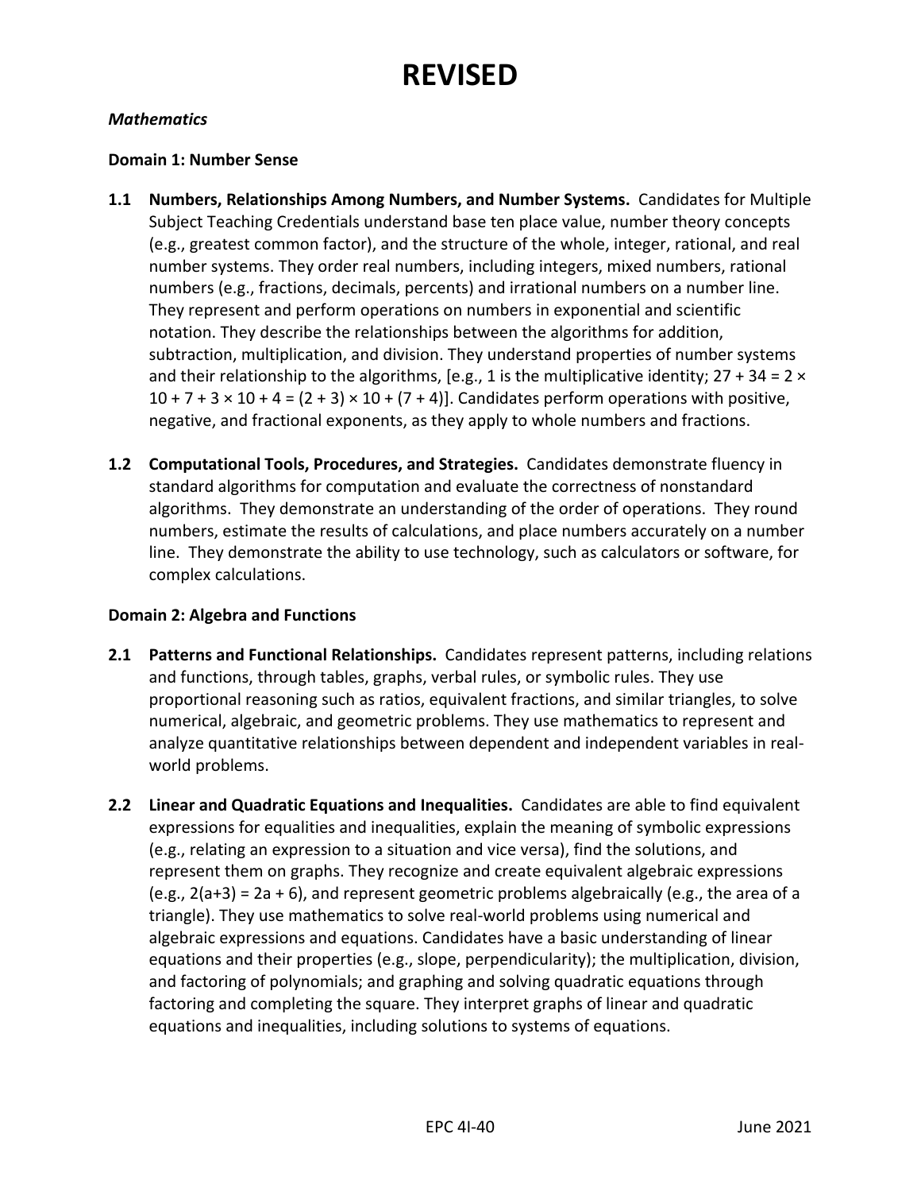# REVISED

*Mathematics*

**Domain 1: Number Sense**

**1.1 Numbers, Relationships Among Numbers, and Number Systems.** Candidates for Multiple Subject Teaching Credentials understand base ten place value, number theory concepts (e.g., greatest common factor), and the structure of the whole, integer, rational, and real number systems. They order real numbers, including integers, mixed numbers, rational numbers (e.g., fractions, decimals, percents) and irrational numbers on a number line. They represent and perform operations on numbers in exponential and scientific notation. They describe the relationships between the algorithms for addition, subtraction, multiplication, and division. They understand properties of number systems and their relationship to the algorithms, [e.g., 1 is the multiplicative identity; $27 + 34 = 2 \times 10 + 7 + 3 \times 10 + 4 = (2 + 3) \times 10 + (7 + 4)$]. Candidates perform operations with positive, negative, and fractional exponents, as they apply to whole numbers and fractions.

**1.2 Computational Tools, Procedures, and Strategies.** Candidates demonstrate fluency in standard algorithms for computation and evaluate the correctness of nonstandard algorithms. They demonstrate an understanding of the order of operations. They round numbers, estimate the results of calculations, and place numbers accurately on a number line. They demonstrate the ability to use technology, such as calculators or software, for complex calculations.

**Domain 2: Algebra and Functions**

**2.1 Patterns and Functional Relationships.** Candidates represent patterns, including relations and functions, through tables, graphs, verbal rules, or symbolic rules. They use proportional reasoning such as ratios, equivalent fractions, and similar triangles, to solve numerical, algebraic, and geometric problems. They use mathematics to represent and analyze quantitative relationships between dependent and independent variables in real-world problems.

**2.2 Linear and Quadratic Equations and Inequalities.** Candidates are able to find equivalent expressions for equalities and inequalities, explain the meaning of symbolic expressions (e.g., relating an expression to a situation and vice versa), find the solutions, and represent them on graphs. They recognize and create equivalent algebraic expressions (e.g., $2(a+3) = 2a + 6$), and represent geometric problems algebraically (e.g., the area of a triangle). They use mathematics to solve real-world problems using numerical and algebraic expressions and equations. Candidates have a basic understanding of linear equations and their properties (e.g., slope, perpendicularity); the multiplication, division, and factoring of polynomials; and graphing and solving quadratic equations through factoring and completing the square. They interpret graphs of linear and quadratic equations and inequalities, including solutions to systems of equations.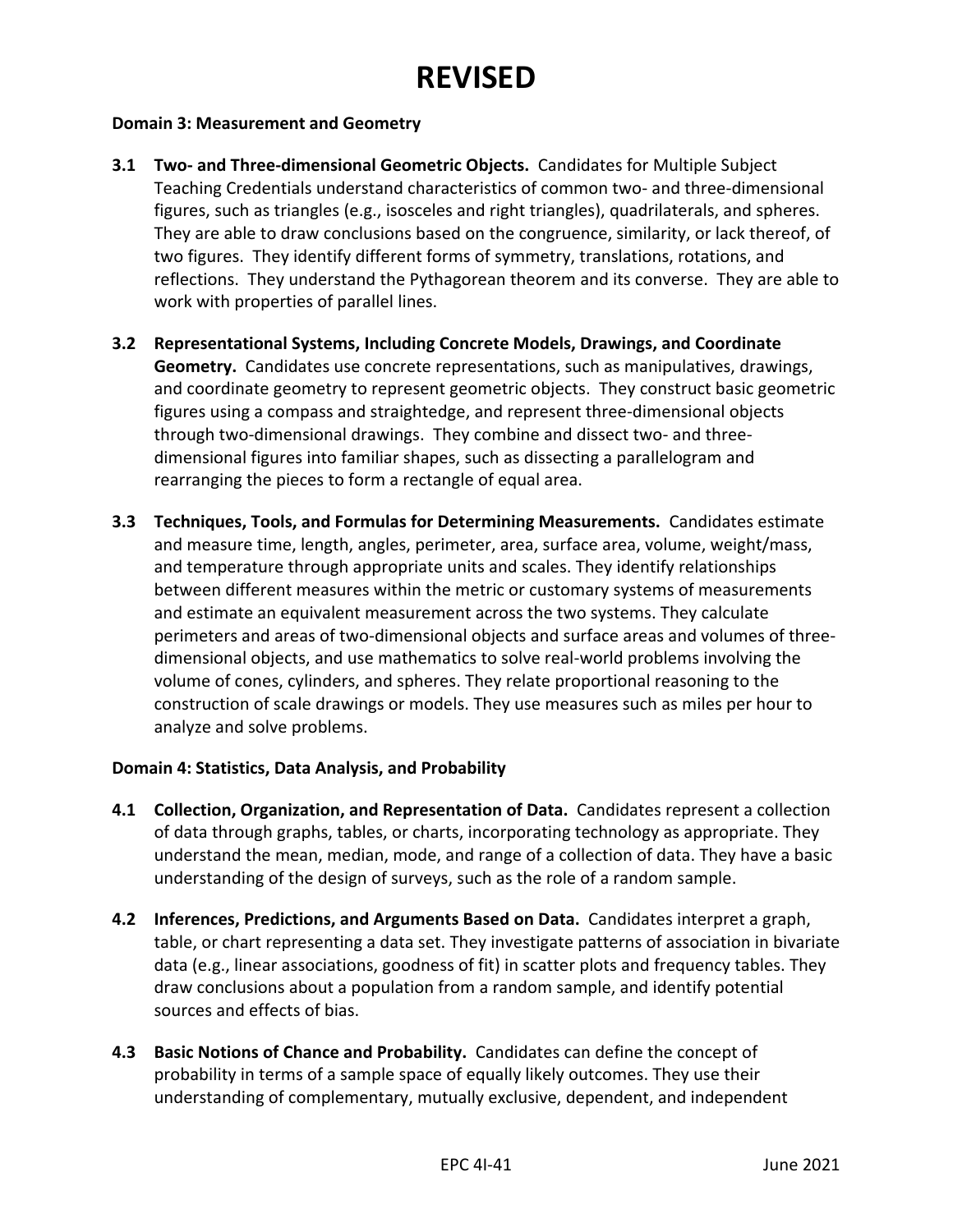# REVISED

**Domain 3: Measurement and Geometry**

**3.1 Two- and Three-dimensional Geometric Objects.** Candidates for Multiple Subject Teaching Credentials understand characteristics of common two- and three-dimensional figures, such as triangles (e.g., isosceles and right triangles), quadrilaterals, and spheres. They are able to draw conclusions based on the congruence, similarity, or lack thereof, of two figures. They identify different forms of symmetry, translations, rotations, and reflections. They understand the Pythagorean theorem and its converse. They are able to work with properties of parallel lines.

**3.2 Representational Systems, Including Concrete Models, Drawings, and Coordinate Geometry.** Candidates use concrete representations, such as manipulatives, drawings, and coordinate geometry to represent geometric objects. They construct basic geometric figures using a compass and straightedge, and represent three-dimensional objects through two-dimensional drawings. They combine and dissect two- and three-dimensional figures into familiar shapes, such as dissecting a parallelogram and rearranging the pieces to form a rectangle of equal area.

**3.3 Techniques, Tools, and Formulas for Determining Measurements.** Candidates estimate and measure time, length, angles, perimeter, area, surface area, volume, weight/mass, and temperature through appropriate units and scales. They identify relationships between different measures within the metric or customary systems of measurements and estimate an equivalent measurement across the two systems. They calculate perimeters and areas of two-dimensional objects and surface areas and volumes of three-dimensional objects, and use mathematics to solve real-world problems involving the volume of cones, cylinders, and spheres. They relate proportional reasoning to the construction of scale drawings or models. They use measures such as miles per hour to analyze and solve problems.

**Domain 4: Statistics, Data Analysis, and Probability**

**4.1 Collection, Organization, and Representation of Data.** Candidates represent a collection of data through graphs, tables, or charts, incorporating technology as appropriate. They understand the mean, median, mode, and range of a collection of data. They have a basic understanding of the design of surveys, such as the role of a random sample.

**4.2 Inferences, Predictions, and Arguments Based on Data.** Candidates interpret a graph, table, or chart representing a data set. They investigate patterns of association in bivariate data (e.g., linear associations, goodness of fit) in scatter plots and frequency tables. They draw conclusions about a population from a random sample, and identify potential sources and effects of bias.

**4.3 Basic Notions of Chance and Probability.** Candidates can define the concept of probability in terms of a sample space of equally likely outcomes. They use their understanding of complementary, mutually exclusive, dependent, and independent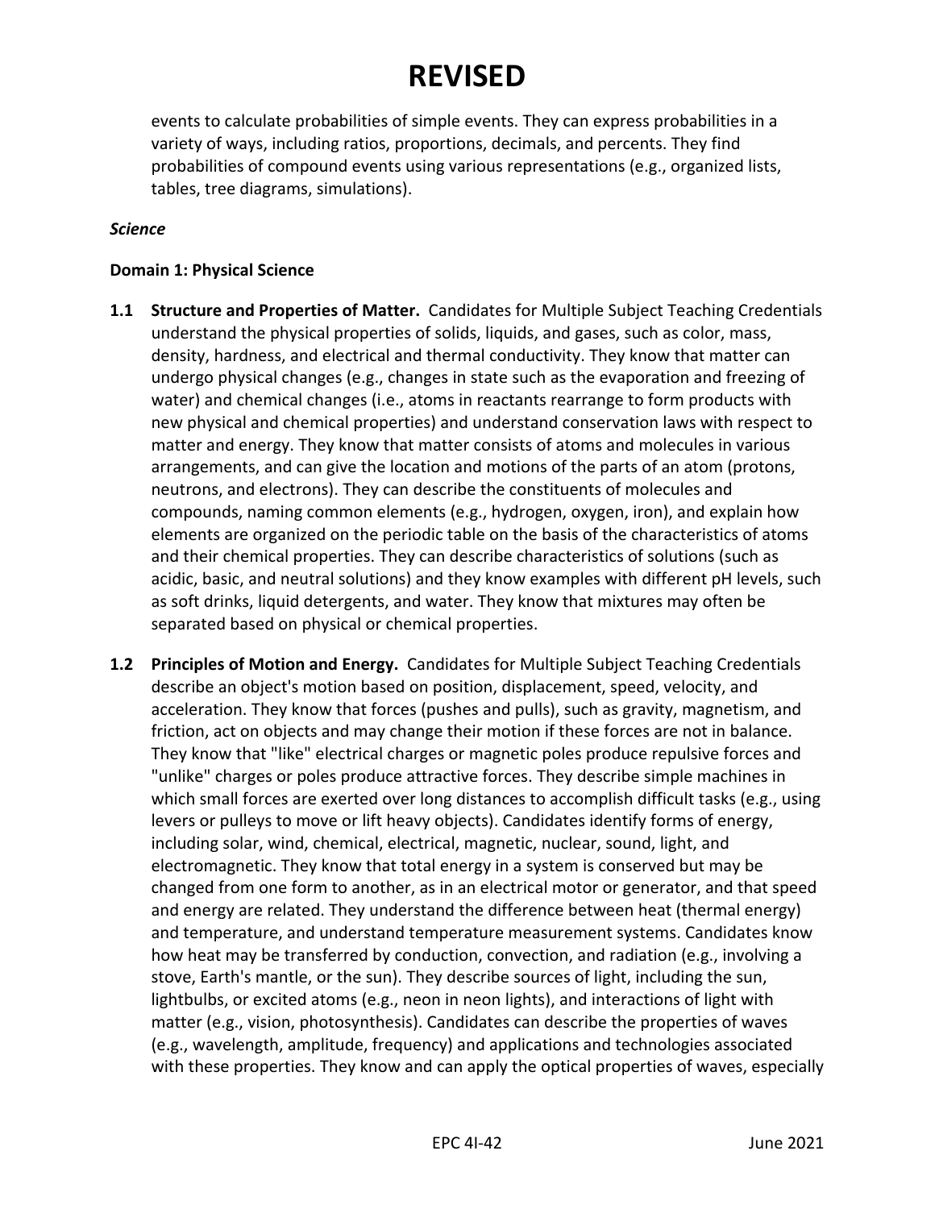events to calculate probabilities of simple events. They can express probabilities in a variety of ways, including ratios, proportions, decimals, and percents. They find probabilities of compound events using various representations (e.g., organized lists, tables, tree diagrams, simulations).

***Science***

**Domain 1: Physical Science**

**1.1 Structure and Properties of Matter.** Candidates for Multiple Subject Teaching Credentials understand the physical properties of solids, liquids, and gases, such as color, mass, density, hardness, and electrical and thermal conductivity. They know that matter can undergo physical changes (e.g., changes in state such as the evaporation and freezing of water) and chemical changes (i.e., atoms in reactants rearrange to form products with new physical and chemical properties) and understand conservation laws with respect to matter and energy. They know that matter consists of atoms and molecules in various arrangements, and can give the location and motions of the parts of an atom (protons, neutrons, and electrons). They can describe the constituents of molecules and compounds, naming common elements (e.g., hydrogen, oxygen, iron), and explain how elements are organized on the periodic table on the basis of the characteristics of atoms and their chemical properties. They can describe characteristics of solutions (such as acidic, basic, and neutral solutions) and they know examples with different pH levels, such as soft drinks, liquid detergents, and water. They know that mixtures may often be separated based on physical or chemical properties.

**1.2 Principles of Motion and Energy.** Candidates for Multiple Subject Teaching Credentials describe an object's motion based on position, displacement, speed, velocity, and acceleration. They know that forces (pushes and pulls), such as gravity, magnetism, and friction, act on objects and may change their motion if these forces are not in balance. They know that "like" electrical charges or magnetic poles produce repulsive forces and "unlike" charges or poles produce attractive forces. They describe simple machines in which small forces are exerted over long distances to accomplish difficult tasks (e.g., using levers or pulleys to move or lift heavy objects). Candidates identify forms of energy, including solar, wind, chemical, electrical, magnetic, nuclear, sound, light, and electromagnetic. They know that total energy in a system is conserved but may be changed from one form to another, as in an electrical motor or generator, and that speed and energy are related. They understand the difference between heat (thermal energy) and temperature, and understand temperature measurement systems. Candidates know how heat may be transferred by conduction, convection, and radiation (e.g., involving a stove, Earth's mantle, or the sun). They describe sources of light, including the sun, lightbulbs, or excited atoms (e.g., neon in neon lights), and interactions of light with matter (e.g., vision, photosynthesis). Candidates can describe the properties of waves (e.g., wavelength, amplitude, frequency) and applications and technologies associated with these properties. They know and can apply the optical properties of waves, especially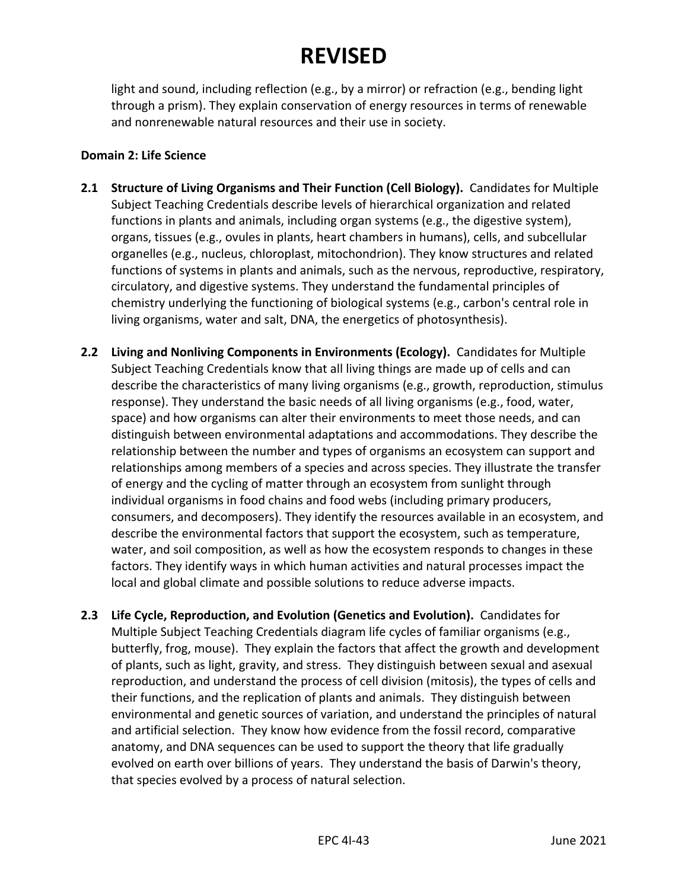# REVISED

light and sound, including reflection (e.g., by a mirror) or refraction (e.g., bending light through a prism). They explain conservation of energy resources in terms of renewable and nonrenewable natural resources and their use in society.

**Domain 2: Life Science**

**2.1 Structure of Living Organisms and Their Function (Cell Biology).** Candidates for Multiple Subject Teaching Credentials describe levels of hierarchical organization and related functions in plants and animals, including organ systems (e.g., the digestive system), organs, tissues (e.g., ovules in plants, heart chambers in humans), cells, and subcellular organelles (e.g., nucleus, chloroplast, mitochondrion). They know structures and related functions of systems in plants and animals, such as the nervous, reproductive, respiratory, circulatory, and digestive systems. They understand the fundamental principles of chemistry underlying the functioning of biological systems (e.g., carbon's central role in living organisms, water and salt, DNA, the energetics of photosynthesis).

**2.2 Living and Nonliving Components in Environments (Ecology).** Candidates for Multiple Subject Teaching Credentials know that all living things are made up of cells and can describe the characteristics of many living organisms (e.g., growth, reproduction, stimulus response). They understand the basic needs of all living organisms (e.g., food, water, space) and how organisms can alter their environments to meet those needs, and can distinguish between environmental adaptations and accommodations. They describe the relationship between the number and types of organisms an ecosystem can support and relationships among members of a species and across species. They illustrate the transfer of energy and the cycling of matter through an ecosystem from sunlight through individual organisms in food chains and food webs (including primary producers, consumers, and decomposers). They identify the resources available in an ecosystem, and describe the environmental factors that support the ecosystem, such as temperature, water, and soil composition, as well as how the ecosystem responds to changes in these factors. They identify ways in which human activities and natural processes impact the local and global climate and possible solutions to reduce adverse impacts.

**2.3 Life Cycle, Reproduction, and Evolution (Genetics and Evolution).** Candidates for Multiple Subject Teaching Credentials diagram life cycles of familiar organisms (e.g., butterfly, frog, mouse). They explain the factors that affect the growth and development of plants, such as light, gravity, and stress. They distinguish between sexual and asexual reproduction, and understand the process of cell division (mitosis), the types of cells and their functions, and the replication of plants and animals. They distinguish between environmental and genetic sources of variation, and understand the principles of natural and artificial selection. They know how evidence from the fossil record, comparative anatomy, and DNA sequences can be used to support the theory that life gradually evolved on earth over billions of years. They understand the basis of Darwin's theory, that species evolved by a process of natural selection.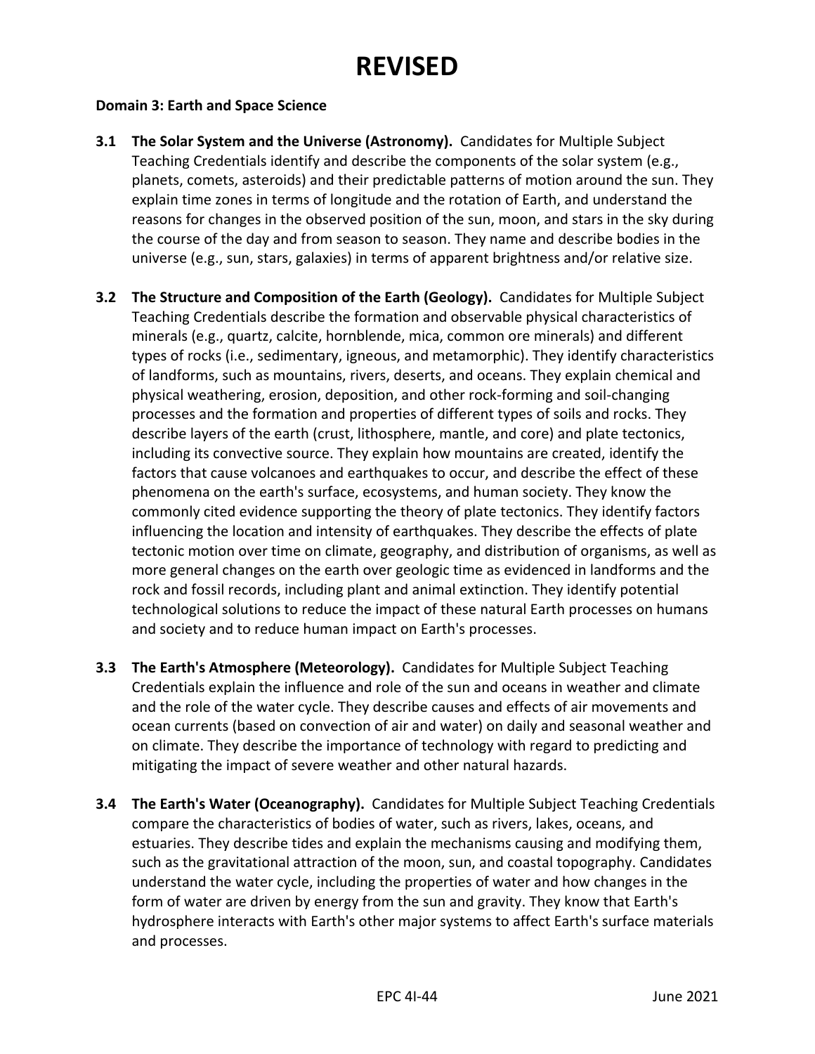# REVISED

**Domain 3: Earth and Space Science**

**3.1 The Solar System and the Universe (Astronomy).** Candidates for Multiple Subject Teaching Credentials identify and describe the components of the solar system (e.g., planets, comets, asteroids) and their predictable patterns of motion around the sun. They explain time zones in terms of longitude and the rotation of Earth, and understand the reasons for changes in the observed position of the sun, moon, and stars in the sky during the course of the day and from season to season. They name and describe bodies in the universe (e.g., sun, stars, galaxies) in terms of apparent brightness and/or relative size.

**3.2 The Structure and Composition of the Earth (Geology).** Candidates for Multiple Subject Teaching Credentials describe the formation and observable physical characteristics of minerals (e.g., quartz, calcite, hornblende, mica, common ore minerals) and different types of rocks (i.e., sedimentary, igneous, and metamorphic). They identify characteristics of landforms, such as mountains, rivers, deserts, and oceans. They explain chemical and physical weathering, erosion, deposition, and other rock-forming and soil-changing processes and the formation and properties of different types of soils and rocks. They describe layers of the earth (crust, lithosphere, mantle, and core) and plate tectonics, including its convective source. They explain how mountains are created, identify the factors that cause volcanoes and earthquakes to occur, and describe the effect of these phenomena on the earth's surface, ecosystems, and human society. They know the commonly cited evidence supporting the theory of plate tectonics. They identify factors influencing the location and intensity of earthquakes. They describe the effects of plate tectonic motion over time on climate, geography, and distribution of organisms, as well as more general changes on the earth over geologic time as evidenced in landforms and the rock and fossil records, including plant and animal extinction. They identify potential technological solutions to reduce the impact of these natural Earth processes on humans and society and to reduce human impact on Earth's processes.

**3.3 The Earth's Atmosphere (Meteorology).** Candidates for Multiple Subject Teaching Credentials explain the influence and role of the sun and oceans in weather and climate and the role of the water cycle. They describe causes and effects of air movements and ocean currents (based on convection of air and water) on daily and seasonal weather and on climate. They describe the importance of technology with regard to predicting and mitigating the impact of severe weather and other natural hazards.

**3.4 The Earth's Water (Oceanography).** Candidates for Multiple Subject Teaching Credentials compare the characteristics of bodies of water, such as rivers, lakes, oceans, and estuaries. They describe tides and explain the mechanisms causing and modifying them, such as the gravitational attraction of the moon, sun, and coastal topography. Candidates understand the water cycle, including the properties of water and how changes in the form of water are driven by energy from the sun and gravity. They know that Earth's hydrosphere interacts with Earth's other major systems to affect Earth's surface materials and processes.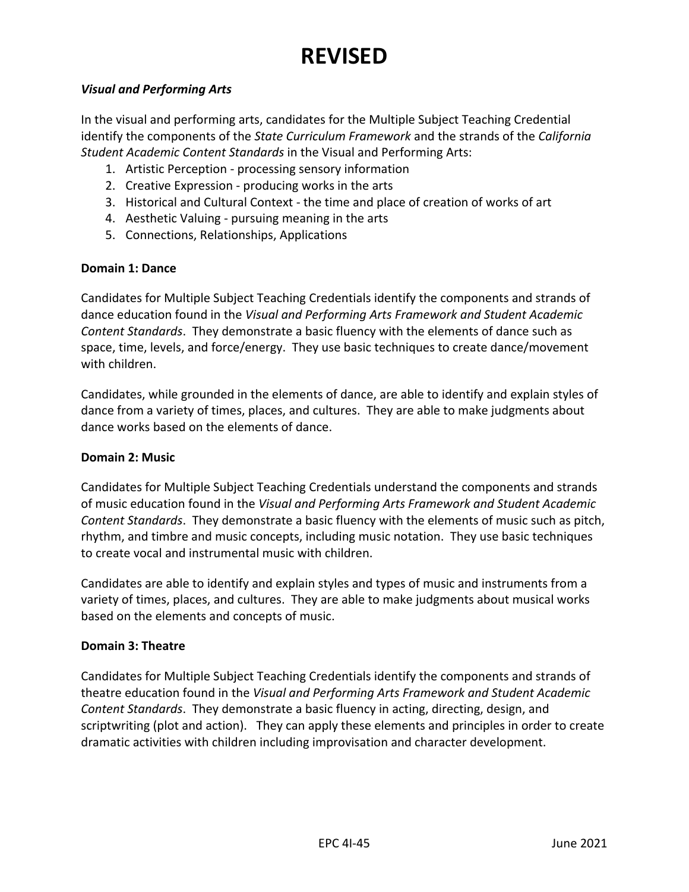# REVISED

***Visual and Performing Arts***

In the visual and performing arts, candidates for the Multiple Subject Teaching Credential identify the components of the *State Curriculum Framework* and the strands of the *California Student Academic Content Standards* in the Visual and Performing Arts:

1. Artistic Perception - processing sensory information
2. Creative Expression - producing works in the arts
3. Historical and Cultural Context - the time and place of creation of works of art
4. Aesthetic Valuing - pursuing meaning in the arts
5. Connections, Relationships, Applications

**Domain 1: Dance**

Candidates for Multiple Subject Teaching Credentials identify the components and strands of dance education found in the *Visual and Performing Arts Framework and Student Academic Content Standards*. They demonstrate a basic fluency with the elements of dance such as space, time, levels, and force/energy. They use basic techniques to create dance/movement with children.

Candidates, while grounded in the elements of dance, are able to identify and explain styles of dance from a variety of times, places, and cultures. They are able to make judgments about dance works based on the elements of dance.

**Domain 2: Music**

Candidates for Multiple Subject Teaching Credentials understand the components and strands of music education found in the *Visual and Performing Arts Framework and Student Academic Content Standards*. They demonstrate a basic fluency with the elements of music such as pitch, rhythm, and timbre and music concepts, including music notation. They use basic techniques to create vocal and instrumental music with children.

Candidates are able to identify and explain styles and types of music and instruments from a variety of times, places, and cultures. They are able to make judgments about musical works based on the elements and concepts of music.

**Domain 3: Theatre**

Candidates for Multiple Subject Teaching Credentials identify the components and strands of theatre education found in the *Visual and Performing Arts Framework and Student Academic Content Standards*. They demonstrate a basic fluency in acting, directing, design, and scriptwriting (plot and action). They can apply these elements and principles in order to create dramatic activities with children including improvisation and character development.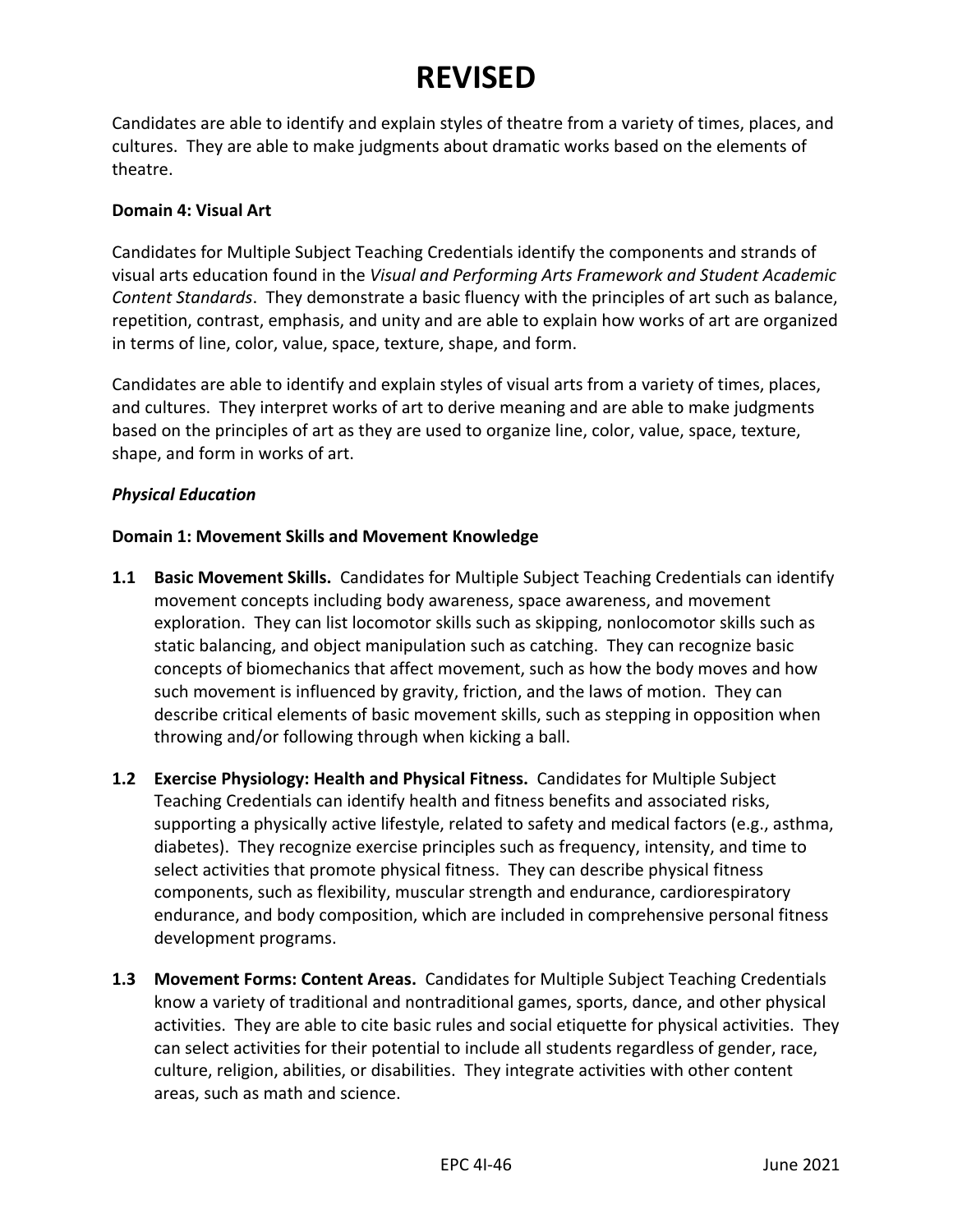# REVISED

Candidates are able to identify and explain styles of theatre from a variety of times, places, and cultures. They are able to make judgments about dramatic works based on the elements of theatre.

**Domain 4: Visual Art**

Candidates for Multiple Subject Teaching Credentials identify the components and strands of visual arts education found in the *Visual and Performing Arts Framework and Student Academic Content Standards*. They demonstrate a basic fluency with the principles of art such as balance, repetition, contrast, emphasis, and unity and are able to explain how works of art are organized in terms of line, color, value, space, texture, shape, and form.

Candidates are able to identify and explain styles of visual arts from a variety of times, places, and cultures. They interpret works of art to derive meaning and are able to make judgments based on the principles of art as they are used to organize line, color, value, space, texture, shape, and form in works of art.

***Physical Education***

**Domain 1: Movement Skills and Movement Knowledge**

**1.1 Basic Movement Skills.** Candidates for Multiple Subject Teaching Credentials can identify movement concepts including body awareness, space awareness, and movement exploration. They can list locomotor skills such as skipping, nonlocomotor skills such as static balancing, and object manipulation such as catching. They can recognize basic concepts of biomechanics that affect movement, such as how the body moves and how such movement is influenced by gravity, friction, and the laws of motion. They can describe critical elements of basic movement skills, such as stepping in opposition when throwing and/or following through when kicking a ball.

**1.2 Exercise Physiology: Health and Physical Fitness.** Candidates for Multiple Subject Teaching Credentials can identify health and fitness benefits and associated risks, supporting a physically active lifestyle, related to safety and medical factors (e.g., asthma, diabetes). They recognize exercise principles such as frequency, intensity, and time to select activities that promote physical fitness. They can describe physical fitness components, such as flexibility, muscular strength and endurance, cardiorespiratory endurance, and body composition, which are included in comprehensive personal fitness development programs.

**1.3 Movement Forms: Content Areas.** Candidates for Multiple Subject Teaching Credentials know a variety of traditional and nontraditional games, sports, dance, and other physical activities. They are able to cite basic rules and social etiquette for physical activities. They can select activities for their potential to include all students regardless of gender, race, culture, religion, abilities, or disabilities. They integrate activities with other content areas, such as math and science.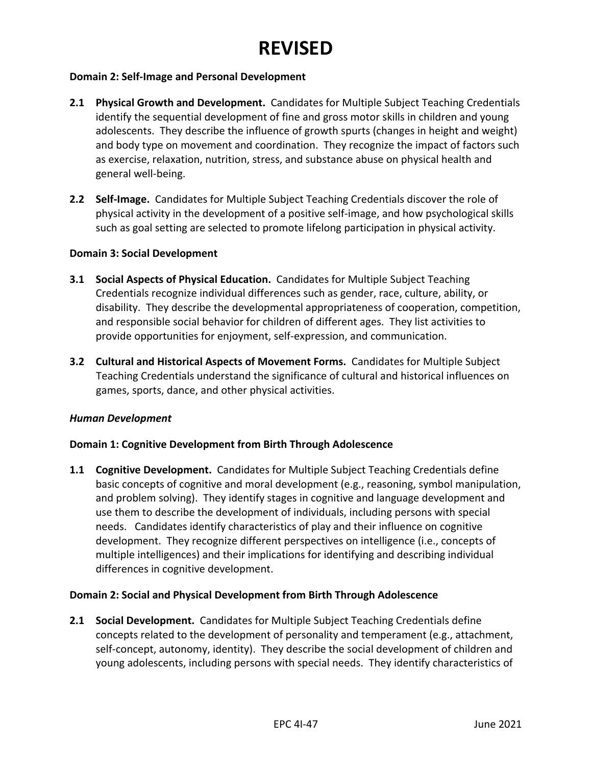# REVISED

**Domain 2: Self-Image and Personal Development**

**2.1 Physical Growth and Development.** Candidates for Multiple Subject Teaching Credentials identify the sequential development of fine and gross motor skills in children and young adolescents. They describe the influence of growth spurts (changes in height and weight) and body type on movement and coordination. They recognize the impact of factors such as exercise, relaxation, nutrition, stress, and substance abuse on physical health and general well-being.

**2.2 Self-Image.** Candidates for Multiple Subject Teaching Credentials discover the role of physical activity in the development of a positive self-image, and how psychological skills such as goal setting are selected to promote lifelong participation in physical activity.

**Domain 3: Social Development**

**3.1 Social Aspects of Physical Education.** Candidates for Multiple Subject Teaching Credentials recognize individual differences such as gender, race, culture, ability, or disability. They describe the developmental appropriateness of cooperation, competition, and responsible social behavior for children of different ages. They list activities to provide opportunities for enjoyment, self-expression, and communication.

**3.2 Cultural and Historical Aspects of Movement Forms.** Candidates for Multiple Subject Teaching Credentials understand the significance of cultural and historical influences on games, sports, dance, and other physical activities.

***Human Development***

**Domain 1: Cognitive Development from Birth Through Adolescence**

**1.1 Cognitive Development.** Candidates for Multiple Subject Teaching Credentials define basic concepts of cognitive and moral development (e.g., reasoning, symbol manipulation, and problem solving). They identify stages in cognitive and language development and use them to describe the development of individuals, including persons with special needs. Candidates identify characteristics of play and their influence on cognitive development. They recognize different perspectives on intelligence (i.e., concepts of multiple intelligences) and their implications for identifying and describing individual differences in cognitive development.

**Domain 2: Social and Physical Development from Birth Through Adolescence**

**2.1 Social Development.** Candidates for Multiple Subject Teaching Credentials define concepts related to the development of personality and temperament (e.g., attachment, self-concept, autonomy, identity). They describe the social development of children and young adolescents, including persons with special needs. They identify characteristics of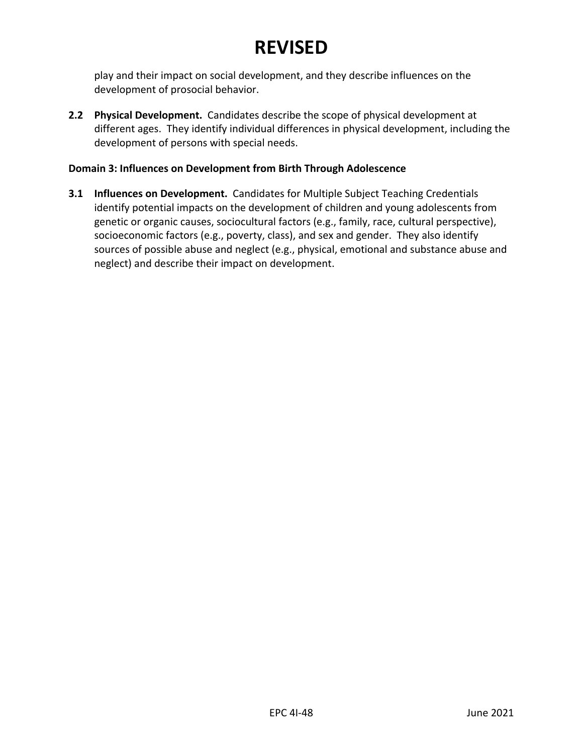# REVISED

play and their impact on social development, and they describe influences on the development of prosocial behavior.

**2.2 Physical Development.** Candidates describe the scope of physical development at different ages. They identify individual differences in physical development, including the development of persons with special needs.

**Domain 3: Influences on Development from Birth Through Adolescence**

**3.1 Influences on Development.** Candidates for Multiple Subject Teaching Credentials identify potential impacts on the development of children and young adolescents from genetic or organic causes, sociocultural factors (e.g., family, race, cultural perspective), socioeconomic factors (e.g., poverty, class), and sex and gender. They also identify sources of possible abuse and neglect (e.g., physical, emotional and substance abuse and neglect) and describe their impact on development.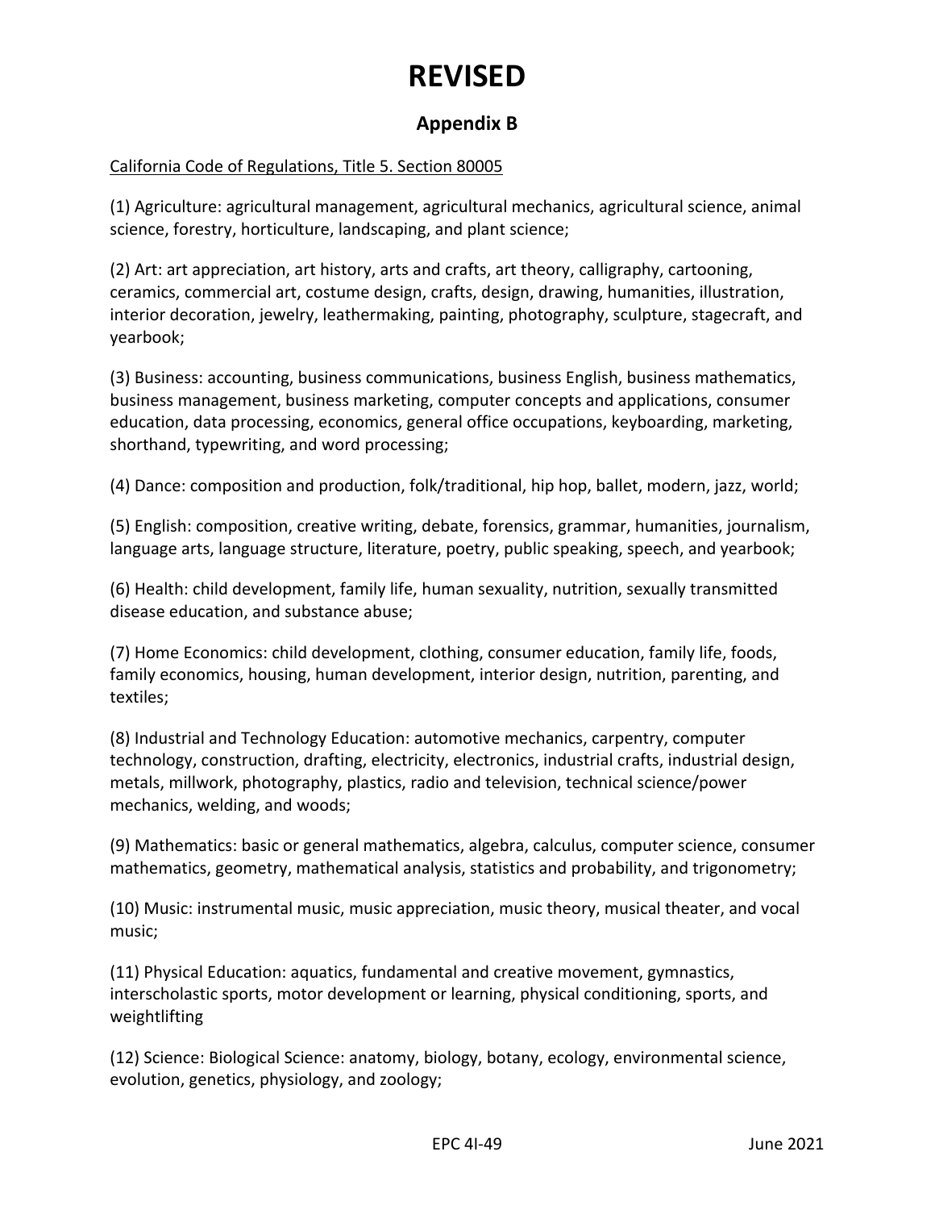# REVISED

## Appendix B

California Code of Regulations, Title 5. Section 80005

(1) Agriculture: agricultural management, agricultural mechanics, agricultural science, animal science, forestry, horticulture, landscaping, and plant science;

(2) Art: art appreciation, art history, arts and crafts, art theory, calligraphy, cartooning, ceramics, commercial art, costume design, crafts, design, drawing, humanities, illustration, interior decoration, jewelry, leathermaking, painting, photography, sculpture, stagecraft, and yearbook;

(3) Business: accounting, business communications, business English, business mathematics, business management, business marketing, computer concepts and applications, consumer education, data processing, economics, general office occupations, keyboarding, marketing, shorthand, typewriting, and word processing;

(4) Dance: composition and production, folk/traditional, hip hop, ballet, modern, jazz, world;

(5) English: composition, creative writing, debate, forensics, grammar, humanities, journalism, language arts, language structure, literature, poetry, public speaking, speech, and yearbook;

(6) Health: child development, family life, human sexuality, nutrition, sexually transmitted disease education, and substance abuse;

(7) Home Economics: child development, clothing, consumer education, family life, foods, family economics, housing, human development, interior design, nutrition, parenting, and textiles;

(8) Industrial and Technology Education: automotive mechanics, carpentry, computer technology, construction, drafting, electricity, electronics, industrial crafts, industrial design, metals, millwork, photography, plastics, radio and television, technical science/power mechanics, welding, and woods;

(9) Mathematics: basic or general mathematics, algebra, calculus, computer science, consumer mathematics, geometry, mathematical analysis, statistics and probability, and trigonometry;

(10) Music: instrumental music, music appreciation, music theory, musical theater, and vocal music;

(11) Physical Education: aquatics, fundamental and creative movement, gymnastics, interscholastic sports, motor development or learning, physical conditioning, sports, and weightlifting

(12) Science: Biological Science: anatomy, biology, botany, ecology, environmental science, evolution, genetics, physiology, and zoology;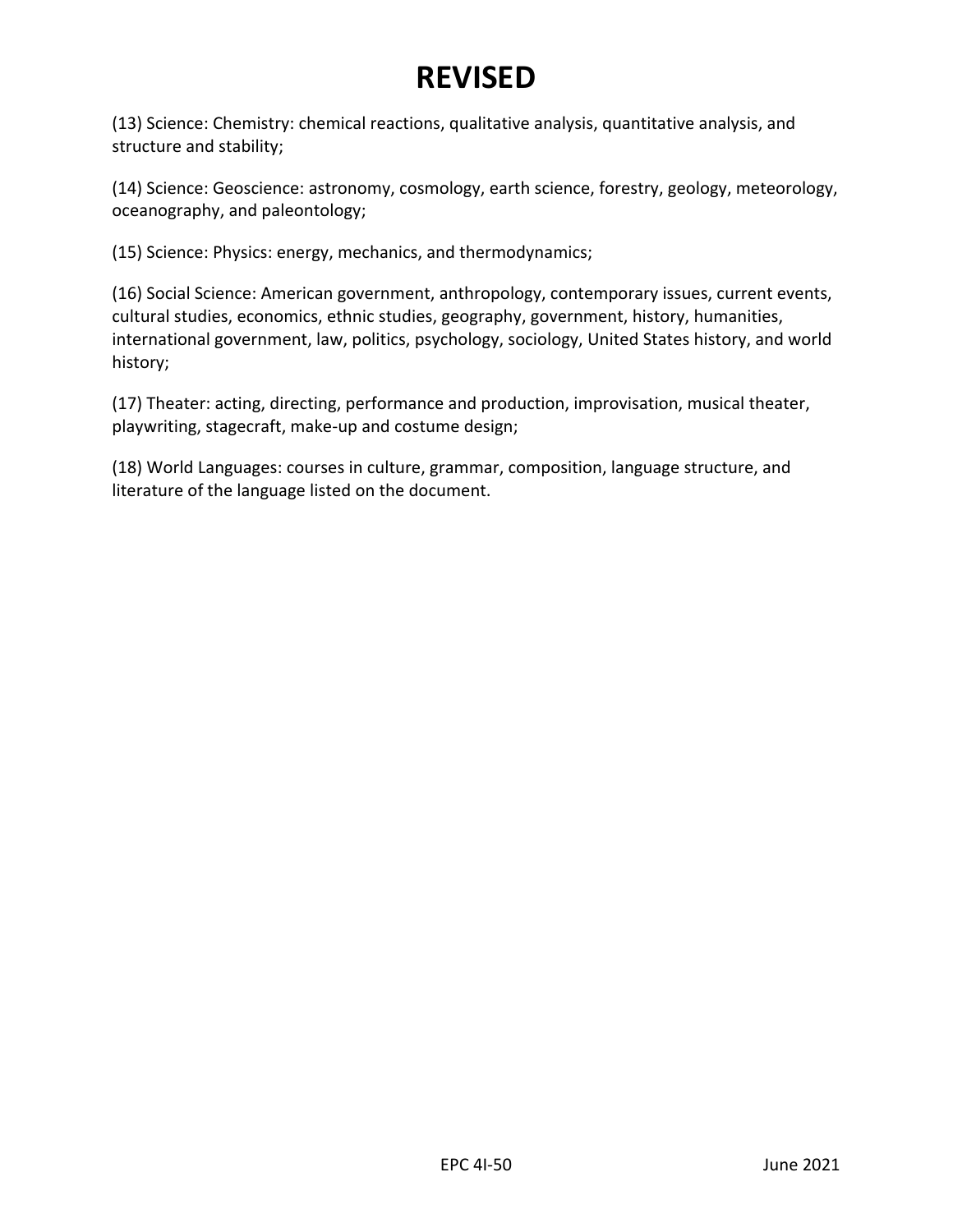# REVISED

(13) Science: Chemistry: chemical reactions, qualitative analysis, quantitative analysis, and structure and stability;

(14) Science: Geoscience: astronomy, cosmology, earth science, forestry, geology, meteorology, oceanography, and paleontology;

(15) Science: Physics: energy, mechanics, and thermodynamics;

(16) Social Science: American government, anthropology, contemporary issues, current events, cultural studies, economics, ethnic studies, geography, government, history, humanities, international government, law, politics, psychology, sociology, United States history, and world history;

(17) Theater: acting, directing, performance and production, improvisation, musical theater, playwriting, stagecraft, make-up and costume design;

(18) World Languages: courses in culture, grammar, composition, language structure, and literature of the language listed on the document.